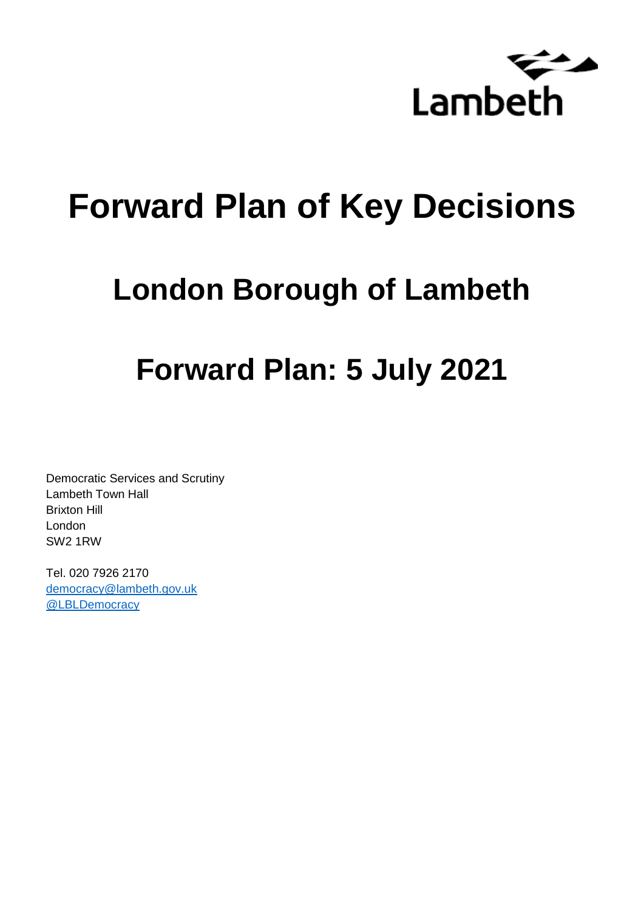Lambeth

# Forward Plan of Key Decisions

## London Borough of Lambeth

## Forward Plan: 5 July 2021

Democratic Services and Scrutiny
Lambeth Town Hall
Brixton Hill
London
SW2 1RW

Tel. 020 7926 2170
democracy@lambeth.gov.uk
@LBLDemocracy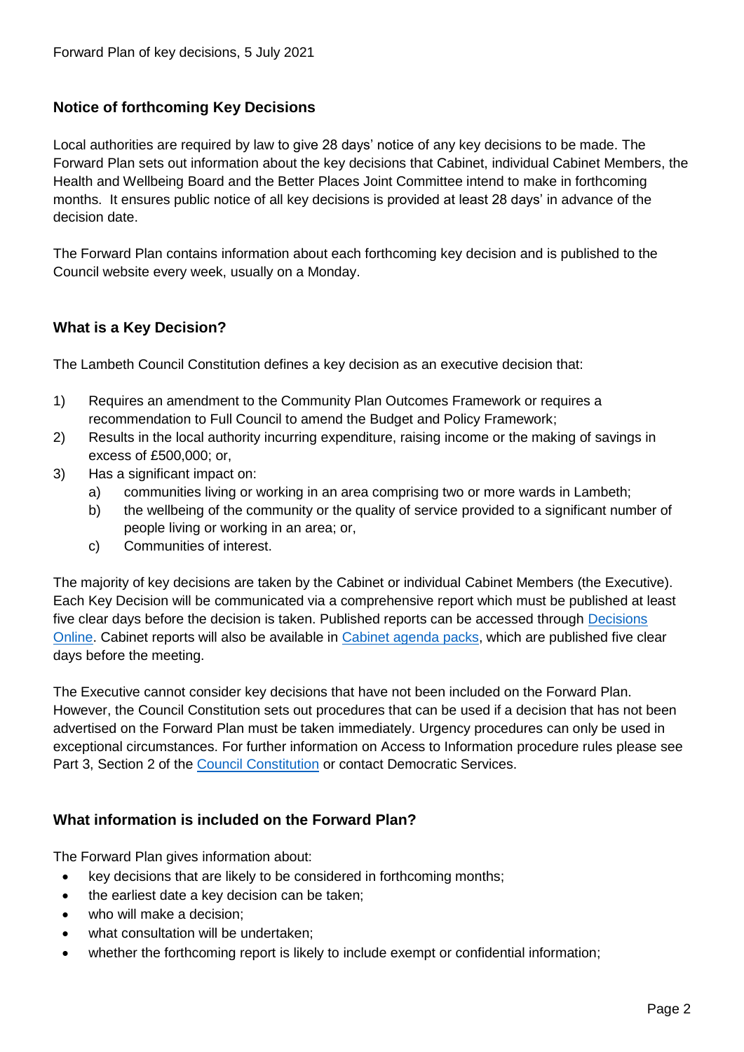Forward Plan of key decisions, 5 July 2021

## Notice of forthcoming Key Decisions

Local authorities are required by law to give 28 days' notice of any key decisions to be made. The Forward Plan sets out information about the key decisions that Cabinet, individual Cabinet Members, the Health and Wellbeing Board and the Better Places Joint Committee intend to make in forthcoming months. It ensures public notice of all key decisions is provided at least 28 days' in advance of the decision date.

The Forward Plan contains information about each forthcoming key decision and is published to the Council website every week, usually on a Monday.

## What is a Key Decision?

The Lambeth Council Constitution defines a key decision as an executive decision that:

1) Requires an amendment to the Community Plan Outcomes Framework or requires a recommendation to Full Council to amend the Budget and Policy Framework;
2) Results in the local authority incurring expenditure, raising income or the making of savings in excess of £500,000; or,
3) Has a significant impact on:
   a) communities living or working in an area comprising two or more wards in Lambeth;
   b) the wellbeing of the community or the quality of service provided to a significant number of people living or working in an area; or,
   c) Communities of interest.

The majority of key decisions are taken by the Cabinet or individual Cabinet Members (the Executive). Each Key Decision will be communicated via a comprehensive report which must be published at least five clear days before the decision is taken. Published reports can be accessed through Decisions Online. Cabinet reports will also be available in Cabinet agenda packs, which are published five clear days before the meeting.

The Executive cannot consider key decisions that have not been included on the Forward Plan. However, the Council Constitution sets out procedures that can be used if a decision that has not been advertised on the Forward Plan must be taken immediately. Urgency procedures can only be used in exceptional circumstances. For further information on Access to Information procedure rules please see Part 3, Section 2 of the Council Constitution or contact Democratic Services.

## What information is included on the Forward Plan?

The Forward Plan gives information about:

- key decisions that are likely to be considered in forthcoming months;
- the earliest date a key decision can be taken;
- who will make a decision;
- what consultation will be undertaken;
- whether the forthcoming report is likely to include exempt or confidential information;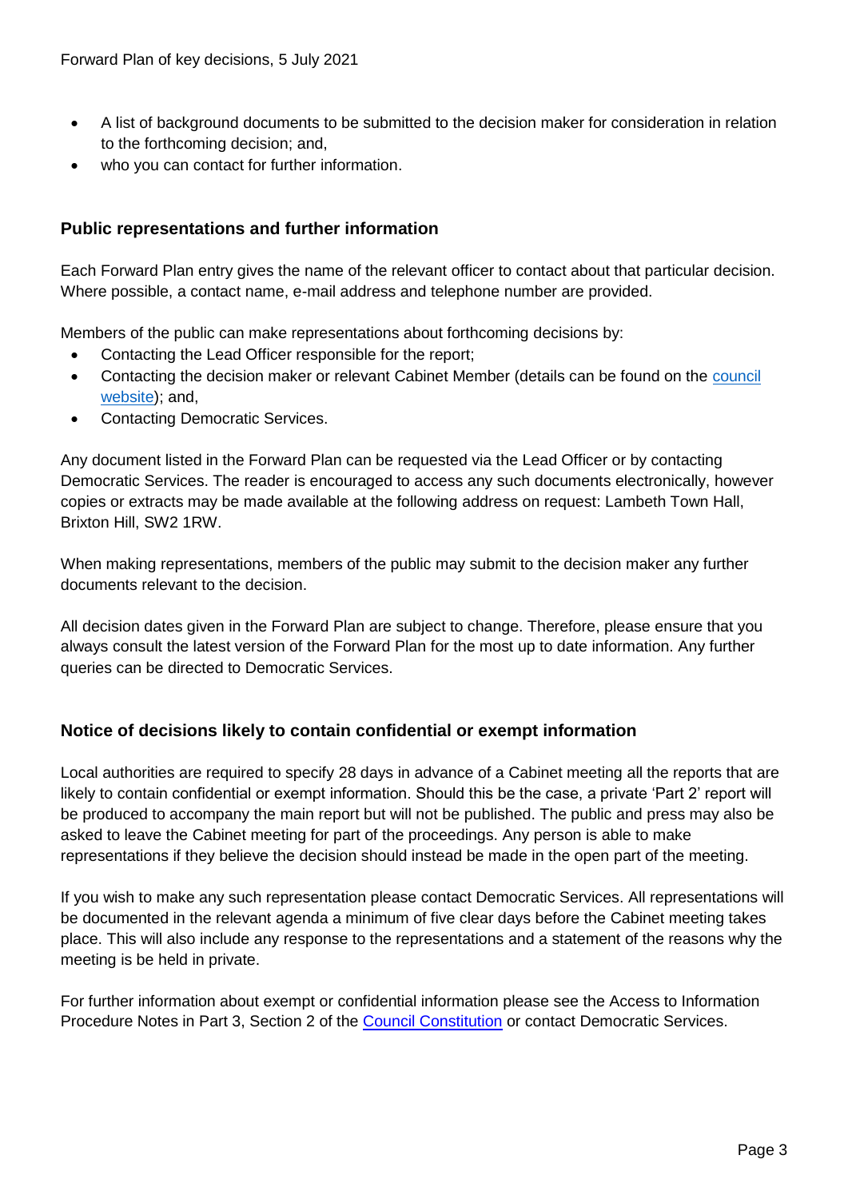- A list of background documents to be submitted to the decision maker for consideration in relation to the forthcoming decision; and,
- who you can contact for further information.

## Public representations and further information

Each Forward Plan entry gives the name of the relevant officer to contact about that particular decision. Where possible, a contact name, e-mail address and telephone number are provided.

Members of the public can make representations about forthcoming decisions by:

- Contacting the Lead Officer responsible for the report;
- Contacting the decision maker or relevant Cabinet Member (details can be found on the council website); and,
- Contacting Democratic Services.

Any document listed in the Forward Plan can be requested via the Lead Officer or by contacting Democratic Services. The reader is encouraged to access any such documents electronically, however copies or extracts may be made available at the following address on request: Lambeth Town Hall, Brixton Hill, SW2 1RW.

When making representations, members of the public may submit to the decision maker any further documents relevant to the decision.

All decision dates given in the Forward Plan are subject to change. Therefore, please ensure that you always consult the latest version of the Forward Plan for the most up to date information. Any further queries can be directed to Democratic Services.

## Notice of decisions likely to contain confidential or exempt information

Local authorities are required to specify 28 days in advance of a Cabinet meeting all the reports that are likely to contain confidential or exempt information. Should this be the case, a private 'Part 2' report will be produced to accompany the main report but will not be published. The public and press may also be asked to leave the Cabinet meeting for part of the proceedings. Any person is able to make representations if they believe the decision should instead be made in the open part of the meeting.

If you wish to make any such representation please contact Democratic Services. All representations will be documented in the relevant agenda a minimum of five clear days before the Cabinet meeting takes place. This will also include any response to the representations and a statement of the reasons why the meeting is be held in private.

For further information about exempt or confidential information please see the Access to Information Procedure Notes in Part 3, Section 2 of the Council Constitution or contact Democratic Services.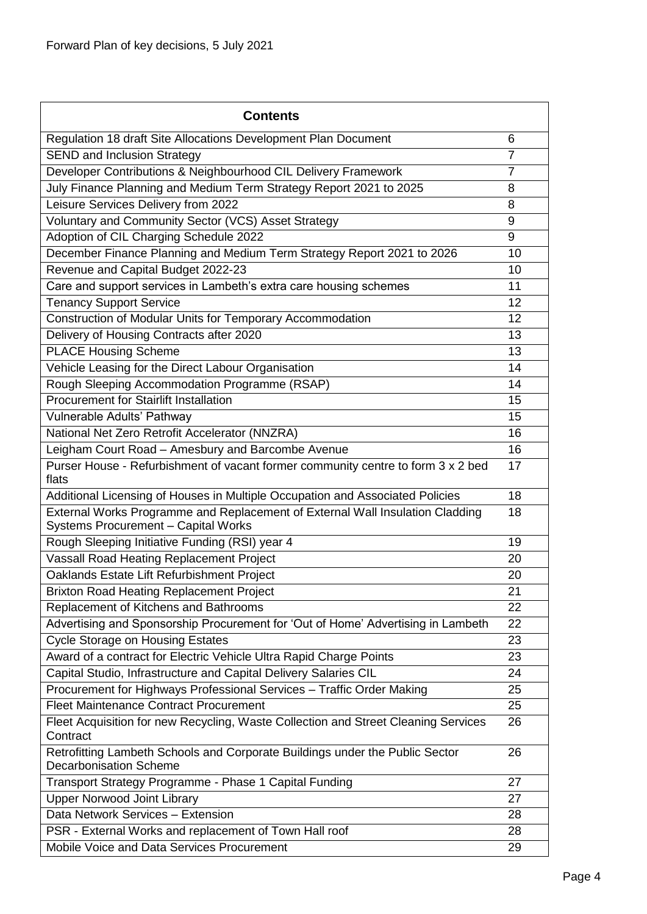Forward Plan of key decisions, 5 July 2021

| Contents | |
|---|---|
| Regulation 18 draft Site Allocations Development Plan Document | 6 |
| SEND and Inclusion Strategy | 7 |
| Developer Contributions & Neighbourhood CIL Delivery Framework | 7 |
| July Finance Planning and Medium Term Strategy Report 2021 to 2025 | 8 |
| Leisure Services Delivery from 2022 | 8 |
| Voluntary and Community Sector (VCS) Asset Strategy | 9 |
| Adoption of CIL Charging Schedule 2022 | 9 |
| December Finance Planning and Medium Term Strategy Report 2021 to 2026 | 10 |
| Revenue and Capital Budget 2022-23 | 10 |
| Care and support services in Lambeth's extra care housing schemes | 11 |
| Tenancy Support Service | 12 |
| Construction of Modular Units for Temporary Accommodation | 12 |
| Delivery of Housing Contracts after 2020 | 13 |
| PLACE Housing Scheme | 13 |
| Vehicle Leasing for the Direct Labour Organisation | 14 |
| Rough Sleeping Accommodation Programme (RSAP) | 14 |
| Procurement for Stairlift Installation | 15 |
| Vulnerable Adults' Pathway | 15 |
| National Net Zero Retrofit Accelerator (NNZRA) | 16 |
| Leigham Court Road – Amesbury and Barcombe Avenue | 16 |
| Purser House - Refurbishment of vacant former community centre to form 3 x 2 bed flats | 17 |
| Additional Licensing of Houses in Multiple Occupation and Associated Policies | 18 |
| External Works Programme and Replacement of External Wall Insulation Cladding Systems Procurement – Capital Works | 18 |
| Rough Sleeping Initiative Funding (RSI) year 4 | 19 |
| Vassall Road Heating Replacement Project | 20 |
| Oaklands Estate Lift Refurbishment Project | 20 |
| Brixton Road Heating Replacement Project | 21 |
| Replacement of Kitchens and Bathrooms | 22 |
| Advertising and Sponsorship Procurement for 'Out of Home' Advertising in Lambeth | 22 |
| Cycle Storage on Housing Estates | 23 |
| Award of a contract for Electric Vehicle Ultra Rapid Charge Points | 23 |
| Capital Studio, Infrastructure and Capital Delivery Salaries CIL | 24 |
| Procurement for Highways Professional Services – Traffic Order Making | 25 |
| Fleet Maintenance Contract Procurement | 25 |
| Fleet Acquisition for new Recycling, Waste Collection and Street Cleaning Services Contract | 26 |
| Retrofitting Lambeth Schools and Corporate Buildings under the Public Sector Decarbonisation Scheme | 26 |
| Transport Strategy Programme - Phase 1 Capital Funding | 27 |
| Upper Norwood Joint Library | 27 |
| Data Network Services – Extension | 28 |
| PSR - External Works and replacement of Town Hall roof | 28 |
| Mobile Voice and Data Services Procurement | 29 |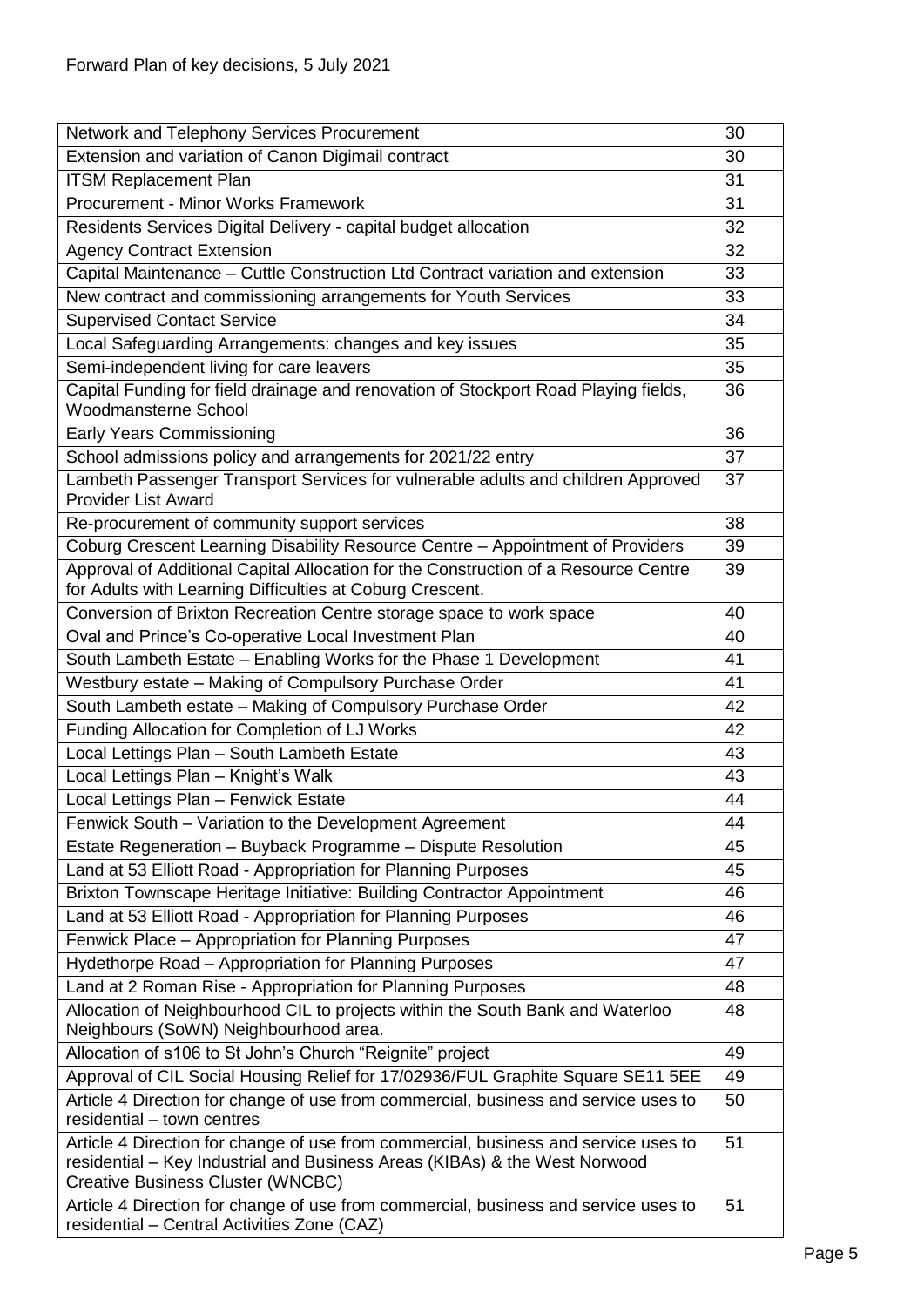Forward Plan of key decisions, 5 July 2021

| | |
|---|---|
| Network and Telephony Services Procurement | 30 |
| Extension and variation of Canon Digimail contract | 30 |
| ITSM Replacement Plan | 31 |
| Procurement - Minor Works Framework | 31 |
| Residents Services Digital Delivery - capital budget allocation | 32 |
| Agency Contract Extension | 32 |
| Capital Maintenance – Cuttle Construction Ltd Contract variation and extension | 33 |
| New contract and commissioning arrangements for Youth Services | 33 |
| Supervised Contact Service | 34 |
| Local Safeguarding Arrangements: changes and key issues | 35 |
| Semi-independent living for care leavers | 35 |
| Capital Funding for field drainage and renovation of Stockport Road Playing fields, Woodmansterne School | 36 |
| Early Years Commissioning | 36 |
| School admissions policy and arrangements for 2021/22 entry | 37 |
| Lambeth Passenger Transport Services for vulnerable adults and children Approved Provider List Award | 37 |
| Re-procurement of community support services | 38 |
| Coburg Crescent Learning Disability Resource Centre – Appointment of Providers | 39 |
| Approval of Additional Capital Allocation for the Construction of a Resource Centre for Adults with Learning Difficulties at Coburg Crescent. | 39 |
| Conversion of Brixton Recreation Centre storage space to work space | 40 |
| Oval and Prince's Co-operative Local Investment Plan | 40 |
| South Lambeth Estate – Enabling Works for the Phase 1 Development | 41 |
| Westbury estate – Making of Compulsory Purchase Order | 41 |
| South Lambeth estate – Making of Compulsory Purchase Order | 42 |
| Funding Allocation for Completion of LJ Works | 42 |
| Local Lettings Plan – South Lambeth Estate | 43 |
| Local Lettings Plan – Knight's Walk | 43 |
| Local Lettings Plan – Fenwick Estate | 44 |
| Fenwick South – Variation to the Development Agreement | 44 |
| Estate Regeneration – Buyback Programme – Dispute Resolution | 45 |
| Land at 53 Elliott Road - Appropriation for Planning Purposes | 45 |
| Brixton Townscape Heritage Initiative: Building Contractor Appointment | 46 |
| Land at 53 Elliott Road - Appropriation for Planning Purposes | 46 |
| Fenwick Place – Appropriation for Planning Purposes | 47 |
| Hydethorpe Road – Appropriation for Planning Purposes | 47 |
| Land at 2 Roman Rise - Appropriation for Planning Purposes | 48 |
| Allocation of Neighbourhood CIL to projects within the South Bank and Waterloo Neighbours (SoWN) Neighbourhood area. | 48 |
| Allocation of s106 to St John's Church "Reignite" project | 49 |
| Approval of CIL Social Housing Relief for 17/02936/FUL Graphite Square SE11 5EE | 49 |
| Article 4 Direction for change of use from commercial, business and service uses to residential – town centres | 50 |
| Article 4 Direction for change of use from commercial, business and service uses to residential – Key Industrial and Business Areas (KIBAs) & the West Norwood Creative Business Cluster (WNCBC) | 51 |
| Article 4 Direction for change of use from commercial, business and service uses to residential – Central Activities Zone (CAZ) | 51 |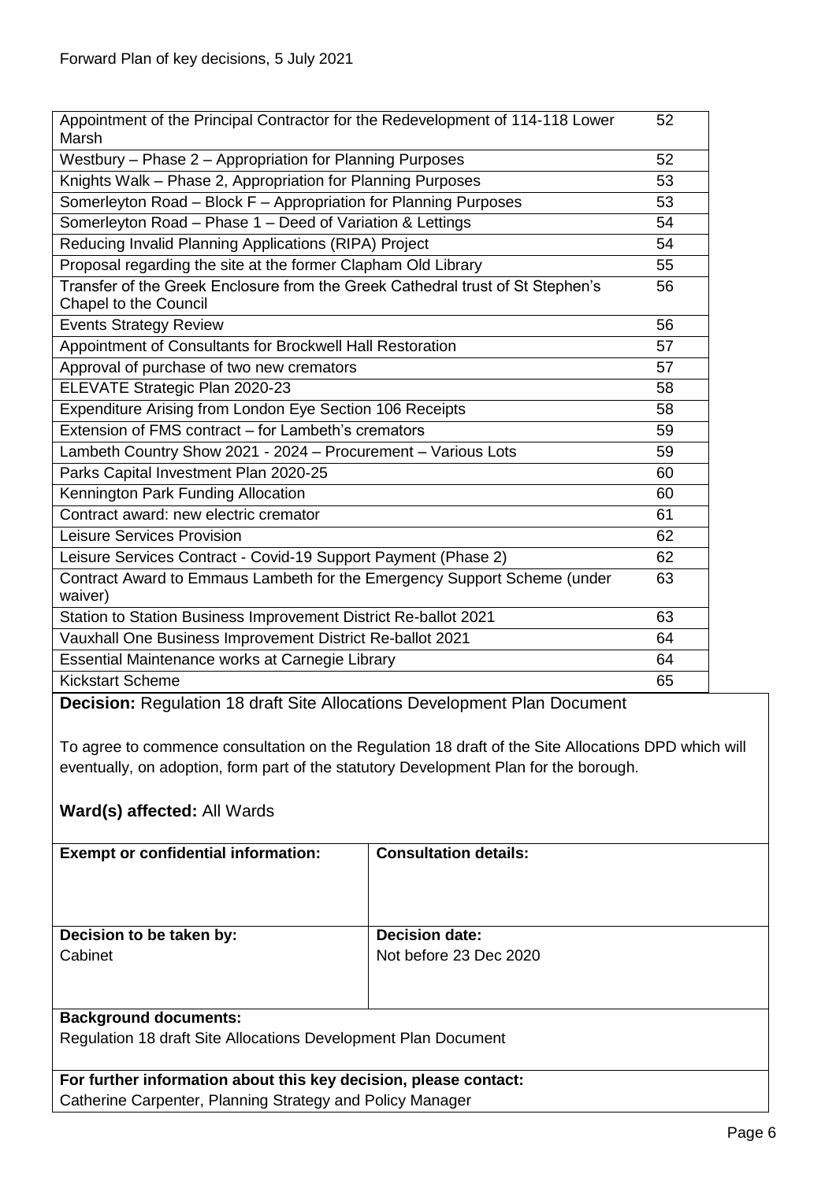| | |
|---|---|
| Appointment of the Principal Contractor for the Redevelopment of 114-118 Lower Marsh | 52 |
| Westbury – Phase 2 – Appropriation for Planning Purposes | 52 |
| Knights Walk – Phase 2, Appropriation for Planning Purposes | 53 |
| Somerleyton Road – Block F – Appropriation for Planning Purposes | 53 |
| Somerleyton Road – Phase 1 – Deed of Variation & Lettings | 54 |
| Reducing Invalid Planning Applications (RIPA) Project | 54 |
| Proposal regarding the site at the former Clapham Old Library | 55 |
| Transfer of the Greek Enclosure from the Greek Cathedral trust of St Stephen's Chapel to the Council | 56 |
| Events Strategy Review | 56 |
| Appointment of Consultants for Brockwell Hall Restoration | 57 |
| Approval of purchase of two new cremators | 57 |
| ELEVATE Strategic Plan 2020-23 | 58 |
| Expenditure Arising from London Eye Section 106 Receipts | 58 |
| Extension of FMS contract – for Lambeth's cremators | 59 |
| Lambeth Country Show 2021 - 2024 – Procurement – Various Lots | 59 |
| Parks Capital Investment Plan 2020-25 | 60 |
| Kennington Park Funding Allocation | 60 |
| Contract award: new electric cremator | 61 |
| Leisure Services Provision | 62 |
| Leisure Services Contract - Covid-19 Support Payment (Phase 2) | 62 |
| Contract Award to Emmaus Lambeth for the Emergency Support Scheme (under waiver) | 63 |
| Station to Station Business Improvement District Re-ballot 2021 | 63 |
| Vauxhall One Business Improvement District Re-ballot 2021 | 64 |
| Essential Maintenance works at Carnegie Library | 64 |
| Kickstart Scheme | 65 |

**Decision:** Regulation 18 draft Site Allocations Development Plan Document

To agree to commence consultation on the Regulation 18 draft of the Site Allocations DPD which will eventually, on adoption, form part of the statutory Development Plan for the borough.

**Ward(s) affected:** All Wards

| **Exempt or confidential information:** | **Consultation details:** |
|---|---|
| **Decision to be taken by:**<br>Cabinet | **Decision date:**<br>Not before 23 Dec 2020 |

**Background documents:**
Regulation 18 draft Site Allocations Development Plan Document

**For further information about this key decision, please contact:**
Catherine Carpenter, Planning Strategy and Policy Manager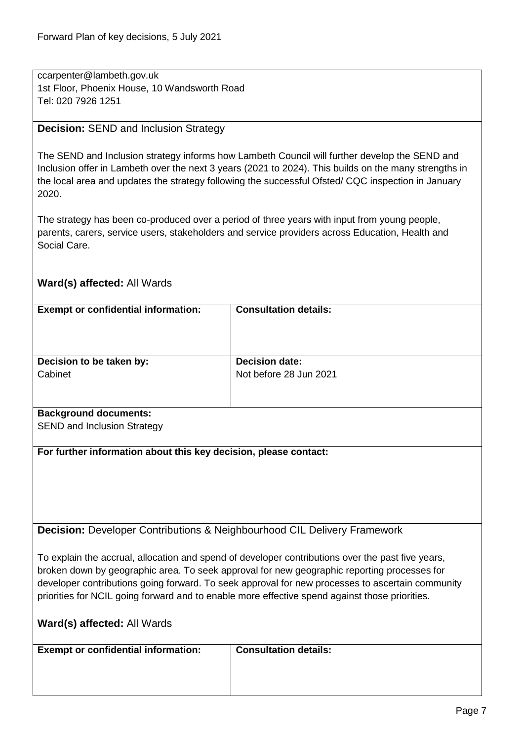ccarpenter@lambeth.gov.uk
1st Floor, Phoenix House, 10 Wandsworth Road
Tel: 020 7926 1251

**Decision:** SEND and Inclusion Strategy

The SEND and Inclusion strategy informs how Lambeth Council will further develop the SEND and Inclusion offer in Lambeth over the next 3 years (2021 to 2024). This builds on the many strengths in the local area and updates the strategy following the successful Ofsted/ CQC inspection in January 2020.

The strategy has been co-produced over a period of three years with input from young people, parents, carers, service users, stakeholders and service providers across Education, Health and Social Care.

**Ward(s) affected:** All Wards

| **Exempt or confidential information:** | **Consultation details:** |
|---|---|
| **Decision to be taken by:** Cabinet | **Decision date:** Not before 28 Jun 2021 |

**Background documents:**
SEND and Inclusion Strategy

**For further information about this key decision, please contact:**

**Decision:** Developer Contributions & Neighbourhood CIL Delivery Framework

To explain the accrual, allocation and spend of developer contributions over the past five years, broken down by geographic area. To seek approval for new geographic reporting processes for developer contributions going forward. To seek approval for new processes to ascertain community priorities for NCIL going forward and to enable more effective spend against those priorities.

**Ward(s) affected:** All Wards

| **Exempt or confidential information:** | **Consultation details:** |
|---|---|
| | |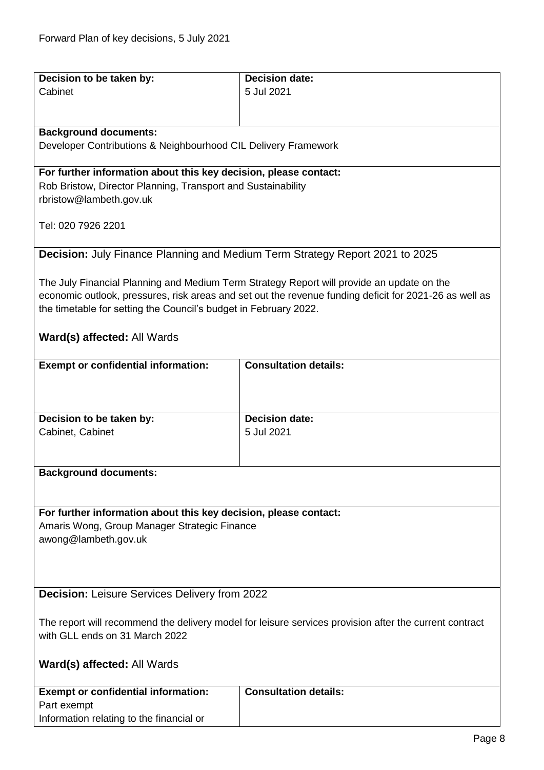| Decision to be taken by: | Decision date: |
| --- | --- |
| Cabinet | 5 Jul 2021 |

**Background documents:**
Developer Contributions & Neighbourhood CIL Delivery Framework

**For further information about this key decision, please contact:**
Rob Bristow, Director Planning, Transport and Sustainability
rbristow@lambeth.gov.uk

Tel: 020 7926 2201

**Decision:** July Finance Planning and Medium Term Strategy Report 2021 to 2025

The July Financial Planning and Medium Term Strategy Report will provide an update on the economic outlook, pressures, risk areas and set out the revenue funding deficit for 2021-26 as well as the timetable for setting the Council's budget in February 2022.

**Ward(s) affected:** All Wards

| Exempt or confidential information: | Consultation details: |
| --- | --- |
| | |

| Decision to be taken by: | Decision date: |
| --- | --- |
| Cabinet, Cabinet | 5 Jul 2021 |

**Background documents:**

**For further information about this key decision, please contact:**
Amaris Wong, Group Manager Strategic Finance
awong@lambeth.gov.uk

**Decision:** Leisure Services Delivery from 2022

The report will recommend the delivery model for leisure services provision after the current contract with GLL ends on 31 March 2022

**Ward(s) affected:** All Wards

| Exempt or confidential information: | Consultation details: |
| --- | --- |
| Part exempt<br>Information relating to the financial or | |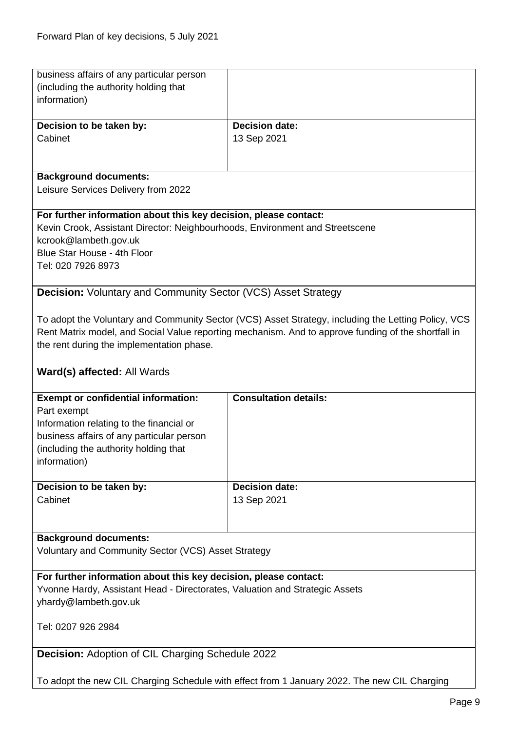| | |
|---|---|
| business affairs of any particular person (including the authority holding that information) | |
| **Decision to be taken by:** Cabinet | **Decision date:** 13 Sep 2021 |

**Background documents:**
Leisure Services Delivery from 2022

**For further information about this key decision, please contact:**
Kevin Crook, Assistant Director: Neighbourhoods, Environment and Streetscene
kcrook@lambeth.gov.uk
Blue Star House - 4th Floor
Tel: 020 7926 8973

**Decision:** Voluntary and Community Sector (VCS) Asset Strategy

To adopt the Voluntary and Community Sector (VCS) Asset Strategy, including the Letting Policy, VCS Rent Matrix model, and Social Value reporting mechanism. And to approve funding of the shortfall in the rent during the implementation phase.

**Ward(s) affected:** All Wards

| | |
|---|---|
| **Exempt or confidential information:** Part exempt Information relating to the financial or business affairs of any particular person (including the authority holding that information) | **Consultation details:** |
| **Decision to be taken by:** Cabinet | **Decision date:** 13 Sep 2021 |

**Background documents:**
Voluntary and Community Sector (VCS) Asset Strategy

**For further information about this key decision, please contact:**
Yvonne Hardy, Assistant Head - Directorates, Valuation and Strategic Assets
yhardy@lambeth.gov.uk

Tel: 0207 926 2984

**Decision:** Adoption of CIL Charging Schedule 2022

To adopt the new CIL Charging Schedule with effect from 1 January 2022. The new CIL Charging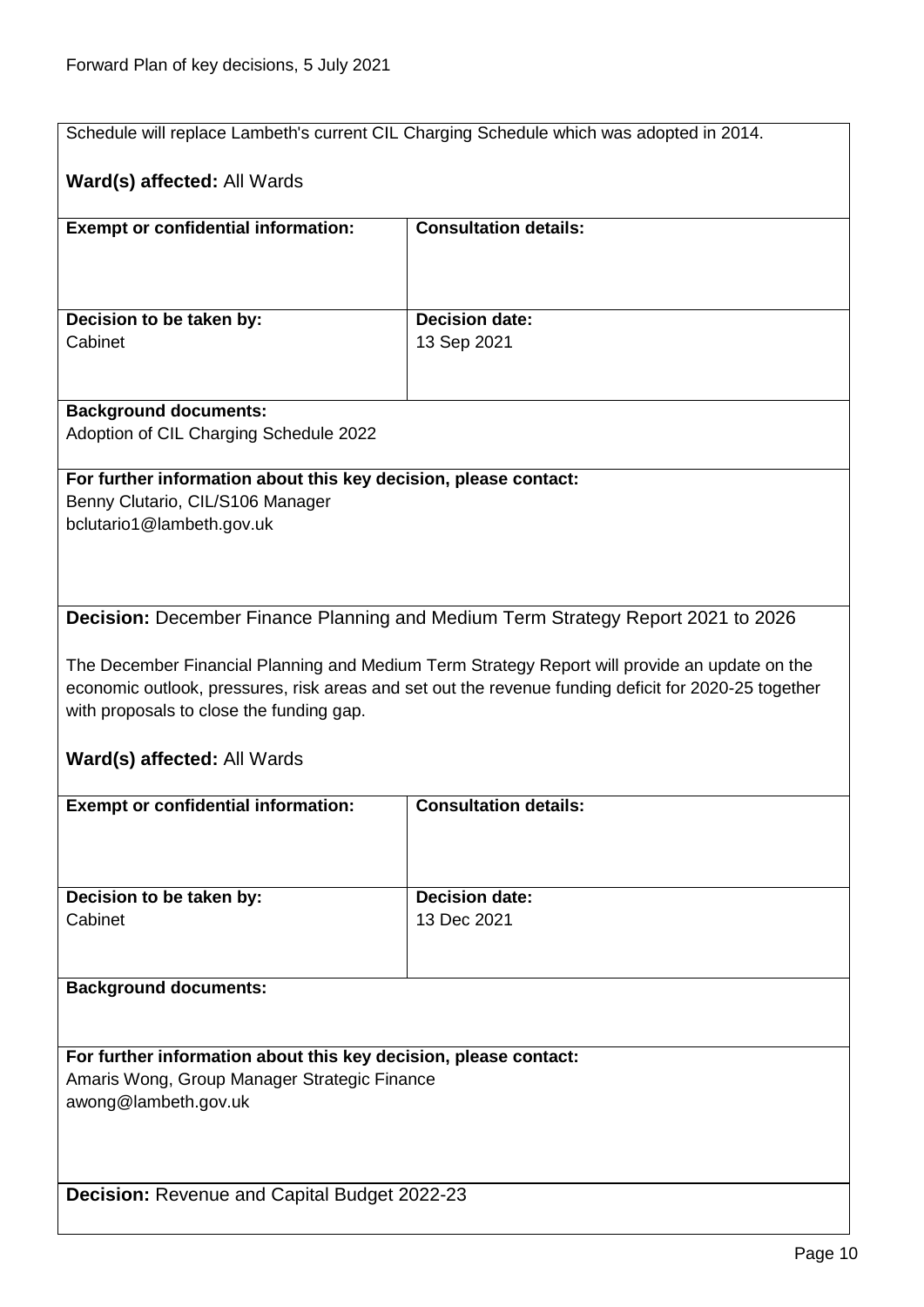Schedule will replace Lambeth's current CIL Charging Schedule which was adopted in 2014.

**Ward(s) affected:** All Wards

| **Exempt or confidential information:** | **Consultation details:** |
| --- | --- |
| | |
| **Decision to be taken by:** Cabinet | **Decision date:** 13 Sep 2021 |

**Background documents:**
Adoption of CIL Charging Schedule 2022

**For further information about this key decision, please contact:**
Benny Clutario, CIL/S106 Manager
bclutario1@lambeth.gov.uk

**Decision:** December Finance Planning and Medium Term Strategy Report 2021 to 2026

The December Financial Planning and Medium Term Strategy Report will provide an update on the economic outlook, pressures, risk areas and set out the revenue funding deficit for 2020-25 together with proposals to close the funding gap.

**Ward(s) affected:** All Wards

| **Exempt or confidential information:** | **Consultation details:** |
| --- | --- |
| | |
| **Decision to be taken by:** Cabinet | **Decision date:** 13 Dec 2021 |

**Background documents:**

**For further information about this key decision, please contact:**
Amaris Wong, Group Manager Strategic Finance
awong@lambeth.gov.uk

**Decision:** Revenue and Capital Budget 2022-23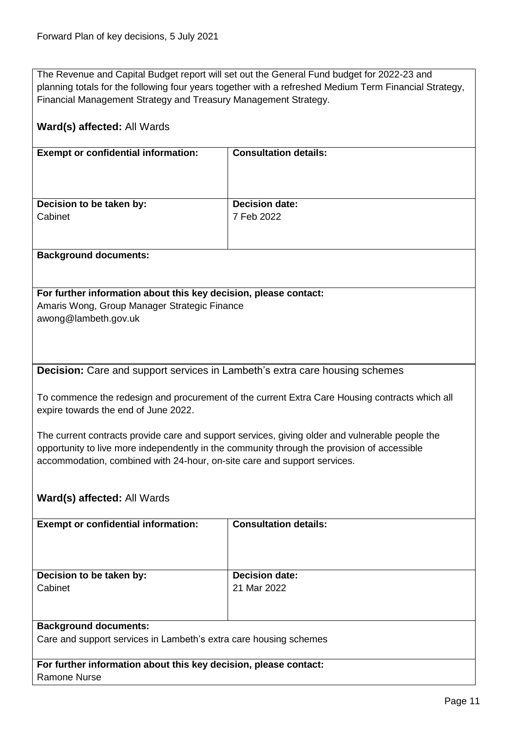The Revenue and Capital Budget report will set out the General Fund budget for 2022-23 and planning totals for the following four years together with a refreshed Medium Term Financial Strategy, Financial Management Strategy and Treasury Management Strategy.

**Ward(s) affected:** All Wards

| **Exempt or confidential information:** | **Consultation details:** |
|---|---|
| **Decision to be taken by:**<br>Cabinet | **Decision date:**<br>7 Feb 2022 |

**Background documents:**

**For further information about this key decision, please contact:**
Amaris Wong, Group Manager Strategic Finance
awong@lambeth.gov.uk

**Decision:** Care and support services in Lambeth's extra care housing schemes

To commence the redesign and procurement of the current Extra Care Housing contracts which all expire towards the end of June 2022.

The current contracts provide care and support services, giving older and vulnerable people the opportunity to live more independently in the community through the provision of accessible accommodation, combined with 24-hour, on-site care and support services.

**Ward(s) affected:** All Wards

| **Exempt or confidential information:** | **Consultation details:** |
|---|---|
| **Decision to be taken by:**<br>Cabinet | **Decision date:**<br>21 Mar 2022 |

**Background documents:**
Care and support services in Lambeth's extra care housing schemes

**For further information about this key decision, please contact:**
Ramone Nurse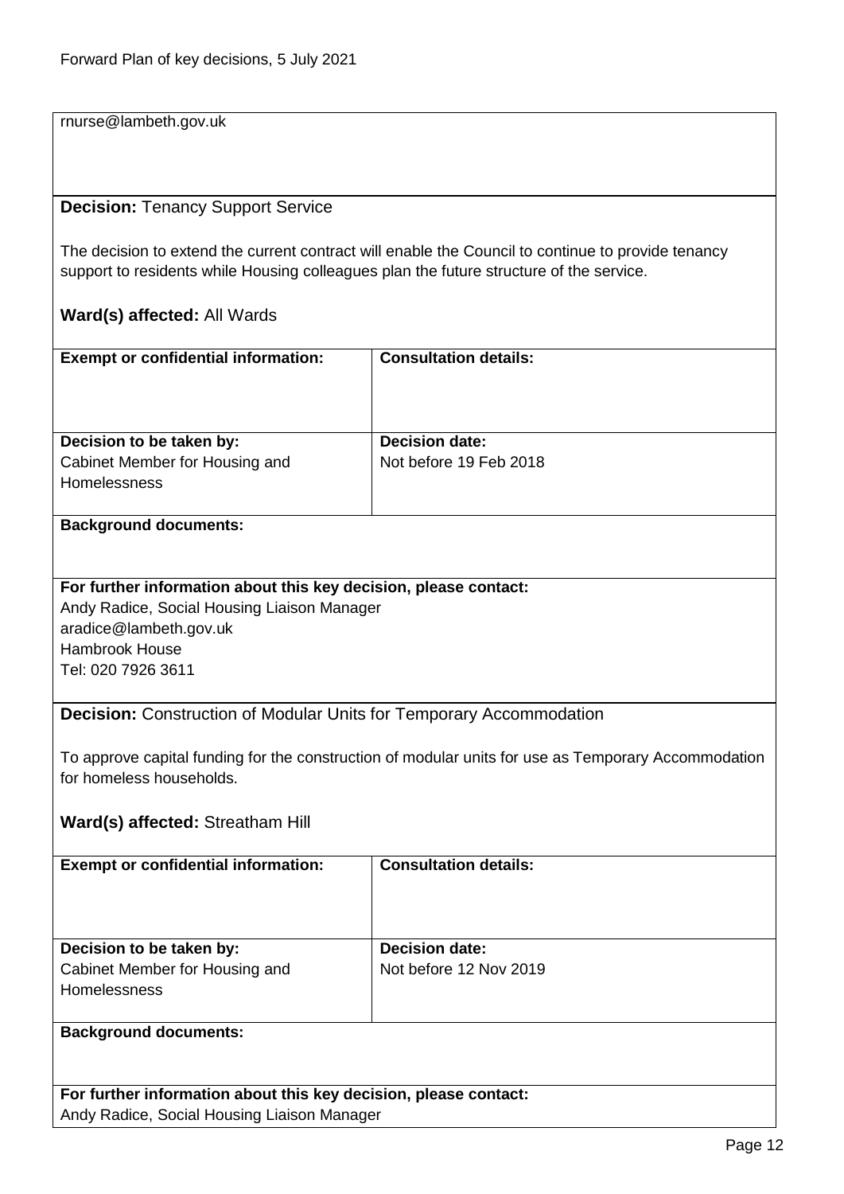rnurse@lambeth.gov.uk

**Decision:** Tenancy Support Service

The decision to extend the current contract will enable the Council to continue to provide tenancy support to residents while Housing colleagues plan the future structure of the service.

**Ward(s) affected:** All Wards

| **Exempt or confidential information:** | **Consultation details:** |
|---|---|
| **Decision to be taken by:** Cabinet Member for Housing and Homelessness | **Decision date:** Not before 19 Feb 2018 |

**Background documents:**

**For further information about this key decision, please contact:**
Andy Radice, Social Housing Liaison Manager
aradice@lambeth.gov.uk
Hambrook House
Tel: 020 7926 3611

**Decision:** Construction of Modular Units for Temporary Accommodation

To approve capital funding for the construction of modular units for use as Temporary Accommodation for homeless households.

**Ward(s) affected:** Streatham Hill

| **Exempt or confidential information:** | **Consultation details:** |
|---|---|
| **Decision to be taken by:** Cabinet Member for Housing and Homelessness | **Decision date:** Not before 12 Nov 2019 |

**Background documents:**

**For further information about this key decision, please contact:**
Andy Radice, Social Housing Liaison Manager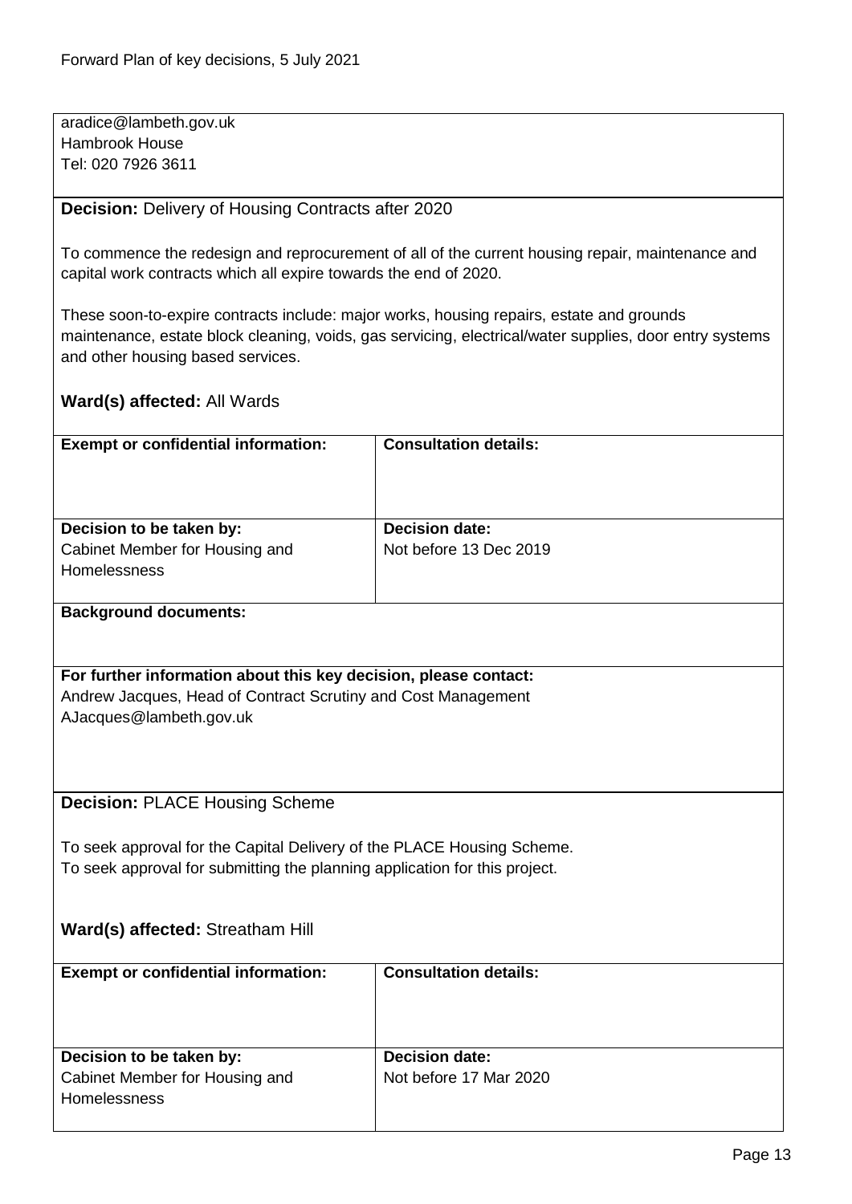aradice@lambeth.gov.uk
Hambrook House
Tel: 020 7926 3611

**Decision:** Delivery of Housing Contracts after 2020

To commence the redesign and reprocurement of all of the current housing repair, maintenance and capital work contracts which all expire towards the end of 2020.

These soon-to-expire contracts include: major works, housing repairs, estate and grounds maintenance, estate block cleaning, voids, gas servicing, electrical/water supplies, door entry systems and other housing based services.

**Ward(s) affected:** All Wards

| **Exempt or confidential information:** | **Consultation details:** |
| --- | --- |
| **Decision to be taken by:**<br>Cabinet Member for Housing and Homelessness | **Decision date:**<br>Not before 13 Dec 2019 |

**Background documents:**

**For further information about this key decision, please contact:**
Andrew Jacques, Head of Contract Scrutiny and Cost Management
AJacques@lambeth.gov.uk

**Decision:** PLACE Housing Scheme

To seek approval for the Capital Delivery of the PLACE Housing Scheme.
To seek approval for submitting the planning application for this project.

**Ward(s) affected:** Streatham Hill

| **Exempt or confidential information:** | **Consultation details:** |
| --- | --- |
| **Decision to be taken by:**<br>Cabinet Member for Housing and Homelessness | **Decision date:**<br>Not before 17 Mar 2020 |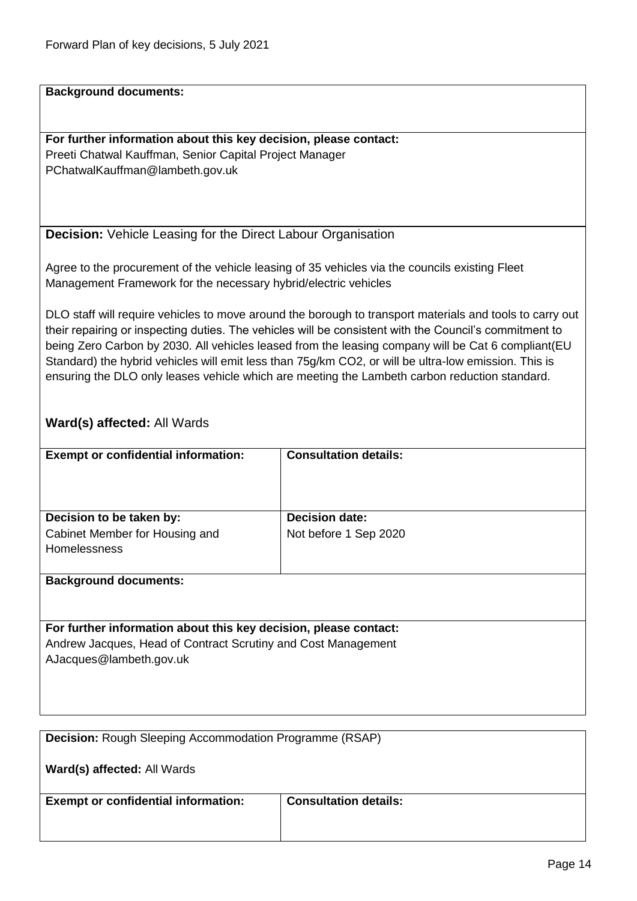**Background documents:**

**For further information about this key decision, please contact:**
Preeti Chatwal Kauffman, Senior Capital Project Manager
PChatwalKauffman@lambeth.gov.uk

**Decision:** Vehicle Leasing for the Direct Labour Organisation

Agree to the procurement of the vehicle leasing of 35 vehicles via the councils existing Fleet Management Framework for the necessary hybrid/electric vehicles

DLO staff will require vehicles to move around the borough to transport materials and tools to carry out their repairing or inspecting duties. The vehicles will be consistent with the Council's commitment to being Zero Carbon by 2030. All vehicles leased from the leasing company will be Cat 6 compliant(EU Standard) the hybrid vehicles will emit less than 75g/km $CO_2$, or will be ultra-low emission. This is ensuring the DLO only leases vehicle which are meeting the Lambeth carbon reduction standard.

**Ward(s) affected:** All Wards

| **Exempt or confidential information:** | **Consultation details:** |
| --- | --- |
| **Decision to be taken by:** Cabinet Member for Housing and Homelessness | **Decision date:** Not before 1 Sep 2020 |

**Background documents:**

**For further information about this key decision, please contact:**
Andrew Jacques, Head of Contract Scrutiny and Cost Management
AJacques@lambeth.gov.uk

**Decision:** Rough Sleeping Accommodation Programme (RSAP)

**Ward(s) affected:** All Wards

| **Exempt or confidential information:** | **Consultation details:** |
| --- | --- |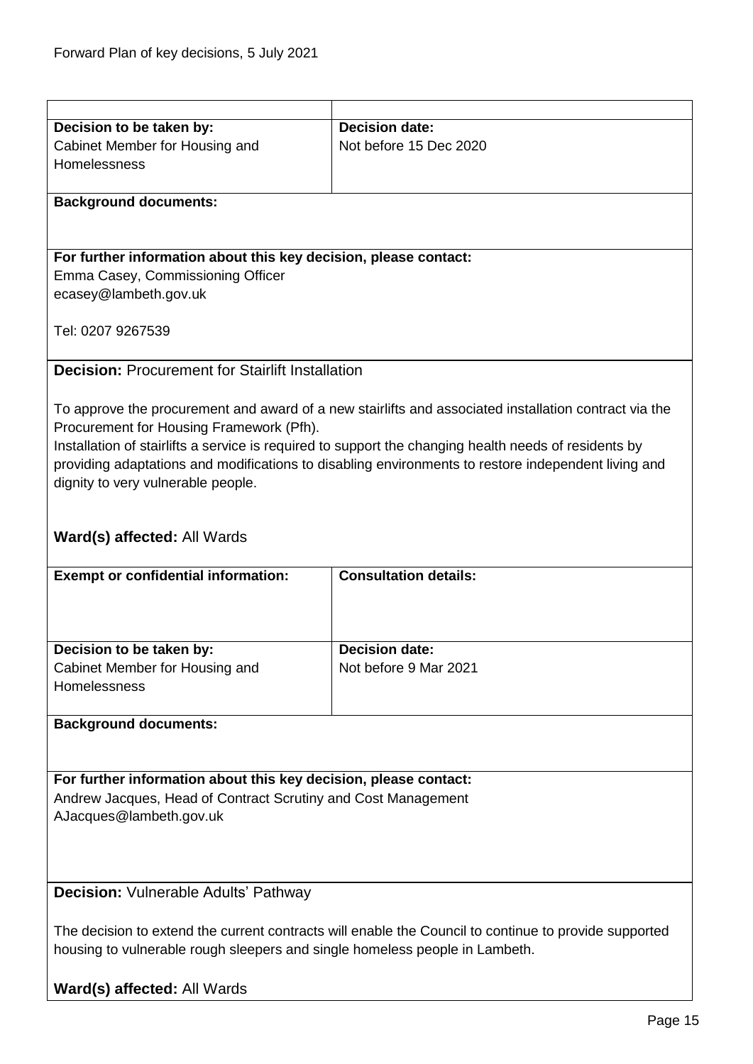| | |
|---|---|
| **Decision to be taken by:**<br>Cabinet Member for Housing and Homelessness | **Decision date:**<br>Not before 15 Dec 2020 |

**Background documents:**

**For further information about this key decision, please contact:**
Emma Casey, Commissioning Officer
ecasey@lambeth.gov.uk

Tel: 0207 9267539

**Decision:** Procurement for Stairlift Installation

To approve the procurement and award of a new stairlifts and associated installation contract via the Procurement for Housing Framework (Pfh).
Installation of stairlifts a service is required to support the changing health needs of residents by providing adaptations and modifications to disabling environments to restore independent living and dignity to very vulnerable people.

**Ward(s) affected:** All Wards

| **Exempt or confidential information:** | **Consultation details:** |
|---|---|
| | |
| **Decision to be taken by:**<br>Cabinet Member for Housing and Homelessness | **Decision date:**<br>Not before 9 Mar 2021 |

**Background documents:**

**For further information about this key decision, please contact:**
Andrew Jacques, Head of Contract Scrutiny and Cost Management
AJacques@lambeth.gov.uk

**Decision:** Vulnerable Adults' Pathway

The decision to extend the current contracts will enable the Council to continue to provide supported housing to vulnerable rough sleepers and single homeless people in Lambeth.

**Ward(s) affected:** All Wards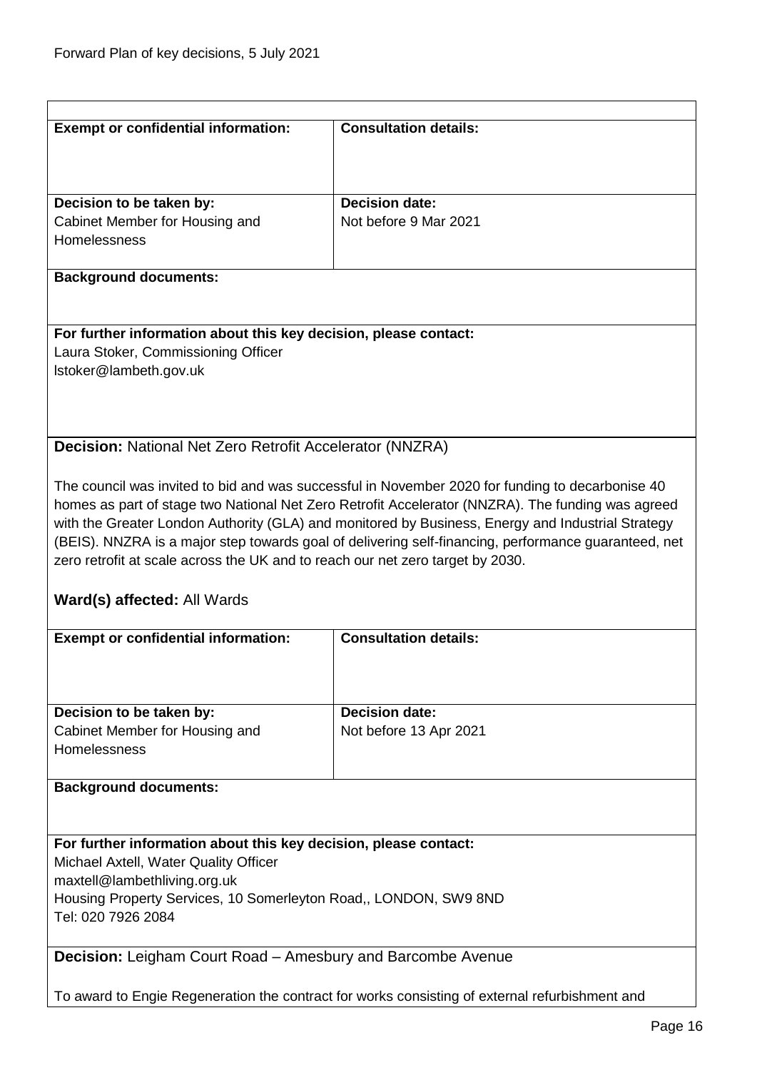| **Exempt or confidential information:** | **Consultation details:** |
|---|---|
| **Decision to be taken by:** Cabinet Member for Housing and Homelessness | **Decision date:** Not before 9 Mar 2021 |

**Background documents:**

**For further information about this key decision, please contact:**
Laura Stoker, Commissioning Officer
lstoker@lambeth.gov.uk

**Decision:** National Net Zero Retrofit Accelerator (NNZRA)

The council was invited to bid and was successful in November 2020 for funding to decarbonise 40 homes as part of stage two National Net Zero Retrofit Accelerator (NNZRA). The funding was agreed with the Greater London Authority (GLA) and monitored by Business, Energy and Industrial Strategy (BEIS). NNZRA is a major step towards goal of delivering self-financing, performance guaranteed, net zero retrofit at scale across the UK and to reach our net zero target by 2030.

**Ward(s) affected:** All Wards

| **Exempt or confidential information:** | **Consultation details:** |
|---|---|
| **Decision to be taken by:** Cabinet Member for Housing and Homelessness | **Decision date:** Not before 13 Apr 2021 |

**Background documents:**

**For further information about this key decision, please contact:**
Michael Axtell, Water Quality Officer
maxtell@lambethliving.org.uk
Housing Property Services, 10 Somerleyton Road,, LONDON, SW9 8ND
Tel: 020 7926 2084

**Decision:** Leigham Court Road – Amesbury and Barcombe Avenue

To award to Engie Regeneration the contract for works consisting of external refurbishment and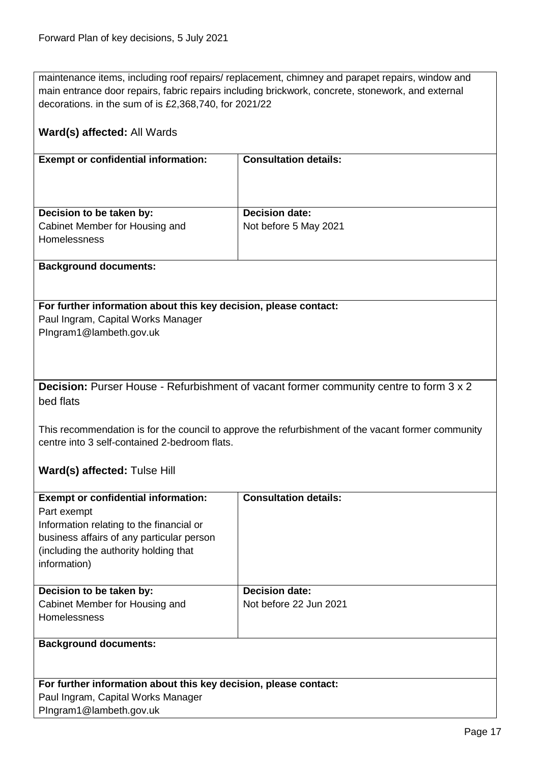maintenance items, including roof repairs/ replacement, chimney and parapet repairs, window and main entrance door repairs, fabric repairs including brickwork, concrete, stonework, and external decorations. in the sum of is £2,368,740, for 2021/22

**Ward(s) affected:** All Wards

| **Exempt or confidential information:** | **Consultation details:** |
|---|---|
| | |
| **Decision to be taken by:**<br>Cabinet Member for Housing and Homelessness | **Decision date:**<br>Not before 5 May 2021 |

**Background documents:**

**For further information about this key decision, please contact:**
Paul Ingram, Capital Works Manager
PIngram1@lambeth.gov.uk

**Decision:** Purser House - Refurbishment of vacant former community centre to form 3 x 2 bed flats

This recommendation is for the council to approve the refurbishment of the vacant former community centre into 3 self-contained 2-bedroom flats.

**Ward(s) affected:** Tulse Hill

| **Exempt or confidential information:** | **Consultation details:** |
|---|---|
| Part exempt<br>Information relating to the financial or business affairs of any particular person (including the authority holding that information) | |
| **Decision to be taken by:**<br>Cabinet Member for Housing and Homelessness | **Decision date:**<br>Not before 22 Jun 2021 |

**Background documents:**

**For further information about this key decision, please contact:**
Paul Ingram, Capital Works Manager
PIngram1@lambeth.gov.uk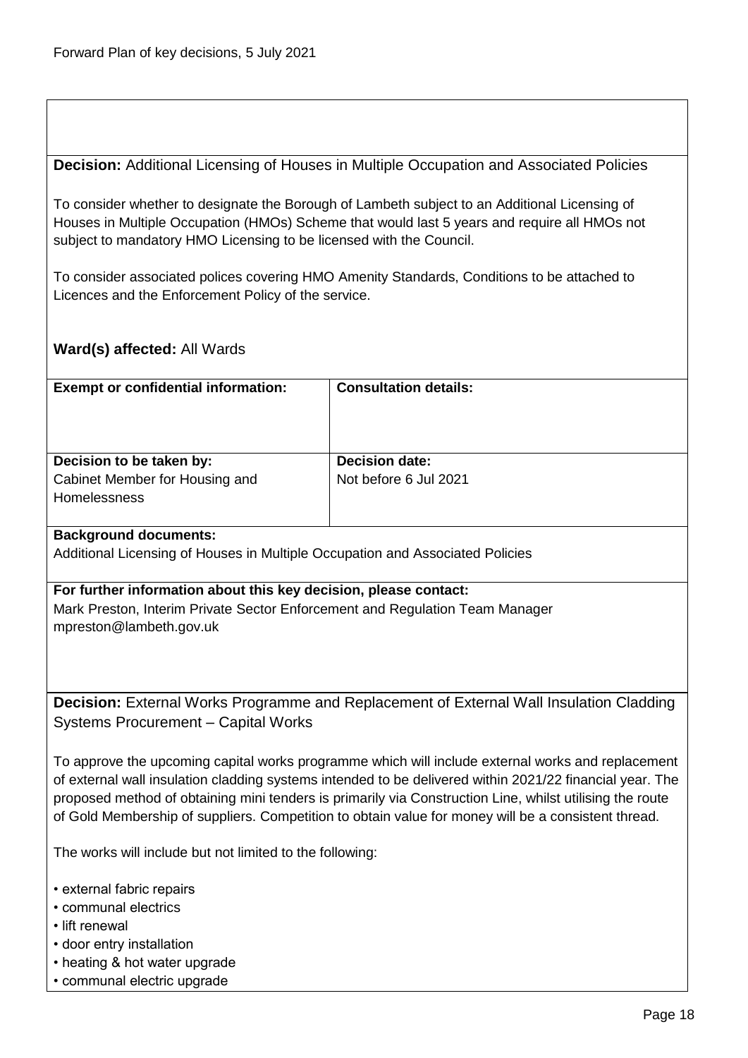**Decision:** Additional Licensing of Houses in Multiple Occupation and Associated Policies

To consider whether to designate the Borough of Lambeth subject to an Additional Licensing of Houses in Multiple Occupation (HMOs) Scheme that would last 5 years and require all HMOs not subject to mandatory HMO Licensing to be licensed with the Council.

To consider associated polices covering HMO Amenity Standards, Conditions to be attached to Licences and the Enforcement Policy of the service.

**Ward(s) affected:** All Wards

| **Exempt or confidential information:** | **Consultation details:** |
|---|---|
| **Decision to be taken by:**<br>Cabinet Member for Housing and Homelessness | **Decision date:**<br>Not before 6 Jul 2021 |

**Background documents:**
Additional Licensing of Houses in Multiple Occupation and Associated Policies

**For further information about this key decision, please contact:**
Mark Preston, Interim Private Sector Enforcement and Regulation Team Manager
mpreston@lambeth.gov.uk

**Decision:** External Works Programme and Replacement of External Wall Insulation Cladding Systems Procurement – Capital Works

To approve the upcoming capital works programme which will include external works and replacement of external wall insulation cladding systems intended to be delivered within 2021/22 financial year. The proposed method of obtaining mini tenders is primarily via Construction Line, whilst utilising the route of Gold Membership of suppliers. Competition to obtain value for money will be a consistent thread.

The works will include but not limited to the following:

- external fabric repairs
- communal electrics
- lift renewal
- door entry installation
- heating & hot water upgrade
- communal electric upgrade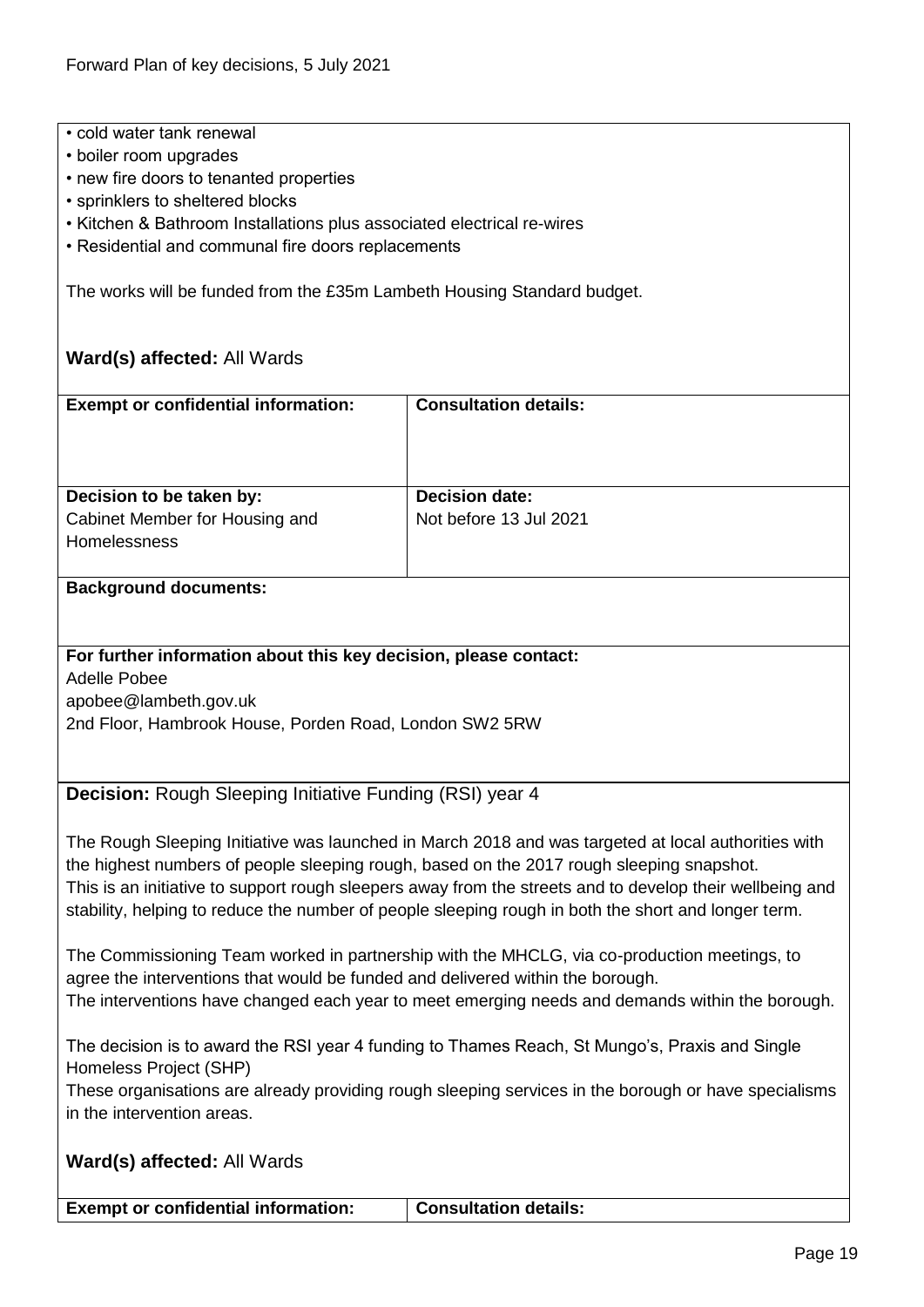- cold water tank renewal
- boiler room upgrades
- new fire doors to tenanted properties
- sprinklers to sheltered blocks
- Kitchen & Bathroom Installations plus associated electrical re-wires
- Residential and communal fire doors replacements

The works will be funded from the £35m Lambeth Housing Standard budget.

**Ward(s) affected:** All Wards

| **Exempt or confidential information:** | **Consultation details:** |
|---|---|
| **Decision to be taken by:** Cabinet Member for Housing and Homelessness | **Decision date:** Not before 13 Jul 2021 |

**Background documents:**

**For further information about this key decision, please contact:**
Adelle Pobee
apobee@lambeth.gov.uk
2nd Floor, Hambrook House, Porden Road, London SW2 5RW

**Decision:** Rough Sleeping Initiative Funding (RSI) year 4

The Rough Sleeping Initiative was launched in March 2018 and was targeted at local authorities with the highest numbers of people sleeping rough, based on the 2017 rough sleeping snapshot. This is an initiative to support rough sleepers away from the streets and to develop their wellbeing and stability, helping to reduce the number of people sleeping rough in both the short and longer term.

The Commissioning Team worked in partnership with the MHCLG, via co-production meetings, to agree the interventions that would be funded and delivered within the borough. The interventions have changed each year to meet emerging needs and demands within the borough.

The decision is to award the RSI year 4 funding to Thames Reach, St Mungo's, Praxis and Single Homeless Project (SHP)
These organisations are already providing rough sleeping services in the borough or have specialisms in the intervention areas.

**Ward(s) affected:** All Wards

| **Exempt or confidential information:** | **Consultation details:** |
|---|---|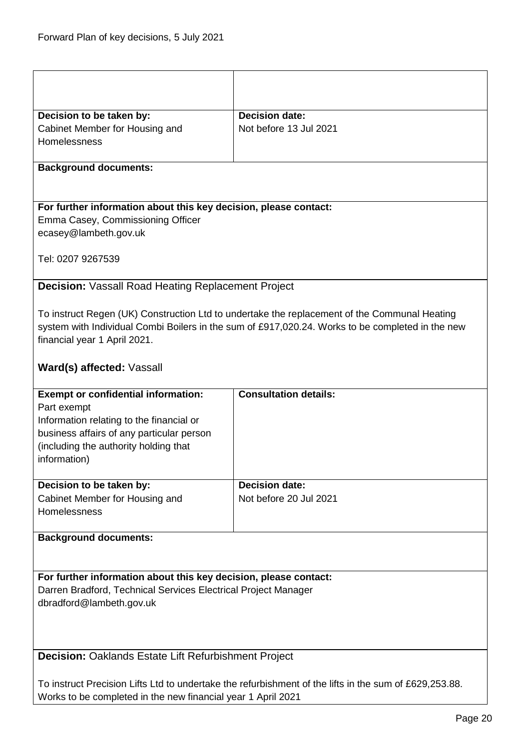| | |
|---|---|
| **Decision to be taken by:**<br>Cabinet Member for Housing and Homelessness | **Decision date:**<br>Not before 13 Jul 2021 |

**Background documents:**

**For further information about this key decision, please contact:**
Emma Casey, Commissioning Officer
ecasey@lambeth.gov.uk

Tel: 0207 9267539

**Decision:** Vassall Road Heating Replacement Project

To instruct Regen (UK) Construction Ltd to undertake the replacement of the Communal Heating system with Individual Combi Boilers in the sum of £917,020.24. Works to be completed in the new financial year 1 April 2021.

**Ward(s) affected:** Vassall

| | |
|---|---|
| **Exempt or confidential information:**<br>Part exempt<br>Information relating to the financial or business affairs of any particular person (including the authority holding that information) | **Consultation details:** |
| **Decision to be taken by:**<br>Cabinet Member for Housing and Homelessness | **Decision date:**<br>Not before 20 Jul 2021 |

**Background documents:**

**For further information about this key decision, please contact:**
Darren Bradford, Technical Services Electrical Project Manager
dbradford@lambeth.gov.uk

**Decision:** Oaklands Estate Lift Refurbishment Project

To instruct Precision Lifts Ltd to undertake the refurbishment of the lifts in the sum of £629,253.88. Works to be completed in the new financial year 1 April 2021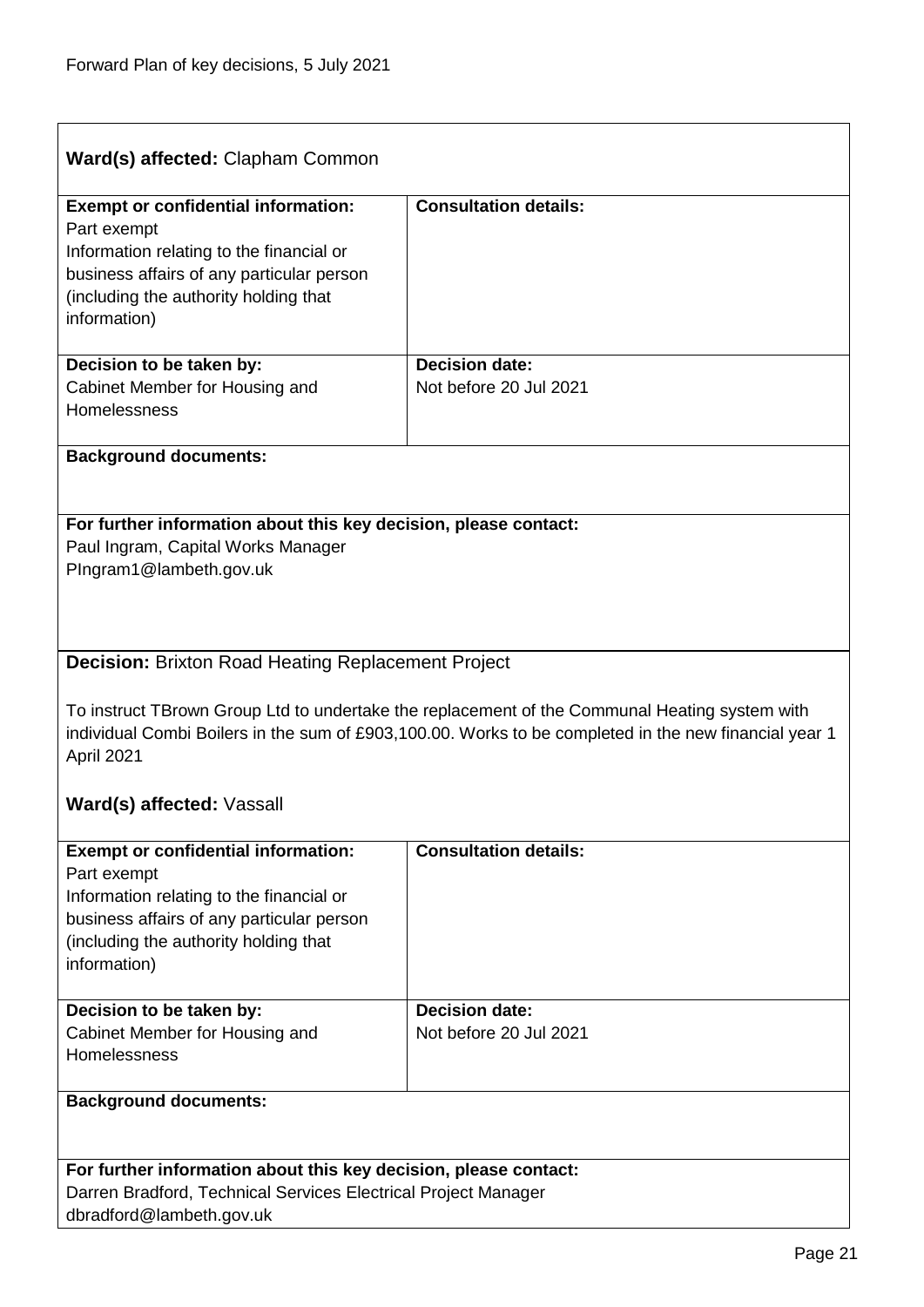**Ward(s) affected:** Clapham Common

| **Exempt or confidential information:** | **Consultation details:** |
| --- | --- |
| Part exempt<br>Information relating to the financial or business affairs of any particular person (including the authority holding that information) | |
| **Decision to be taken by:**<br>Cabinet Member for Housing and Homelessness | **Decision date:**<br>Not before 20 Jul 2021 |

**Background documents:**

**For further information about this key decision, please contact:**
Paul Ingram, Capital Works Manager
PIngram1@lambeth.gov.uk

**Decision:** Brixton Road Heating Replacement Project

To instruct TBrown Group Ltd to undertake the replacement of the Communal Heating system with individual Combi Boilers in the sum of £903,100.00. Works to be completed in the new financial year 1 April 2021

**Ward(s) affected:** Vassall

| **Exempt or confidential information:** | **Consultation details:** |
| --- | --- |
| Part exempt<br>Information relating to the financial or business affairs of any particular person (including the authority holding that information) | |
| **Decision to be taken by:**<br>Cabinet Member for Housing and Homelessness | **Decision date:**<br>Not before 20 Jul 2021 |

**Background documents:**

**For further information about this key decision, please contact:**
Darren Bradford, Technical Services Electrical Project Manager
dbradford@lambeth.gov.uk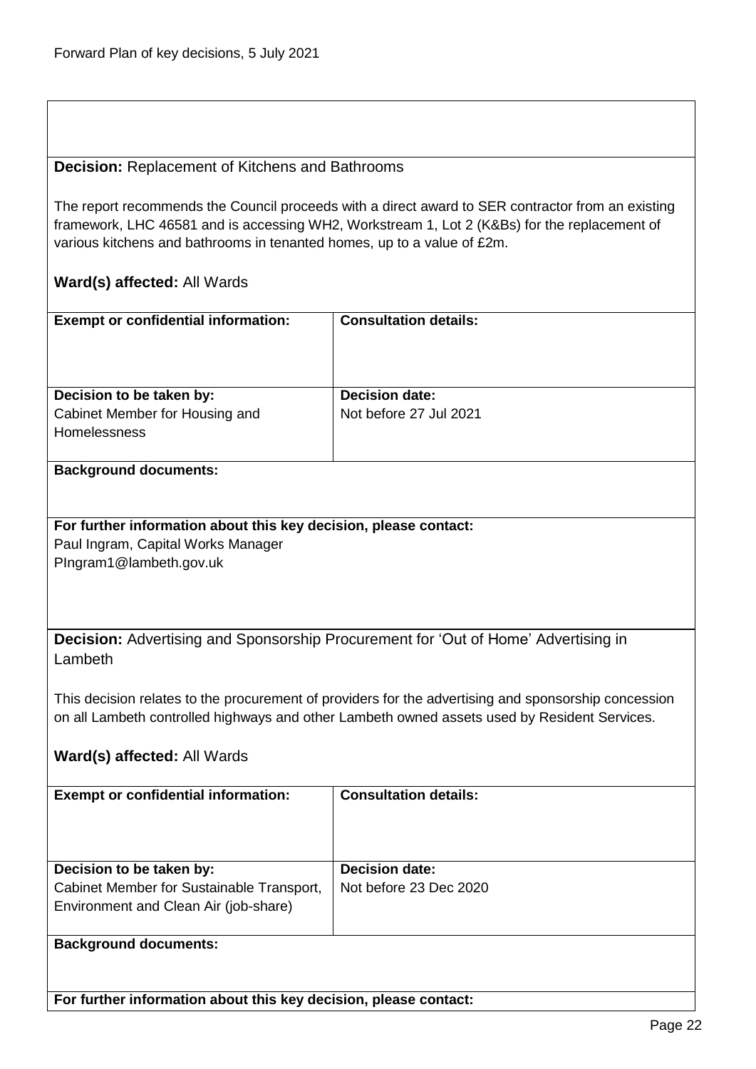**Decision:** Replacement of Kitchens and Bathrooms

The report recommends the Council proceeds with a direct award to SER contractor from an existing framework, LHC 46581 and is accessing WH2, Workstream 1, Lot 2 (K&Bs) for the replacement of various kitchens and bathrooms in tenanted homes, up to a value of £2m.

**Ward(s) affected:** All Wards

| **Exempt or confidential information:** | **Consultation details:** |
| --- | --- |
| **Decision to be taken by:** Cabinet Member for Housing and Homelessness | **Decision date:** Not before 27 Jul 2021 |

**Background documents:**

**For further information about this key decision, please contact:**
Paul Ingram, Capital Works Manager
PIngram1@lambeth.gov.uk

**Decision:** Advertising and Sponsorship Procurement for 'Out of Home' Advertising in Lambeth

This decision relates to the procurement of providers for the advertising and sponsorship concession on all Lambeth controlled highways and other Lambeth owned assets used by Resident Services.

**Ward(s) affected:** All Wards

| **Exempt or confidential information:** | **Consultation details:** |
| --- | --- |
| **Decision to be taken by:** Cabinet Member for Sustainable Transport, Environment and Clean Air (job-share) | **Decision date:** Not before 23 Dec 2020 |

**Background documents:**

**For further information about this key decision, please contact:**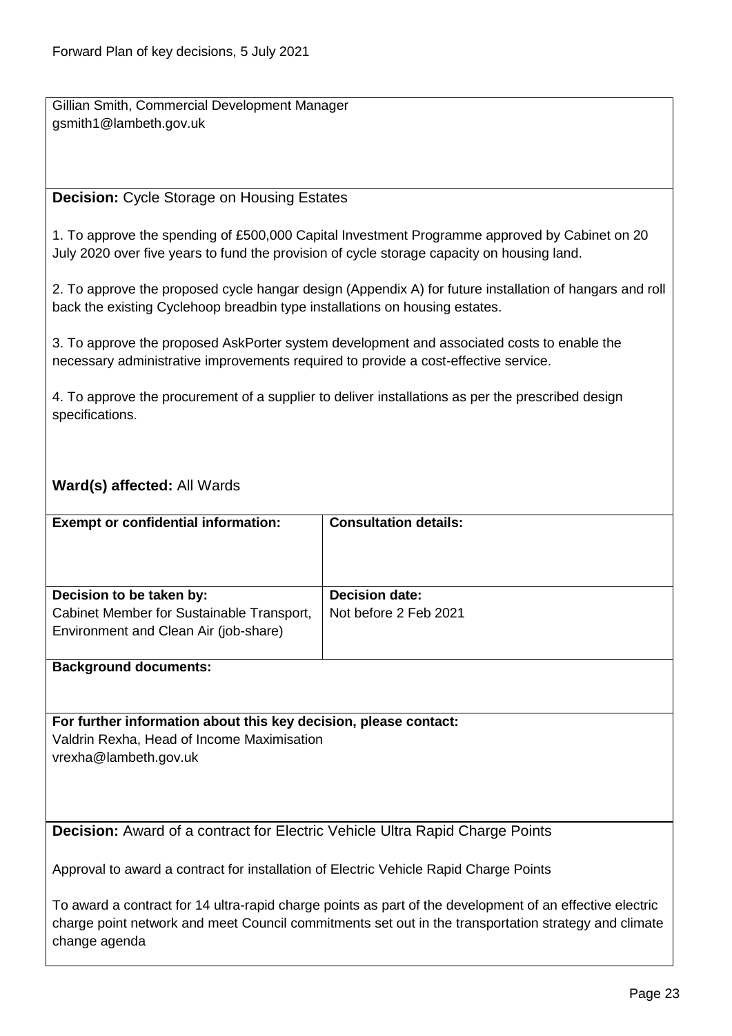Gillian Smith, Commercial Development Manager
gsmith1@lambeth.gov.uk

**Decision:** Cycle Storage on Housing Estates

1. To approve the spending of £500,000 Capital Investment Programme approved by Cabinet on 20 July 2020 over five years to fund the provision of cycle storage capacity on housing land.

2. To approve the proposed cycle hangar design (Appendix A) for future installation of hangars and roll back the existing Cyclehoop breadbin type installations on housing estates.

3. To approve the proposed AskPorter system development and associated costs to enable the necessary administrative improvements required to provide a cost-effective service.

4. To approve the procurement of a supplier to deliver installations as per the prescribed design specifications.

**Ward(s) affected:** All Wards

| **Exempt or confidential information:** | **Consultation details:** |
|---|---|
| **Decision to be taken by:** Cabinet Member for Sustainable Transport, Environment and Clean Air (job-share) | **Decision date:** Not before 2 Feb 2021 |

**Background documents:**

**For further information about this key decision, please contact:**
Valdrin Rexha, Head of Income Maximisation
vrexha@lambeth.gov.uk

**Decision:** Award of a contract for Electric Vehicle Ultra Rapid Charge Points

Approval to award a contract for installation of Electric Vehicle Rapid Charge Points

To award a contract for 14 ultra-rapid charge points as part of the development of an effective electric charge point network and meet Council commitments set out in the transportation strategy and climate change agenda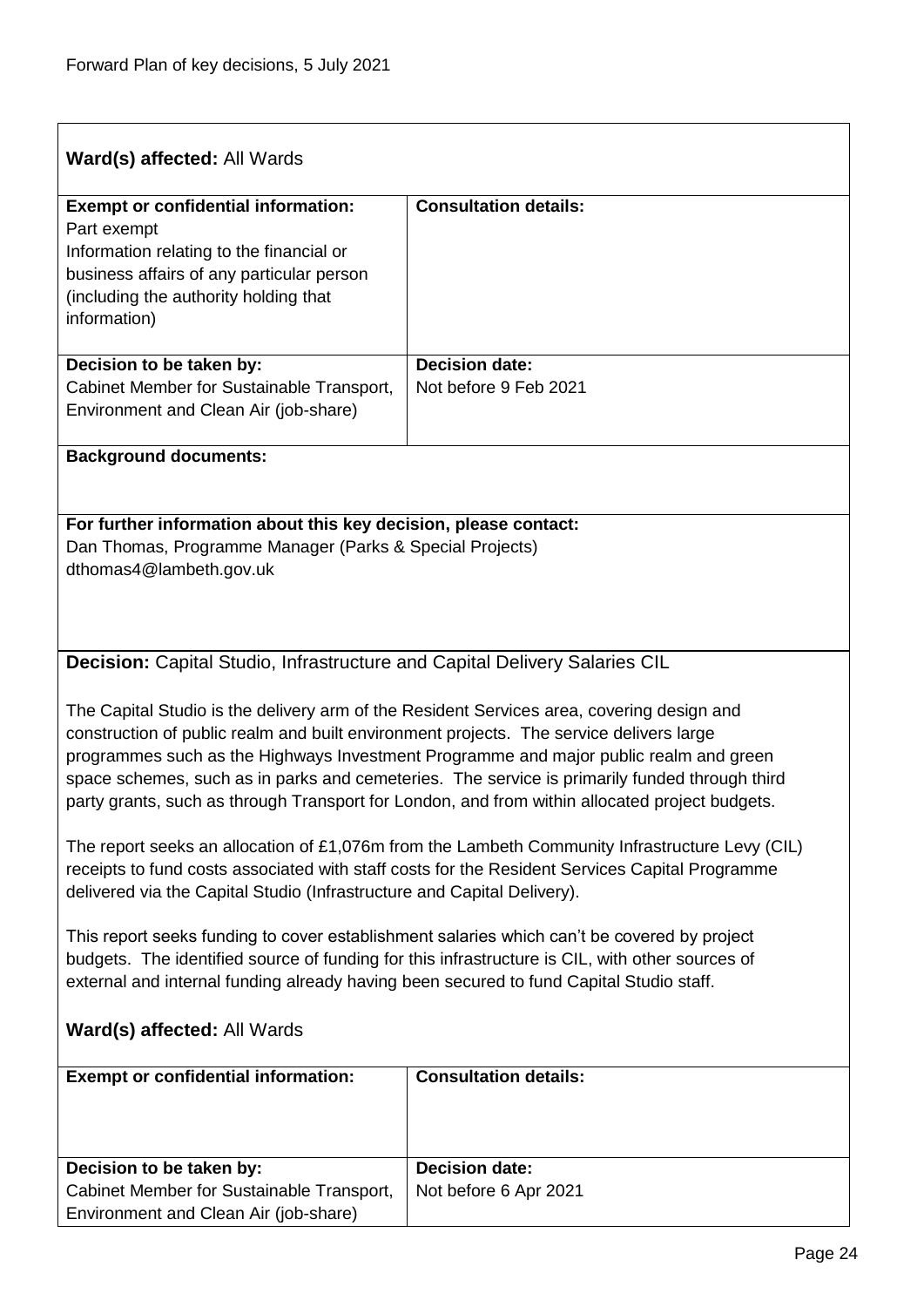**Ward(s) affected:** All Wards

| **Exempt or confidential information:** | **Consultation details:** |
| --- | --- |
| Part exempt<br>Information relating to the financial or business affairs of any particular person (including the authority holding that information) | |
| **Decision to be taken by:**<br>Cabinet Member for Sustainable Transport, Environment and Clean Air (job-share) | **Decision date:**<br>Not before 9 Feb 2021 |

**Background documents:**

**For further information about this key decision, please contact:**
Dan Thomas, Programme Manager (Parks & Special Projects)
dthomas4@lambeth.gov.uk

**Decision:** Capital Studio, Infrastructure and Capital Delivery Salaries CIL

The Capital Studio is the delivery arm of the Resident Services area, covering design and construction of public realm and built environment projects. The service delivers large programmes such as the Highways Investment Programme and major public realm and green space schemes, such as in parks and cemeteries. The service is primarily funded through third party grants, such as through Transport for London, and from within allocated project budgets.

The report seeks an allocation of £1,076m from the Lambeth Community Infrastructure Levy (CIL) receipts to fund costs associated with staff costs for the Resident Services Capital Programme delivered via the Capital Studio (Infrastructure and Capital Delivery).

This report seeks funding to cover establishment salaries which can't be covered by project budgets. The identified source of funding for this infrastructure is CIL, with other sources of external and internal funding already having been secured to fund Capital Studio staff.

**Ward(s) affected:** All Wards

| **Exempt or confidential information:** | **Consultation details:** |
| --- | --- |
| **Decision to be taken by:**<br>Cabinet Member for Sustainable Transport, Environment and Clean Air (job-share) | **Decision date:**<br>Not before 6 Apr 2021 |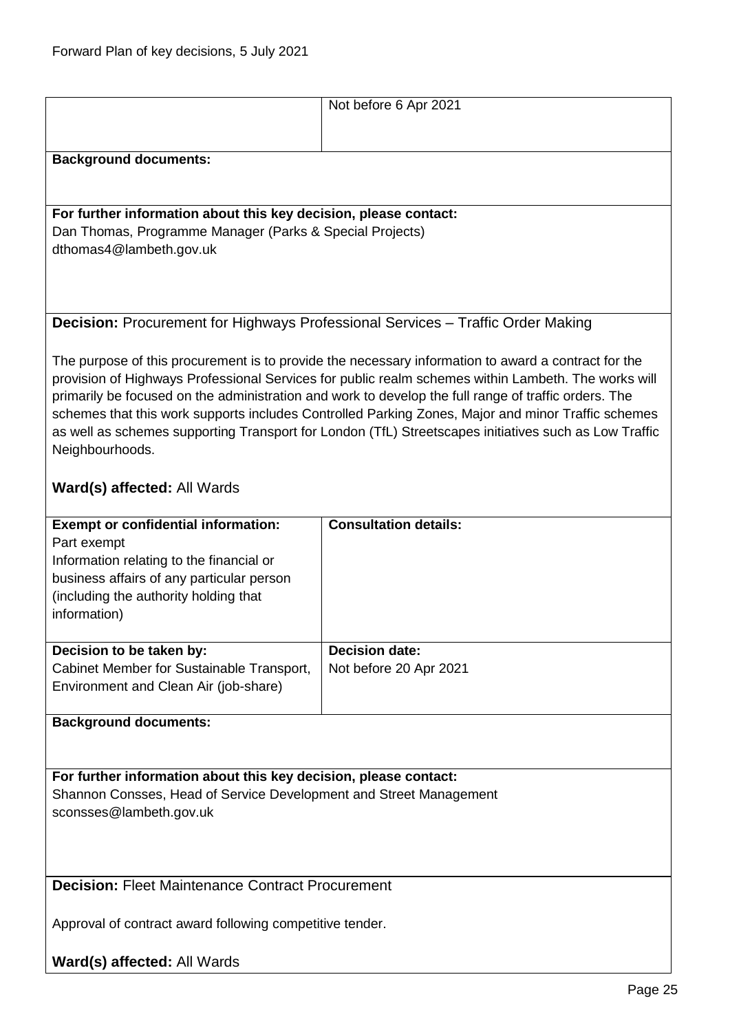| | Not before 6 Apr 2021 |
|---|---|

**Background documents:**

**For further information about this key decision, please contact:**
Dan Thomas, Programme Manager (Parks & Special Projects)
dthomas4@lambeth.gov.uk

**Decision:** Procurement for Highways Professional Services – Traffic Order Making

The purpose of this procurement is to provide the necessary information to award a contract for the provision of Highways Professional Services for public realm schemes within Lambeth. The works will primarily be focused on the administration and work to develop the full range of traffic orders. The schemes that this work supports includes Controlled Parking Zones, Major and minor Traffic schemes as well as schemes supporting Transport for London (TfL) Streetscapes initiatives such as Low Traffic Neighbourhoods.

**Ward(s) affected:** All Wards

| **Exempt or confidential information:**<br>Part exempt<br>Information relating to the financial or business affairs of any particular person (including the authority holding that information) | **Consultation details:** |
|---|---|
| **Decision to be taken by:**<br>Cabinet Member for Sustainable Transport, Environment and Clean Air (job-share) | **Decision date:**<br>Not before 20 Apr 2021 |

**Background documents:**

**For further information about this key decision, please contact:**
Shannon Consses, Head of Service Development and Street Management
sconsses@lambeth.gov.uk

**Decision:** Fleet Maintenance Contract Procurement

Approval of contract award following competitive tender.

**Ward(s) affected:** All Wards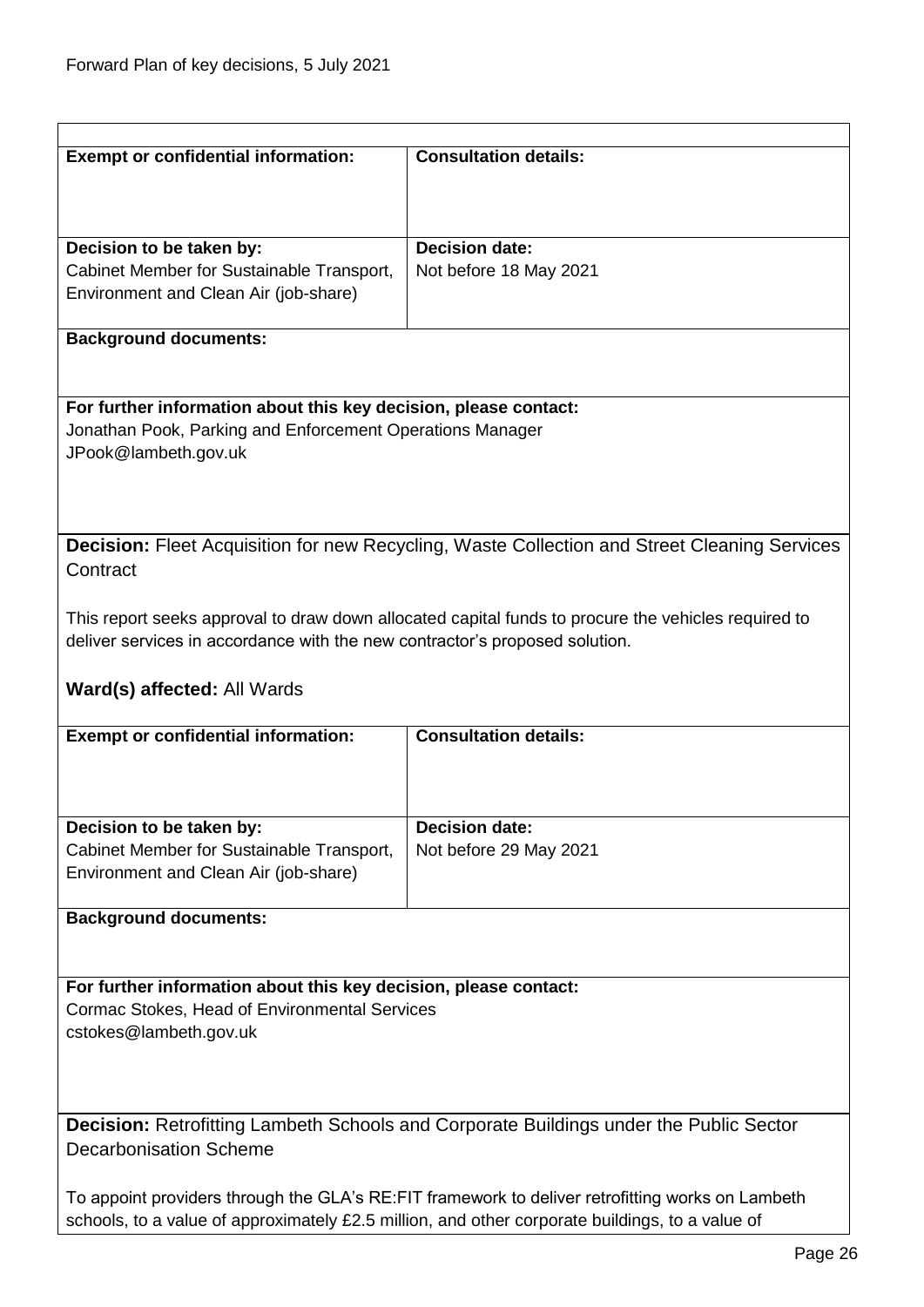| **Exempt or confidential information:** | **Consultation details:** |
|---|---|
| | |
| **Decision to be taken by:**<br>Cabinet Member for Sustainable Transport, Environment and Clean Air (job-share) | **Decision date:**<br>Not before 18 May 2021 |

**Background documents:**

**For further information about this key decision, please contact:**
Jonathan Pook, Parking and Enforcement Operations Manager
JPook@lambeth.gov.uk

**Decision:** Fleet Acquisition for new Recycling, Waste Collection and Street Cleaning Services Contract

This report seeks approval to draw down allocated capital funds to procure the vehicles required to deliver services in accordance with the new contractor's proposed solution.

**Ward(s) affected:** All Wards

| **Exempt or confidential information:** | **Consultation details:** |
|---|---|
| | |
| **Decision to be taken by:**<br>Cabinet Member for Sustainable Transport, Environment and Clean Air (job-share) | **Decision date:**<br>Not before 29 May 2021 |

**Background documents:**

**For further information about this key decision, please contact:**
Cormac Stokes, Head of Environmental Services
cstokes@lambeth.gov.uk

**Decision:** Retrofitting Lambeth Schools and Corporate Buildings under the Public Sector Decarbonisation Scheme

To appoint providers through the GLA's RE:FIT framework to deliver retrofitting works on Lambeth schools, to a value of approximately £2.5 million, and other corporate buildings, to a value of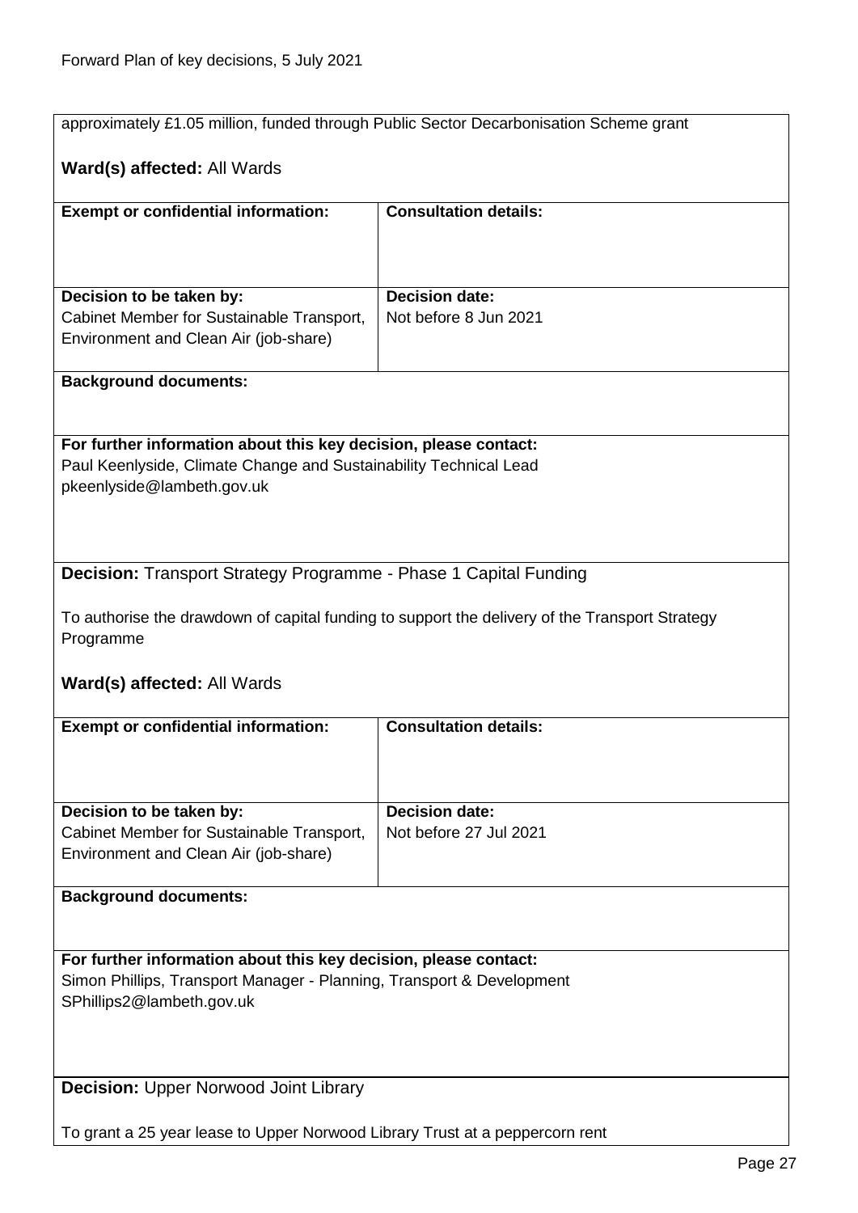approximately £1.05 million, funded through Public Sector Decarbonisation Scheme grant

**Ward(s) affected:** All Wards

| **Exempt or confidential information:** | **Consultation details:** |
| --- | --- |
| **Decision to be taken by:**<br>Cabinet Member for Sustainable Transport, Environment and Clean Air (job-share) | **Decision date:**<br>Not before 8 Jun 2021 |

**Background documents:**

**For further information about this key decision, please contact:**
Paul Keenlyside, Climate Change and Sustainability Technical Lead
pkeenlyside@lambeth.gov.uk

**Decision:** Transport Strategy Programme - Phase 1 Capital Funding

To authorise the drawdown of capital funding to support the delivery of the Transport Strategy Programme

**Ward(s) affected:** All Wards

| **Exempt or confidential information:** | **Consultation details:** |
| --- | --- |
| **Decision to be taken by:**<br>Cabinet Member for Sustainable Transport, Environment and Clean Air (job-share) | **Decision date:**<br>Not before 27 Jul 2021 |

**Background documents:**

**For further information about this key decision, please contact:**
Simon Phillips, Transport Manager - Planning, Transport & Development
SPhillips2@lambeth.gov.uk

**Decision:** Upper Norwood Joint Library

To grant a 25 year lease to Upper Norwood Library Trust at a peppercorn rent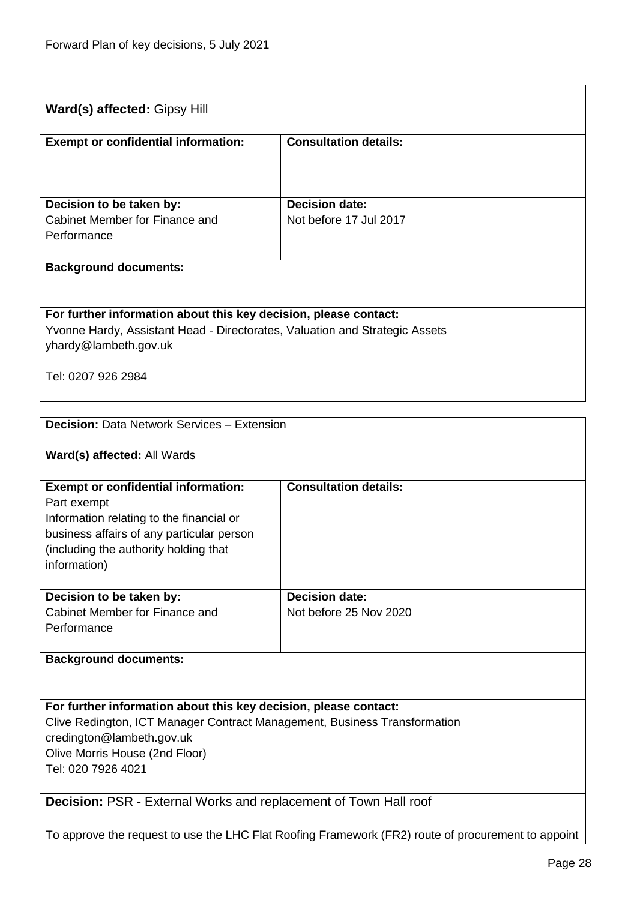**Ward(s) affected:** Gipsy Hill

| **Exempt or confidential information:** | **Consultation details:** |
|---|---|
| | |
| **Decision to be taken by:** Cabinet Member for Finance and Performance | **Decision date:** Not before 17 Jul 2017 |

**Background documents:**

**For further information about this key decision, please contact:**
Yvonne Hardy, Assistant Head - Directorates, Valuation and Strategic Assets
yhardy@lambeth.gov.uk

Tel: 0207 926 2984

---

**Decision:** Data Network Services – Extension

**Ward(s) affected:** All Wards

| **Exempt or confidential information:** | **Consultation details:** |
|---|---|
| Part exempt<br>Information relating to the financial or business affairs of any particular person (including the authority holding that information) | |
| **Decision to be taken by:** Cabinet Member for Finance and Performance | **Decision date:** Not before 25 Nov 2020 |

**Background documents:**

**For further information about this key decision, please contact:**
Clive Redington, ICT Manager Contract Management, Business Transformation
credington@lambeth.gov.uk
Olive Morris House (2nd Floor)
Tel: 020 7926 4021

---

**Decision:** PSR - External Works and replacement of Town Hall roof

To approve the request to use the LHC Flat Roofing Framework (FR2) route of procurement to appoint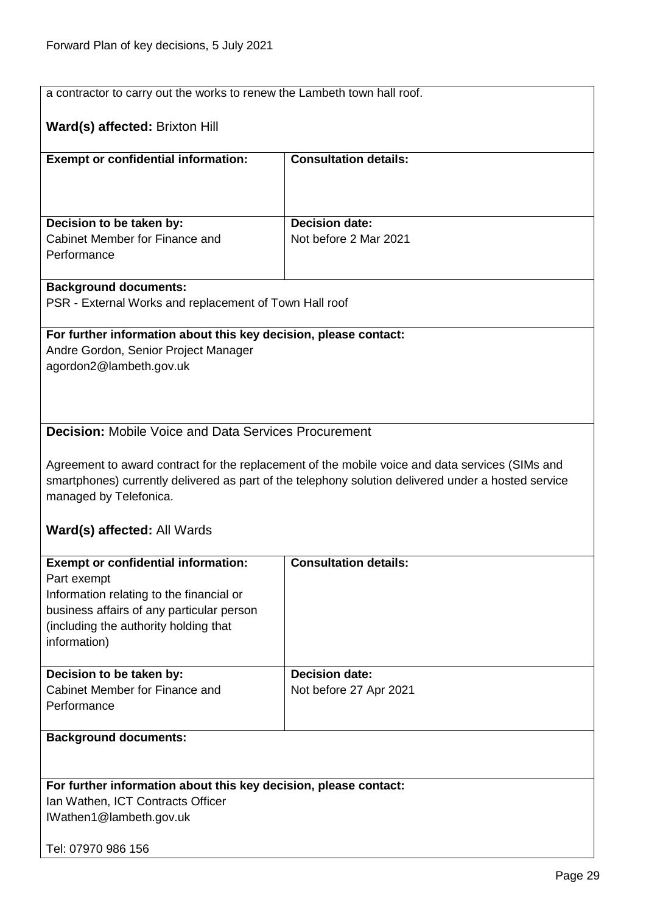a contractor to carry out the works to renew the Lambeth town hall roof.

**Ward(s) affected:** Brixton Hill

| **Exempt or confidential information:** | **Consultation details:** |
|---|---|
| | |
| **Decision to be taken by:**<br>Cabinet Member for Finance and Performance | **Decision date:**<br>Not before 2 Mar 2021 |

**Background documents:**
PSR - External Works and replacement of Town Hall roof

**For further information about this key decision, please contact:**
Andre Gordon, Senior Project Manager
agordon2@lambeth.gov.uk

**Decision:** Mobile Voice and Data Services Procurement

Agreement to award contract for the replacement of the mobile voice and data services (SIMs and smartphones) currently delivered as part of the telephony solution delivered under a hosted service managed by Telefonica.

**Ward(s) affected:** All Wards

| **Exempt or confidential information:** | **Consultation details:** |
|---|---|
| Part exempt<br>Information relating to the financial or business affairs of any particular person (including the authority holding that information) | |
| **Decision to be taken by:**<br>Cabinet Member for Finance and Performance | **Decision date:**<br>Not before 27 Apr 2021 |

**Background documents:**

**For further information about this key decision, please contact:**
Ian Wathen, ICT Contracts Officer
IWathen1@lambeth.gov.uk

Tel: 07970 986 156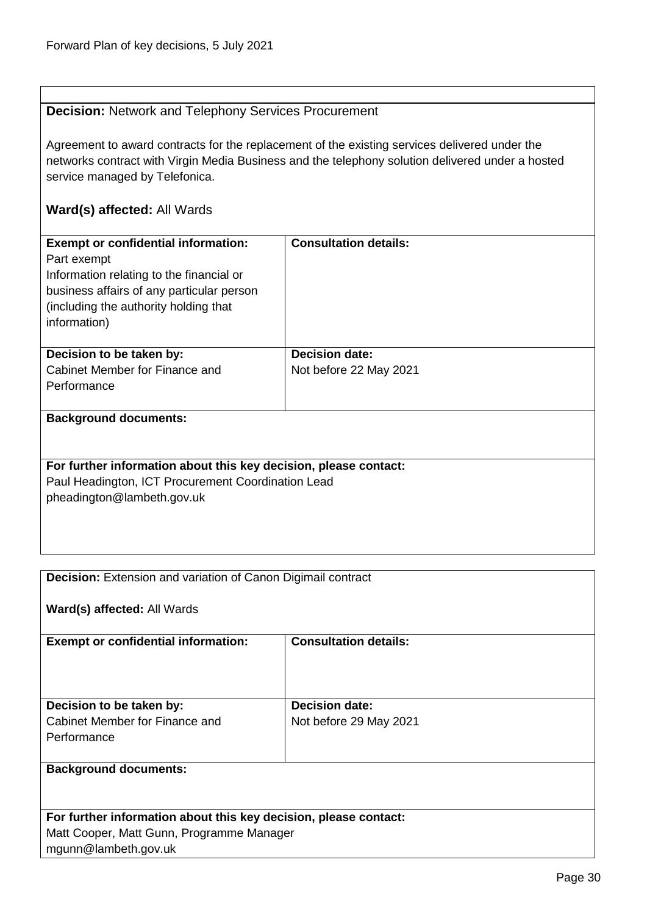**Decision:** Network and Telephony Services Procurement

Agreement to award contracts for the replacement of the existing services delivered under the networks contract with Virgin Media Business and the telephony solution delivered under a hosted service managed by Telefonica.

**Ward(s) affected:** All Wards

| **Exempt or confidential information:** | **Consultation details:** |
| --- | --- |
| Part exempt<br>Information relating to the financial or business affairs of any particular person (including the authority holding that information) | |
| **Decision to be taken by:**<br>Cabinet Member for Finance and Performance | **Decision date:**<br>Not before 22 May 2021 |

**Background documents:**

**For further information about this key decision, please contact:**
Paul Headington, ICT Procurement Coordination Lead
pheadington@lambeth.gov.uk

---

**Decision:** Extension and variation of Canon Digimail contract

**Ward(s) affected:** All Wards

| **Exempt or confidential information:** | **Consultation details:** |
| --- | --- |
| **Decision to be taken by:**<br>Cabinet Member for Finance and Performance | **Decision date:**<br>Not before 29 May 2021 |

**Background documents:**

**For further information about this key decision, please contact:**
Matt Cooper, Matt Gunn, Programme Manager
mgunn@lambeth.gov.uk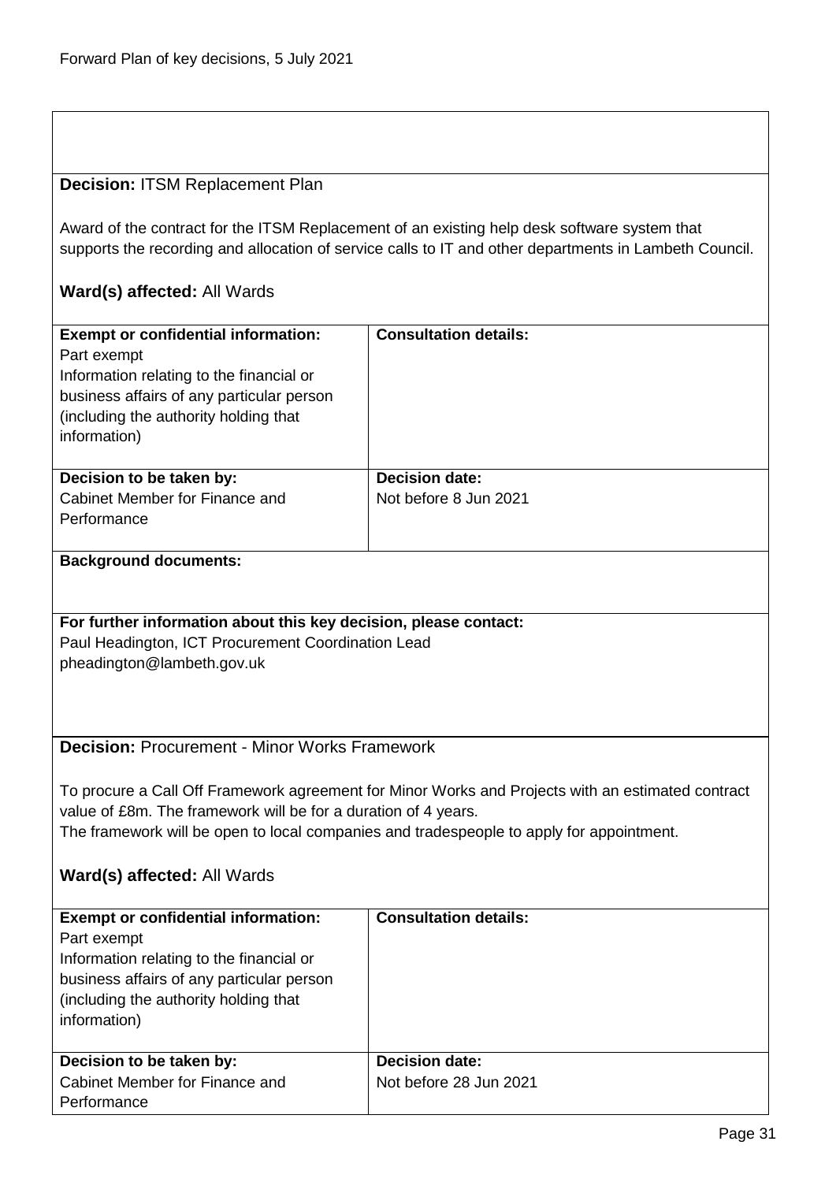**Decision:** ITSM Replacement Plan

Award of the contract for the ITSM Replacement of an existing help desk software system that supports the recording and allocation of service calls to IT and other departments in Lambeth Council.

**Ward(s) affected:** All Wards

| **Exempt or confidential information:** | **Consultation details:** |
| --- | --- |
| Part exempt<br>Information relating to the financial or business affairs of any particular person (including the authority holding that information) | |
| **Decision to be taken by:**<br>Cabinet Member for Finance and Performance | **Decision date:**<br>Not before 8 Jun 2021 |

**Background documents:**

**For further information about this key decision, please contact:**
Paul Headington, ICT Procurement Coordination Lead
pheadington@lambeth.gov.uk

**Decision:** Procurement - Minor Works Framework

To procure a Call Off Framework agreement for Minor Works and Projects with an estimated contract value of £8m. The framework will be for a duration of 4 years.
The framework will be open to local companies and tradespeople to apply for appointment.

**Ward(s) affected:** All Wards

| **Exempt or confidential information:** | **Consultation details:** |
| --- | --- |
| Part exempt<br>Information relating to the financial or business affairs of any particular person (including the authority holding that information) | |
| **Decision to be taken by:**<br>Cabinet Member for Finance and Performance | **Decision date:**<br>Not before 28 Jun 2021 |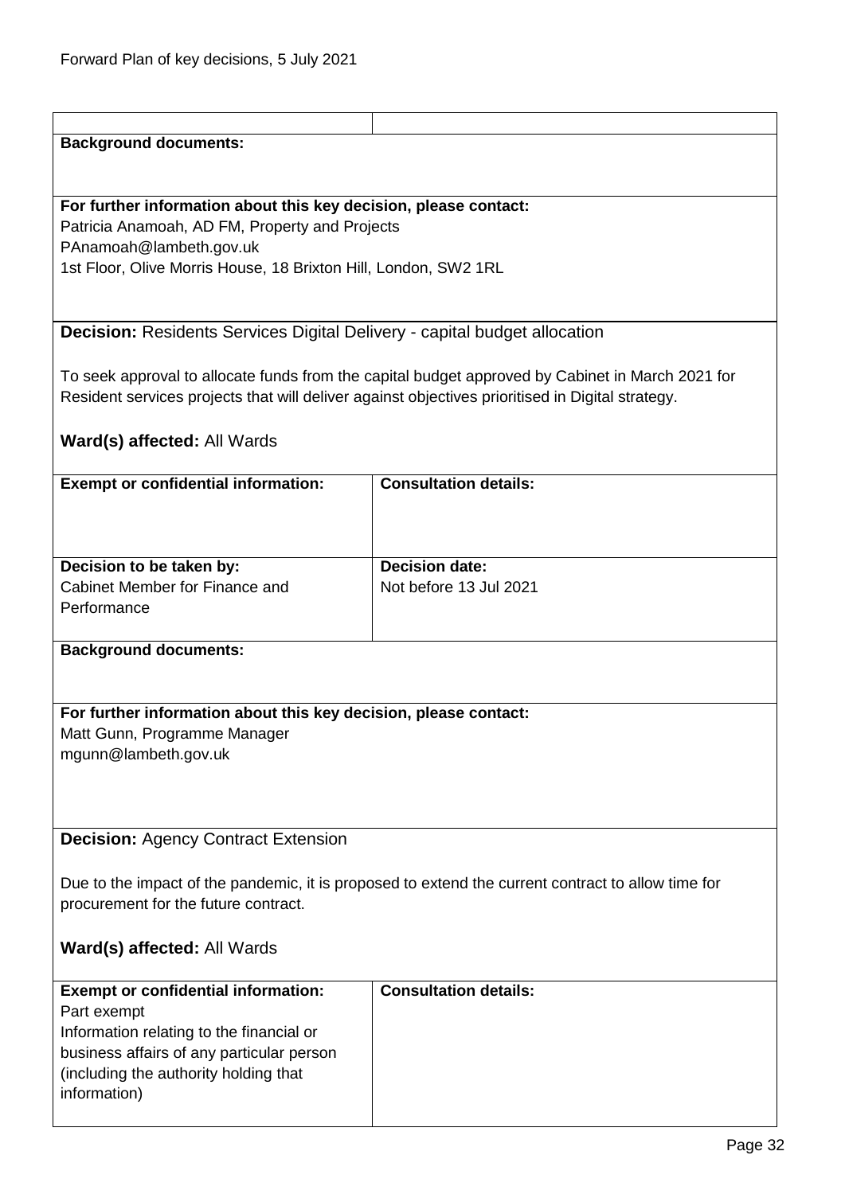**Background documents:**

**For further information about this key decision, please contact:**
Patricia Anamoah, AD FM, Property and Projects
PAnamoah@lambeth.gov.uk
1st Floor, Olive Morris House, 18 Brixton Hill, London, SW2 1RL

**Decision:** Residents Services Digital Delivery - capital budget allocation

To seek approval to allocate funds from the capital budget approved by Cabinet in March 2021 for Resident services projects that will deliver against objectives prioritised in Digital strategy.

**Ward(s) affected:** All Wards

| **Exempt or confidential information:** | **Consultation details:** |
|---|---|
| **Decision to be taken by:** Cabinet Member for Finance and Performance | **Decision date:** Not before 13 Jul 2021 |

**Background documents:**

**For further information about this key decision, please contact:**
Matt Gunn, Programme Manager
mgunn@lambeth.gov.uk

**Decision:** Agency Contract Extension

Due to the impact of the pandemic, it is proposed to extend the current contract to allow time for procurement for the future contract.

**Ward(s) affected:** All Wards

| **Exempt or confidential information:** | **Consultation details:** |
|---|---|
| Part exempt<br>Information relating to the financial or business affairs of any particular person (including the authority holding that information) | |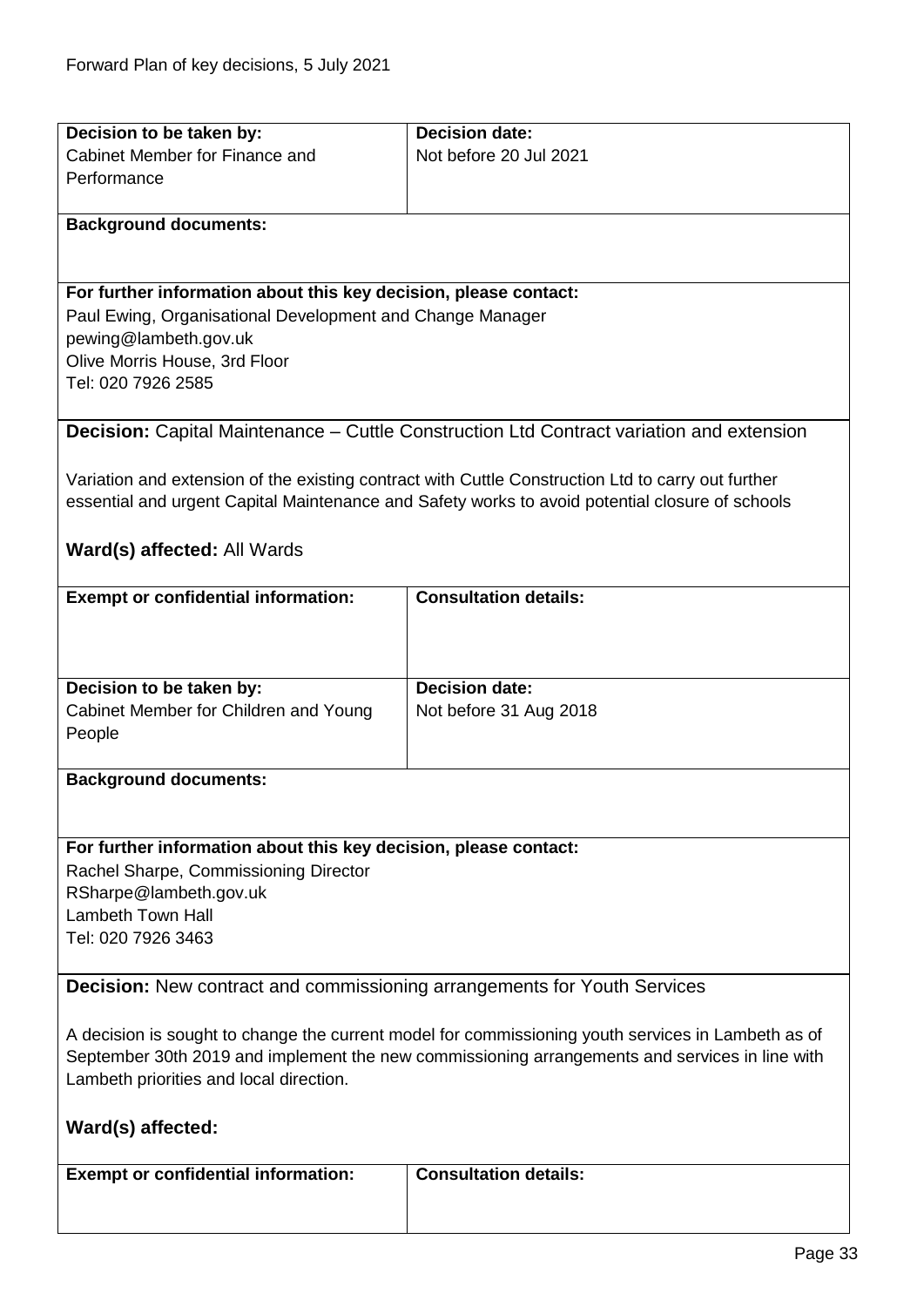| **Decision to be taken by:** | **Decision date:** |
|---|---|
| Cabinet Member for Finance and Performance | Not before 20 Jul 2021 |

**Background documents:**

**For further information about this key decision, please contact:**
Paul Ewing, Organisational Development and Change Manager
pewing@lambeth.gov.uk
Olive Morris House, 3rd Floor
Tel: 020 7926 2585

**Decision:** Capital Maintenance – Cuttle Construction Ltd Contract variation and extension

Variation and extension of the existing contract with Cuttle Construction Ltd to carry out further essential and urgent Capital Maintenance and Safety works to avoid potential closure of schools

**Ward(s) affected:** All Wards

| **Exempt or confidential information:** | **Consultation details:** |
|---|---|
| | |

| **Decision to be taken by:** | **Decision date:** |
|---|---|
| Cabinet Member for Children and Young People | Not before 31 Aug 2018 |

**Background documents:**

**For further information about this key decision, please contact:**
Rachel Sharpe, Commissioning Director
RSharpe@lambeth.gov.uk
Lambeth Town Hall
Tel: 020 7926 3463

**Decision:** New contract and commissioning arrangements for Youth Services

A decision is sought to change the current model for commissioning youth services in Lambeth as of September 30th 2019 and implement the new commissioning arrangements and services in line with Lambeth priorities and local direction.

**Ward(s) affected:**

| **Exempt or confidential information:** | **Consultation details:** |
|---|---|
| | |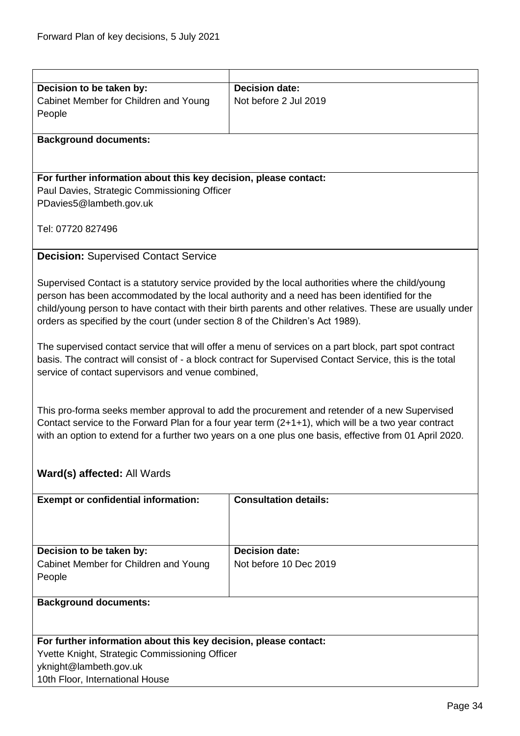| | |
|---|---|
| **Decision to be taken by:**<br>Cabinet Member for Children and Young People | **Decision date:**<br>Not before 2 Jul 2019 |
| **Background documents:** | |
| **For further information about this key decision, please contact:**<br>Paul Davies, Strategic Commissioning Officer<br>PDavies5@lambeth.gov.uk<br><br>Tel: 07720 827496 | |

**Decision:** Supervised Contact Service

Supervised Contact is a statutory service provided by the local authorities where the child/young person has been accommodated by the local authority and a need has been identified for the child/young person to have contact with their birth parents and other relatives. These are usually under orders as specified by the court (under section 8 of the Children's Act 1989).

The supervised contact service that will offer a menu of services on a part block, part spot contract basis. The contract will consist of - a block contract for Supervised Contact Service, this is the total service of contact supervisors and venue combined,

This pro-forma seeks member approval to add the procurement and retender of a new Supervised Contact service to the Forward Plan for a four year term (2+1+1), which will be a two year contract with an option to extend for a further two years on a one plus one basis, effective from 01 April 2020.

**Ward(s) affected:** All Wards

| | |
|---|---|
| **Exempt or confidential information:** | **Consultation details:** |
| **Decision to be taken by:**<br>Cabinet Member for Children and Young People | **Decision date:**<br>Not before 10 Dec 2019 |
| **Background documents:** | |
| **For further information about this key decision, please contact:**<br>Yvette Knight, Strategic Commissioning Officer<br>yknight@lambeth.gov.uk<br>10th Floor, International House | |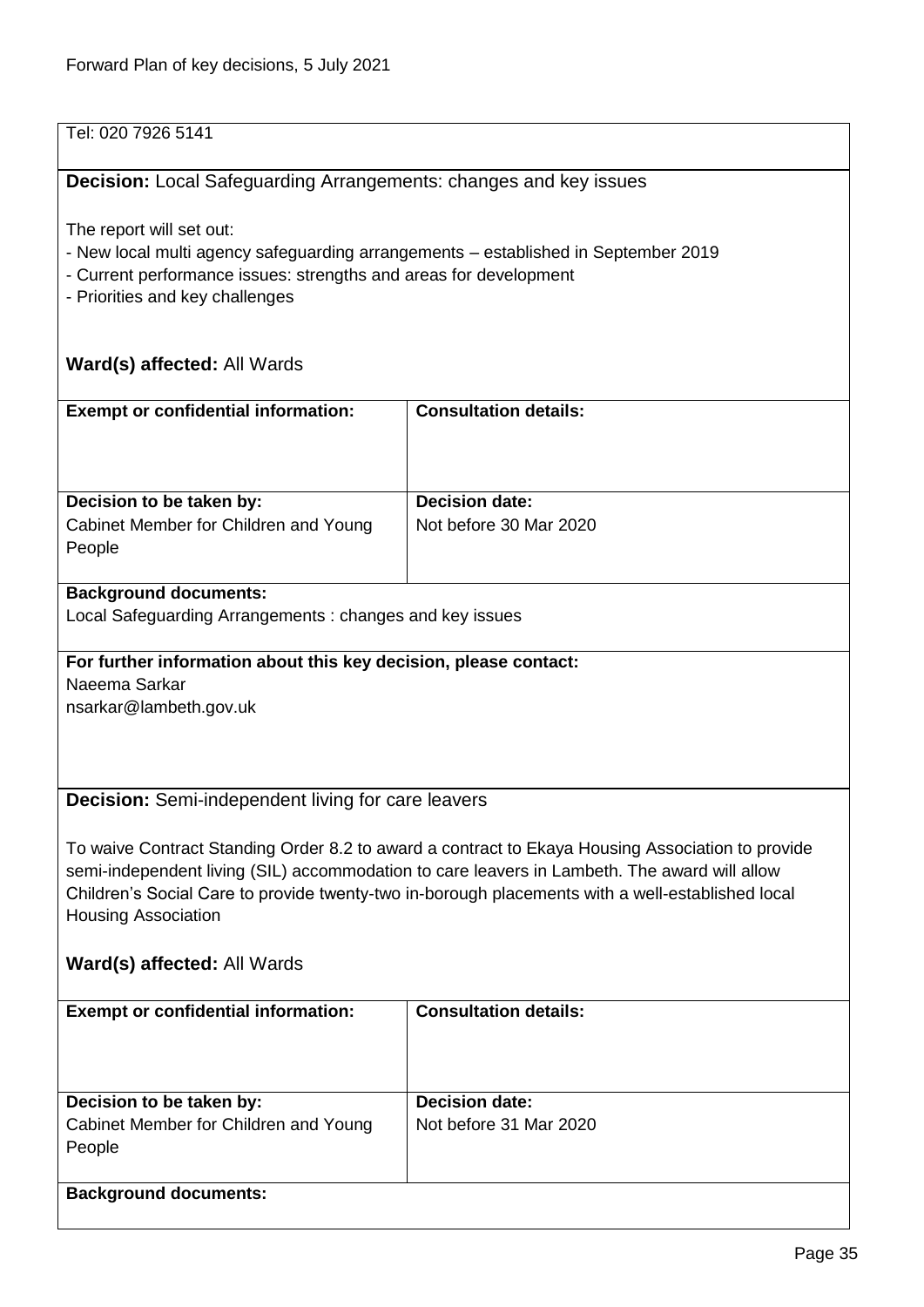Tel: 020 7926 5141

**Decision:** Local Safeguarding Arrangements: changes and key issues

The report will set out:

- New local multi agency safeguarding arrangements – established in September 2019
- Current performance issues: strengths and areas for development
- Priorities and key challenges

**Ward(s) affected:** All Wards

| **Exempt or confidential information:** | **Consultation details:** |
|---|---|
| **Decision to be taken by:** Cabinet Member for Children and Young People | **Decision date:** Not before 30 Mar 2020 |

**Background documents:**
Local Safeguarding Arrangements : changes and key issues

**For further information about this key decision, please contact:**
Naeema Sarkar
nsarkar@lambeth.gov.uk

**Decision:** Semi-independent living for care leavers

To waive Contract Standing Order 8.2 to award a contract to Ekaya Housing Association to provide semi-independent living (SIL) accommodation to care leavers in Lambeth. The award will allow Children's Social Care to provide twenty-two in-borough placements with a well-established local Housing Association

**Ward(s) affected:** All Wards

| **Exempt or confidential information:** | **Consultation details:** |
|---|---|
| **Decision to be taken by:** Cabinet Member for Children and Young People | **Decision date:** Not before 31 Mar 2020 |

**Background documents:**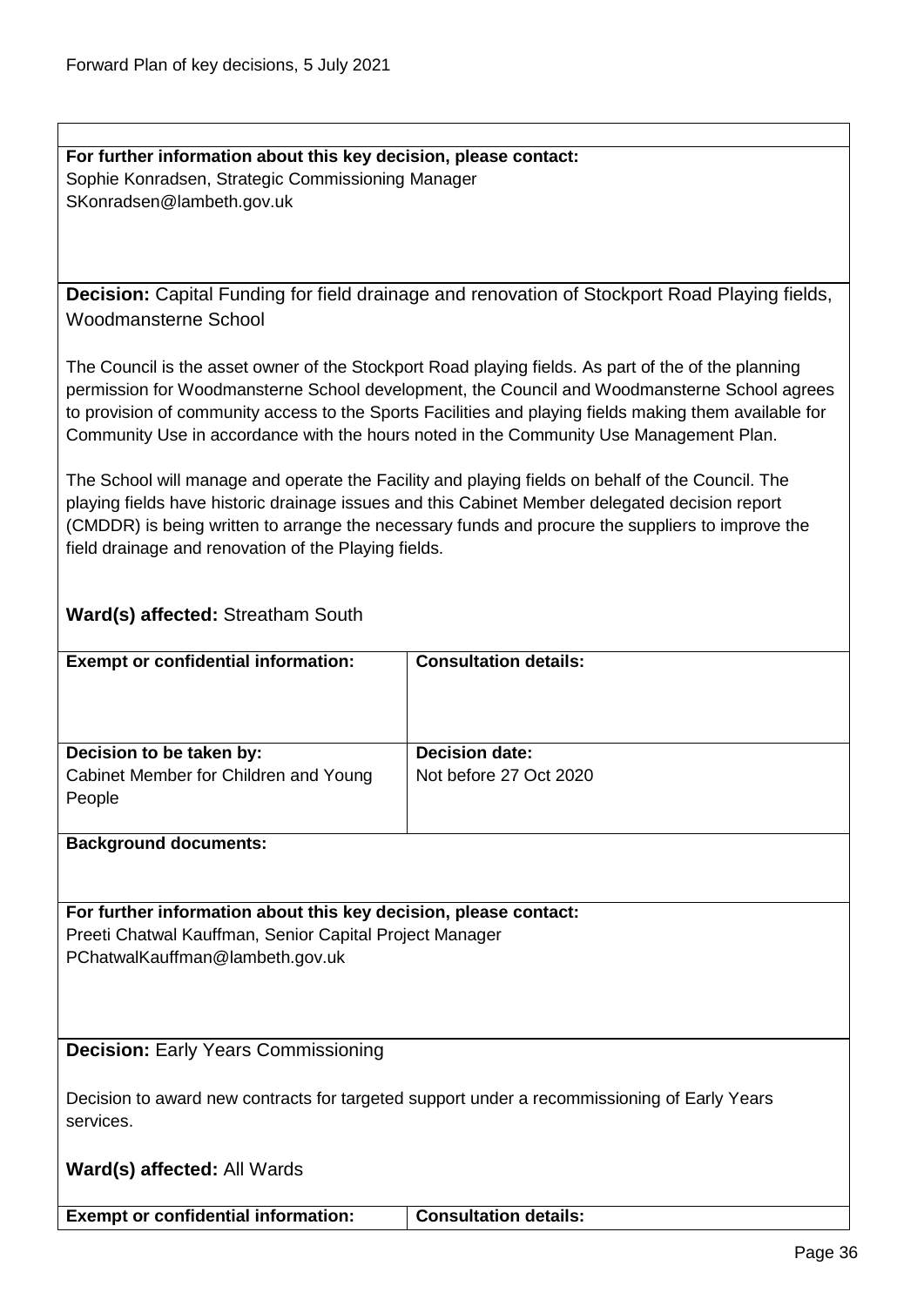**For further information about this key decision, please contact:**
Sophie Konradsen, Strategic Commissioning Manager
SKonradsen@lambeth.gov.uk

**Decision:** Capital Funding for field drainage and renovation of Stockport Road Playing fields, Woodmansterne School

The Council is the asset owner of the Stockport Road playing fields. As part of the of the planning permission for Woodmansterne School development, the Council and Woodmansterne School agrees to provision of community access to the Sports Facilities and playing fields making them available for Community Use in accordance with the hours noted in the Community Use Management Plan.

The School will manage and operate the Facility and playing fields on behalf of the Council. The playing fields have historic drainage issues and this Cabinet Member delegated decision report (CMDDR) is being written to arrange the necessary funds and procure the suppliers to improve the field drainage and renovation of the Playing fields.

**Ward(s) affected:** Streatham South

| **Exempt or confidential information:** | **Consultation details:** |
| --- | --- |
| **Decision to be taken by:**<br>Cabinet Member for Children and Young People | **Decision date:**<br>Not before 27 Oct 2020 |

**Background documents:**

**For further information about this key decision, please contact:**
Preeti Chatwal Kauffman, Senior Capital Project Manager
PChatwalKauffman@lambeth.gov.uk

**Decision:** Early Years Commissioning

Decision to award new contracts for targeted support under a recommissioning of Early Years services.

**Ward(s) affected:** All Wards

| **Exempt or confidential information:** | **Consultation details:** |
| --- | --- |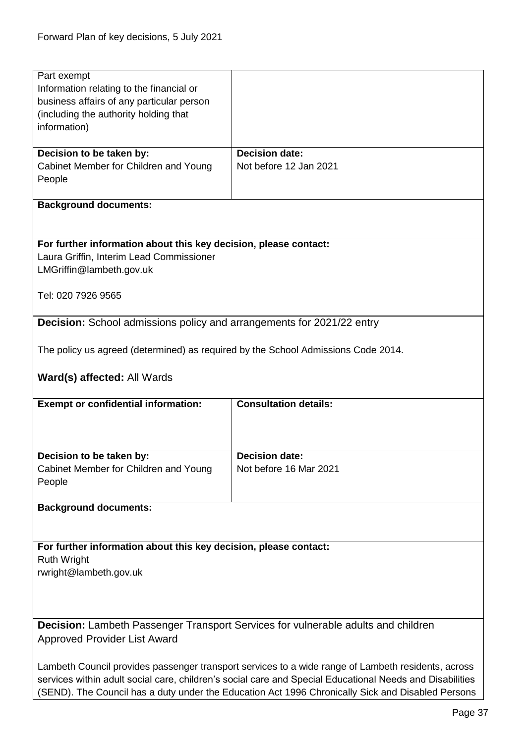| Part exempt<br>Information relating to the financial or business affairs of any particular person (including the authority holding that information) | |
|---|---|
| **Decision to be taken by:**<br>Cabinet Member for Children and Young People | **Decision date:**<br>Not before 12 Jan 2021 |

**Background documents:**

**For further information about this key decision, please contact:**
Laura Griffin, Interim Lead Commissioner
LMGriffin@lambeth.gov.uk

Tel: 020 7926 9565

**Decision:** School admissions policy and arrangements for 2021/22 entry

The policy us agreed (determined) as required by the School Admissions Code 2014.

**Ward(s) affected:** All Wards

| **Exempt or confidential information:** | **Consultation details:** |
|---|---|
| **Decision to be taken by:**<br>Cabinet Member for Children and Young People | **Decision date:**<br>Not before 16 Mar 2021 |

**Background documents:**

**For further information about this key decision, please contact:**
Ruth Wright
rwright@lambeth.gov.uk

**Decision:** Lambeth Passenger Transport Services for vulnerable adults and children Approved Provider List Award

Lambeth Council provides passenger transport services to a wide range of Lambeth residents, across services within adult social care, children's social care and Special Educational Needs and Disabilities (SEND). The Council has a duty under the Education Act 1996 Chronically Sick and Disabled Persons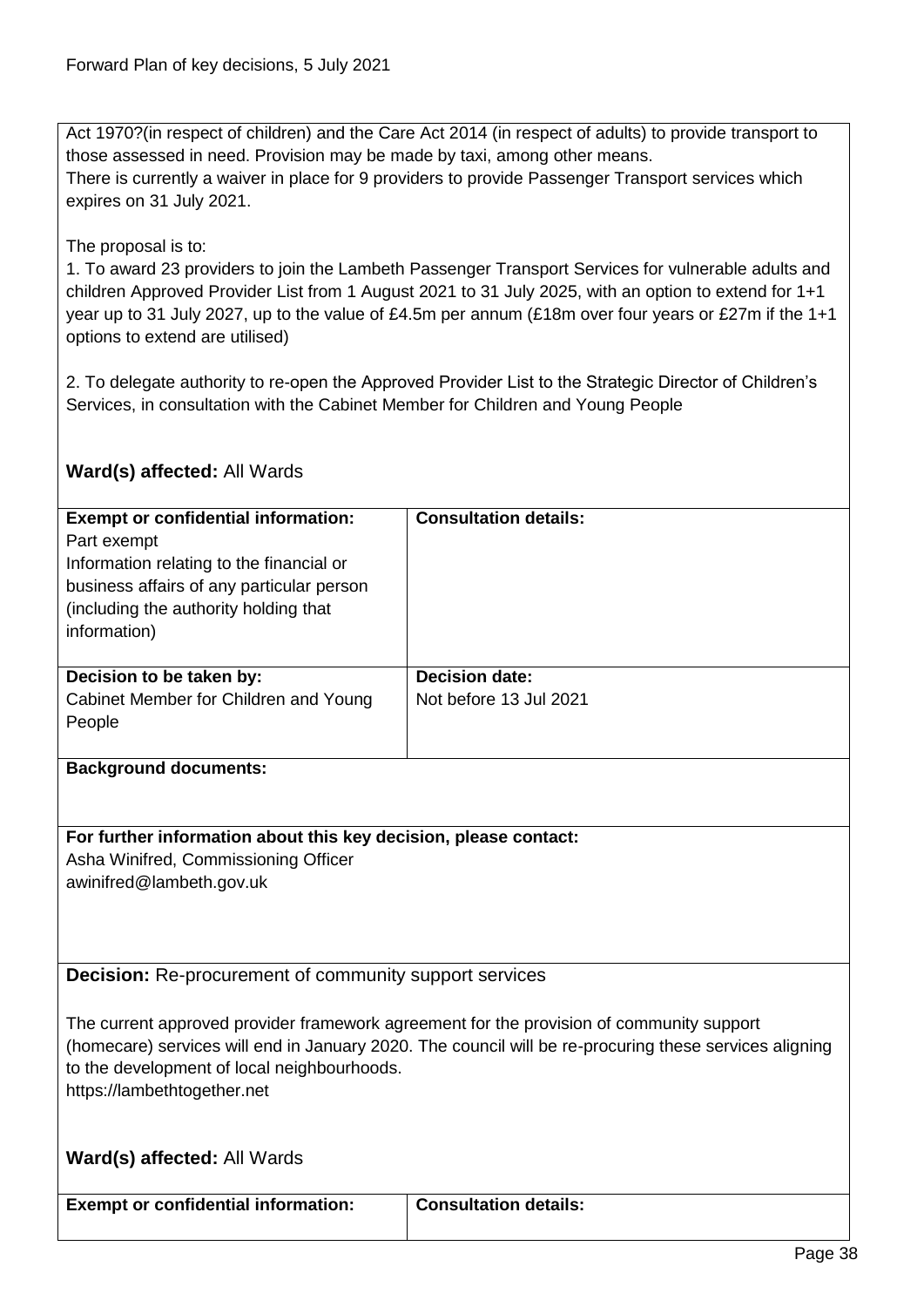Act 1970?(in respect of children) and the Care Act 2014 (in respect of adults) to provide transport to those assessed in need. Provision may be made by taxi, among other means.
There is currently a waiver in place for 9 providers to provide Passenger Transport services which expires on 31 July 2021.

The proposal is to:
1. To award 23 providers to join the Lambeth Passenger Transport Services for vulnerable adults and children Approved Provider List from 1 August 2021 to 31 July 2025, with an option to extend for 1+1 year up to 31 July 2027, up to the value of £4.5m per annum (£18m over four years or £27m if the 1+1 options to extend are utilised)

2. To delegate authority to re-open the Approved Provider List to the Strategic Director of Children's Services, in consultation with the Cabinet Member for Children and Young People

**Ward(s) affected:** All Wards

| **Exempt or confidential information:** Part exempt Information relating to the financial or business affairs of any particular person (including the authority holding that information) | **Consultation details:** |
|---|---|
| **Decision to be taken by:** Cabinet Member for Children and Young People | **Decision date:** Not before 13 Jul 2021 |

**Background documents:**

**For further information about this key decision, please contact:**
Asha Winifred, Commissioning Officer
awinifred@lambeth.gov.uk

**Decision:** Re-procurement of community support services

The current approved provider framework agreement for the provision of community support (homecare) services will end in January 2020. The council will be re-procuring these services aligning to the development of local neighbourhoods.
https://lambethtogether.net

**Ward(s) affected:** All Wards

| **Exempt or confidential information:** | **Consultation details:** |
|---|---|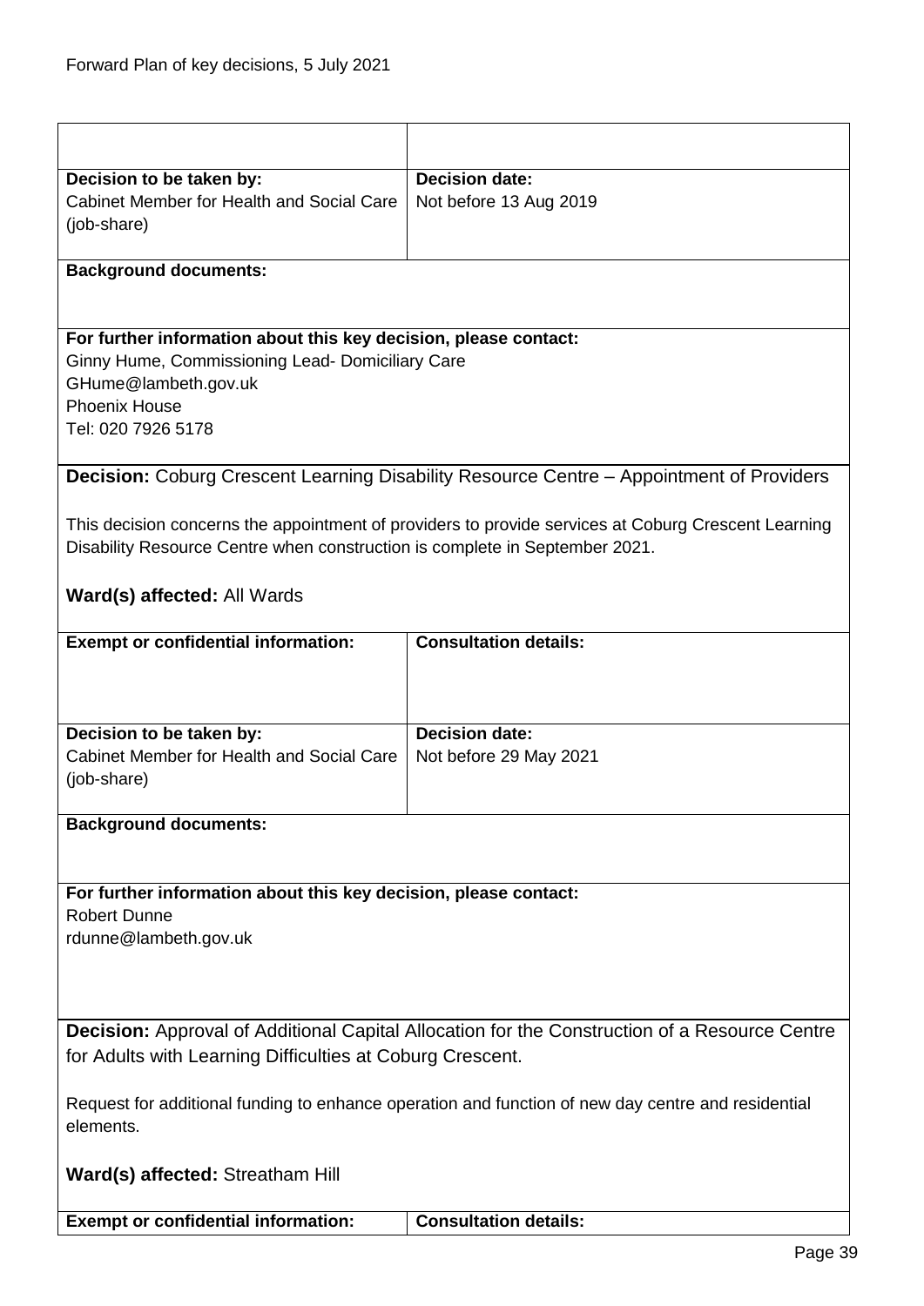| | |
|---|---|
| **Decision to be taken by:**<br>Cabinet Member for Health and Social Care (job-share) | **Decision date:**<br>Not before 13 Aug 2019 |

**Background documents:**

**For further information about this key decision, please contact:**
Ginny Hume, Commissioning Lead- Domiciliary Care
GHume@lambeth.gov.uk
Phoenix House
Tel: 020 7926 5178

**Decision:** Coburg Crescent Learning Disability Resource Centre – Appointment of Providers

This decision concerns the appointment of providers to provide services at Coburg Crescent Learning Disability Resource Centre when construction is complete in September 2021.

**Ward(s) affected:** All Wards

| **Exempt or confidential information:** | **Consultation details:** |
|---|---|
| **Decision to be taken by:**<br>Cabinet Member for Health and Social Care (job-share) | **Decision date:**<br>Not before 29 May 2021 |

**Background documents:**

**For further information about this key decision, please contact:**
Robert Dunne
rdunne@lambeth.gov.uk

**Decision:** Approval of Additional Capital Allocation for the Construction of a Resource Centre for Adults with Learning Difficulties at Coburg Crescent.

Request for additional funding to enhance operation and function of new day centre and residential elements.

**Ward(s) affected:** Streatham Hill

| **Exempt or confidential information:** | **Consultation details:** |
|---|---|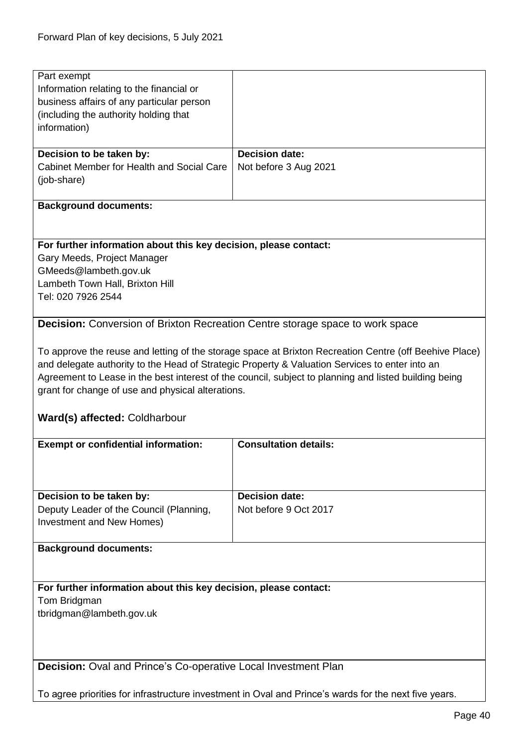| | |
|---|---|
| Part exempt<br>Information relating to the financial or business affairs of any particular person (including the authority holding that information) | |
| **Decision to be taken by:**<br>Cabinet Member for Health and Social Care (job-share) | **Decision date:**<br>Not before 3 Aug 2021 |

**Background documents:**

**For further information about this key decision, please contact:**
Gary Meeds, Project Manager
GMeeds@lambeth.gov.uk
Lambeth Town Hall, Brixton Hill
Tel: 020 7926 2544

**Decision:** Conversion of Brixton Recreation Centre storage space to work space

To approve the reuse and letting of the storage space at Brixton Recreation Centre (off Beehive Place) and delegate authority to the Head of Strategic Property & Valuation Services to enter into an Agreement to Lease in the best interest of the council, subject to planning and listed building being grant for change of use and physical alterations.

**Ward(s) affected:** Coldharbour

| **Exempt or confidential information:** | **Consultation details:** |
|---|---|
| **Decision to be taken by:**<br>Deputy Leader of the Council (Planning, Investment and New Homes) | **Decision date:**<br>Not before 9 Oct 2017 |

**Background documents:**

**For further information about this key decision, please contact:**
Tom Bridgman
tbridgman@lambeth.gov.uk

**Decision:** Oval and Prince's Co-operative Local Investment Plan

To agree priorities for infrastructure investment in Oval and Prince's wards for the next five years.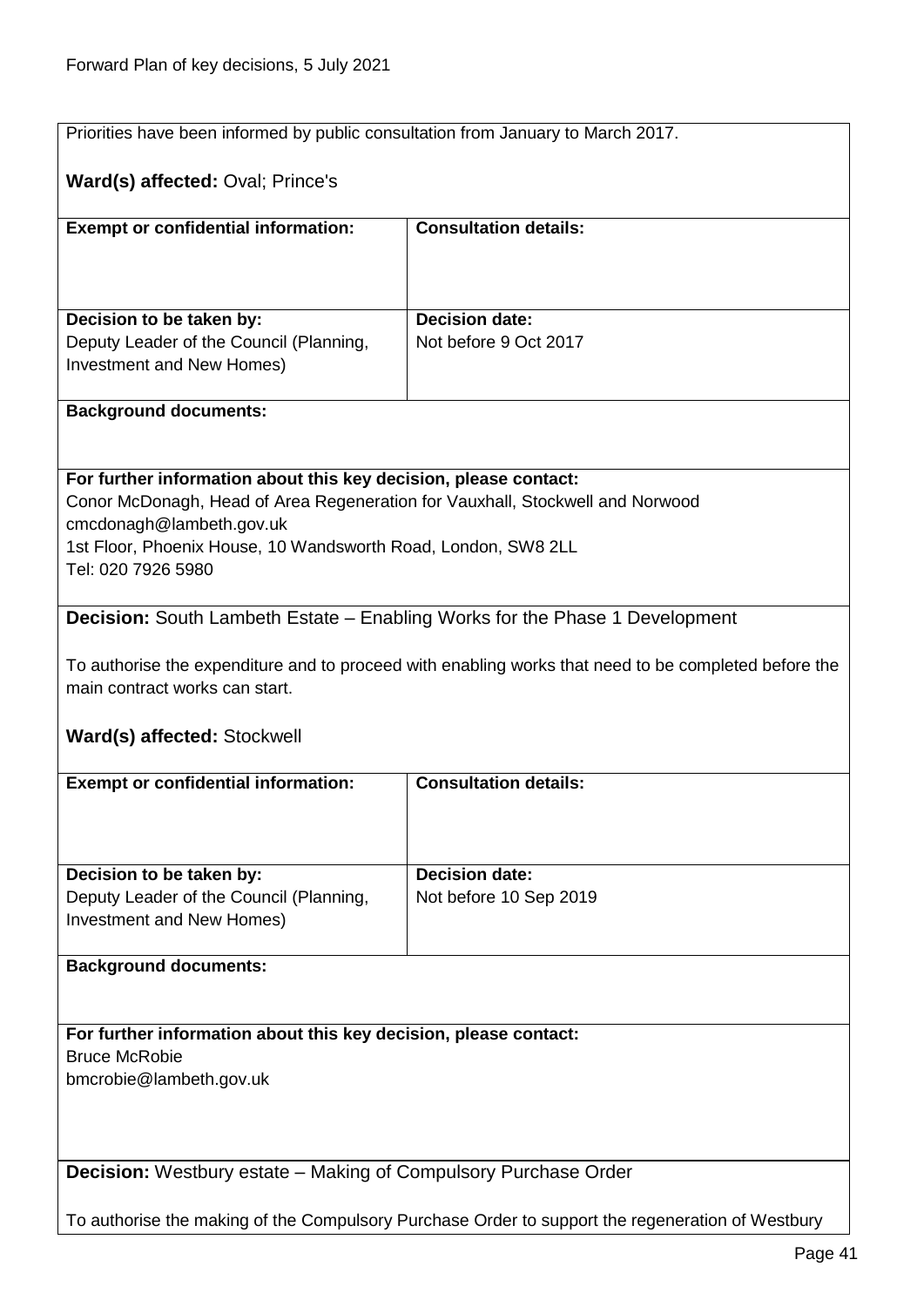Priorities have been informed by public consultation from January to March 2017.

**Ward(s) affected:** Oval; Prince's

| **Exempt or confidential information:** | **Consultation details:** |
| --- | --- |
| **Decision to be taken by:** Deputy Leader of the Council (Planning, Investment and New Homes) | **Decision date:** Not before 9 Oct 2017 |

**Background documents:**

**For further information about this key decision, please contact:**
Conor McDonagh, Head of Area Regeneration for Vauxhall, Stockwell and Norwood
cmcdonagh@lambeth.gov.uk
1st Floor, Phoenix House, 10 Wandsworth Road, London, SW8 2LL
Tel: 020 7926 5980

**Decision:** South Lambeth Estate – Enabling Works for the Phase 1 Development

To authorise the expenditure and to proceed with enabling works that need to be completed before the main contract works can start.

**Ward(s) affected:** Stockwell

| **Exempt or confidential information:** | **Consultation details:** |
| --- | --- |
| **Decision to be taken by:** Deputy Leader of the Council (Planning, Investment and New Homes) | **Decision date:** Not before 10 Sep 2019 |

**Background documents:**

**For further information about this key decision, please contact:**
Bruce McRobie
bmcrobie@lambeth.gov.uk

**Decision:** Westbury estate – Making of Compulsory Purchase Order

To authorise the making of the Compulsory Purchase Order to support the regeneration of Westbury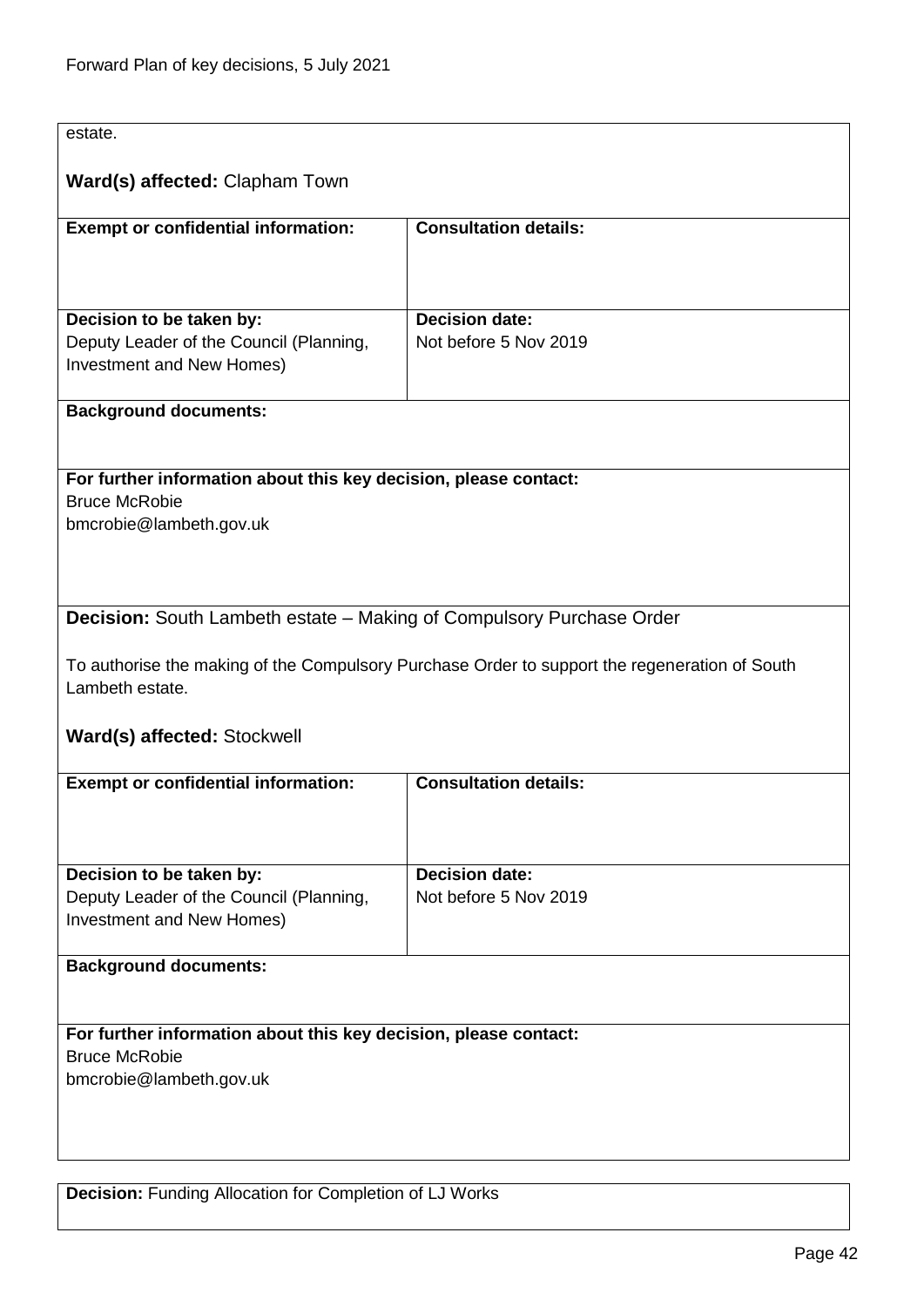estate.

**Ward(s) affected:** Clapham Town

| **Exempt or confidential information:** | **Consultation details:** |
| --- | --- |
| **Decision to be taken by:**<br>Deputy Leader of the Council (Planning, Investment and New Homes) | **Decision date:**<br>Not before 5 Nov 2019 |

**Background documents:**

**For further information about this key decision, please contact:**
Bruce McRobie
bmcrobie@lambeth.gov.uk

**Decision:** South Lambeth estate – Making of Compulsory Purchase Order

To authorise the making of the Compulsory Purchase Order to support the regeneration of South Lambeth estate.

**Ward(s) affected:** Stockwell

| **Exempt or confidential information:** | **Consultation details:** |
| --- | --- |
| **Decision to be taken by:**<br>Deputy Leader of the Council (Planning, Investment and New Homes) | **Decision date:**<br>Not before 5 Nov 2019 |

**Background documents:**

**For further information about this key decision, please contact:**
Bruce McRobie
bmcrobie@lambeth.gov.uk

**Decision:** Funding Allocation for Completion of LJ Works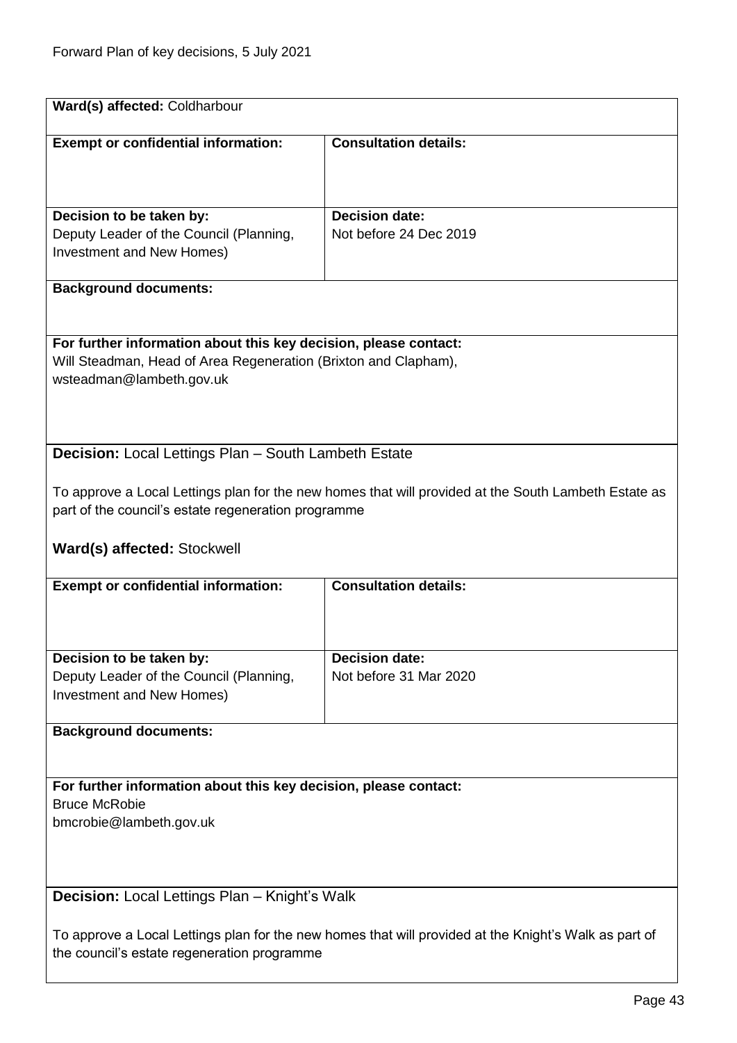**Ward(s) affected:** Coldharbour

| **Exempt or confidential information:** | **Consultation details:** |
|---|---|
| | |
| **Decision to be taken by:**<br>Deputy Leader of the Council (Planning, Investment and New Homes) | **Decision date:**<br>Not before 24 Dec 2019 |

**Background documents:**

**For further information about this key decision, please contact:**
Will Steadman, Head of Area Regeneration (Brixton and Clapham),
wsteadman@lambeth.gov.uk

**Decision:** Local Lettings Plan – South Lambeth Estate

To approve a Local Lettings plan for the new homes that will provided at the South Lambeth Estate as part of the council's estate regeneration programme

**Ward(s) affected:** Stockwell

| **Exempt or confidential information:** | **Consultation details:** |
|---|---|
| | |
| **Decision to be taken by:**<br>Deputy Leader of the Council (Planning, Investment and New Homes) | **Decision date:**<br>Not before 31 Mar 2020 |

**Background documents:**

**For further information about this key decision, please contact:**
Bruce McRobie
bmcrobie@lambeth.gov.uk

**Decision:** Local Lettings Plan – Knight's Walk

To approve a Local Lettings plan for the new homes that will provided at the Knight's Walk as part of the council's estate regeneration programme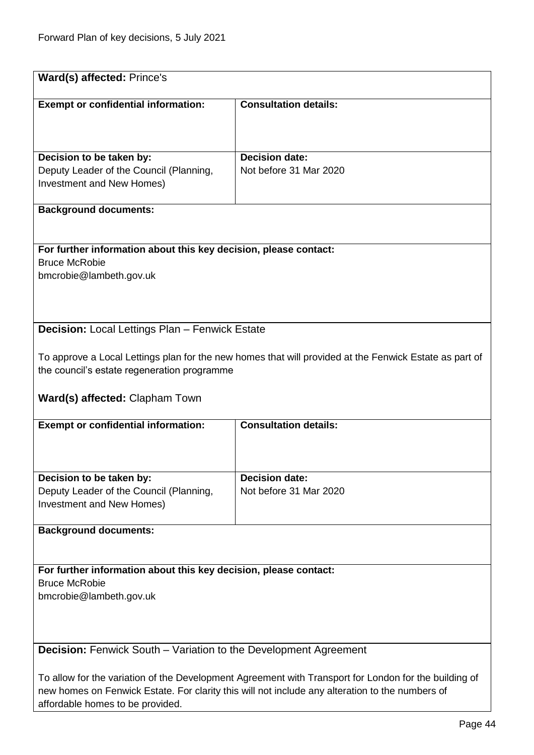**Ward(s) affected:** Prince's

| **Exempt or confidential information:** | **Consultation details:** |
| --- | --- |
| **Decision to be taken by:**<br>Deputy Leader of the Council (Planning, Investment and New Homes) | **Decision date:**<br>Not before 31 Mar 2020 |

**Background documents:**

**For further information about this key decision, please contact:**
Bruce McRobie
bmcrobie@lambeth.gov.uk

**Decision:** Local Lettings Plan – Fenwick Estate

To approve a Local Lettings plan for the new homes that will provided at the Fenwick Estate as part of the council's estate regeneration programme

**Ward(s) affected:** Clapham Town

| **Exempt or confidential information:** | **Consultation details:** |
| --- | --- |
| **Decision to be taken by:**<br>Deputy Leader of the Council (Planning, Investment and New Homes) | **Decision date:**<br>Not before 31 Mar 2020 |

**Background documents:**

**For further information about this key decision, please contact:**
Bruce McRobie
bmcrobie@lambeth.gov.uk

**Decision:** Fenwick South – Variation to the Development Agreement

To allow for the variation of the Development Agreement with Transport for London for the building of new homes on Fenwick Estate. For clarity this will not include any alteration to the numbers of affordable homes to be provided.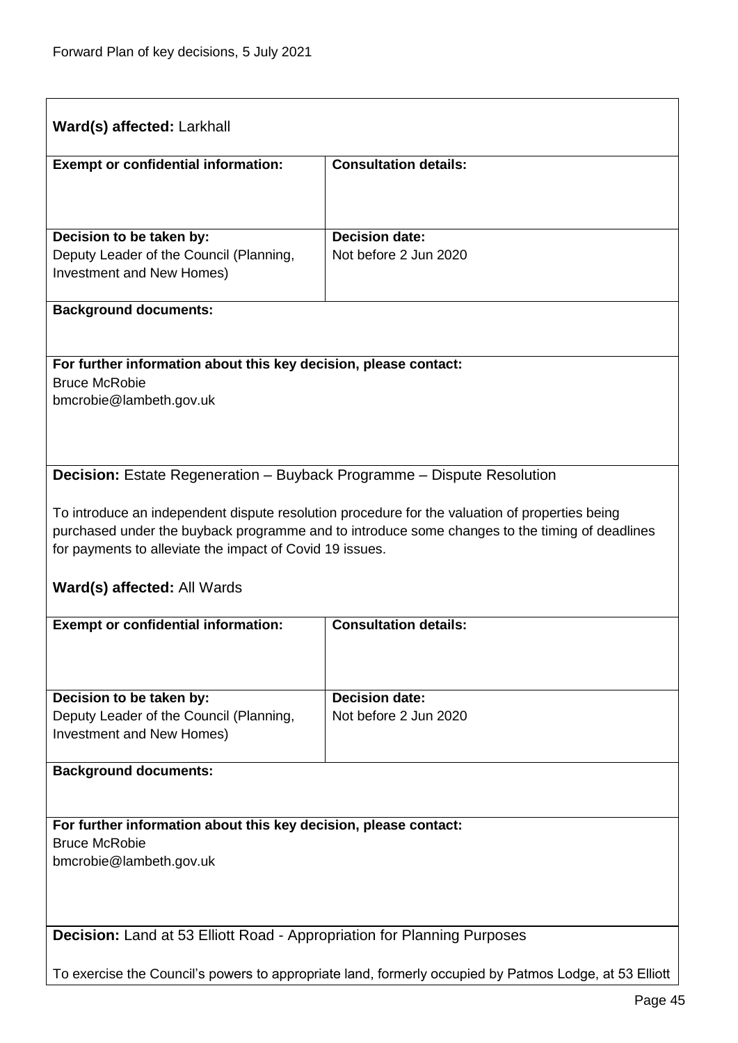**Ward(s) affected:** Larkhall

| **Exempt or confidential information:** | **Consultation details:** |
|---|---|
| | |
| **Decision to be taken by:**<br>Deputy Leader of the Council (Planning, Investment and New Homes) | **Decision date:**<br>Not before 2 Jun 2020 |

**Background documents:**

**For further information about this key decision, please contact:**
Bruce McRobie
bmcrobie@lambeth.gov.uk

**Decision:** Estate Regeneration – Buyback Programme – Dispute Resolution

To introduce an independent dispute resolution procedure for the valuation of properties being purchased under the buyback programme and to introduce some changes to the timing of deadlines for payments to alleviate the impact of Covid 19 issues.

**Ward(s) affected:** All Wards

| **Exempt or confidential information:** | **Consultation details:** |
|---|---|
| | |
| **Decision to be taken by:**<br>Deputy Leader of the Council (Planning, Investment and New Homes) | **Decision date:**<br>Not before 2 Jun 2020 |

**Background documents:**

**For further information about this key decision, please contact:**
Bruce McRobie
bmcrobie@lambeth.gov.uk

**Decision:** Land at 53 Elliott Road - Appropriation for Planning Purposes

To exercise the Council's powers to appropriate land, formerly occupied by Patmos Lodge, at 53 Elliott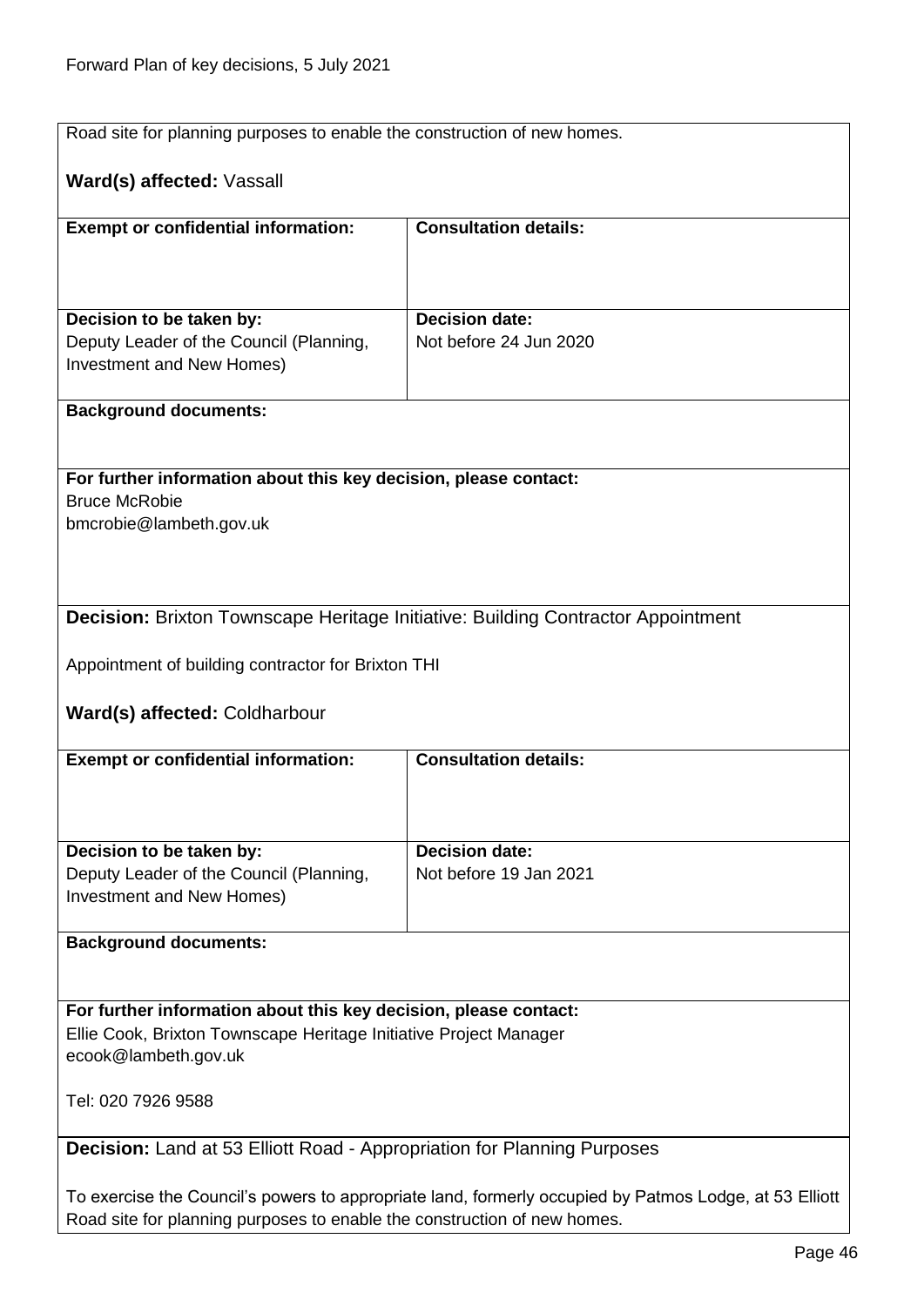Road site for planning purposes to enable the construction of new homes.

**Ward(s) affected:** Vassall

| **Exempt or confidential information:** | **Consultation details:** |
|---|---|
| | |

| **Decision to be taken by:** | **Decision date:** |
|---|---|
| Deputy Leader of the Council (Planning, Investment and New Homes) | Not before 24 Jun 2020 |

**Background documents:**

**For further information about this key decision, please contact:**
Bruce McRobie
bmcrobie@lambeth.gov.uk

**Decision:** Brixton Townscape Heritage Initiative: Building Contractor Appointment

Appointment of building contractor for Brixton THI

**Ward(s) affected:** Coldharbour

| **Exempt or confidential information:** | **Consultation details:** |
|---|---|
| | |

| **Decision to be taken by:** | **Decision date:** |
|---|---|
| Deputy Leader of the Council (Planning, Investment and New Homes) | Not before 19 Jan 2021 |

**Background documents:**

**For further information about this key decision, please contact:**
Ellie Cook, Brixton Townscape Heritage Initiative Project Manager
ecook@lambeth.gov.uk

Tel: 020 7926 9588

**Decision:** Land at 53 Elliott Road - Appropriation for Planning Purposes

To exercise the Council's powers to appropriate land, formerly occupied by Patmos Lodge, at 53 Elliott Road site for planning purposes to enable the construction of new homes.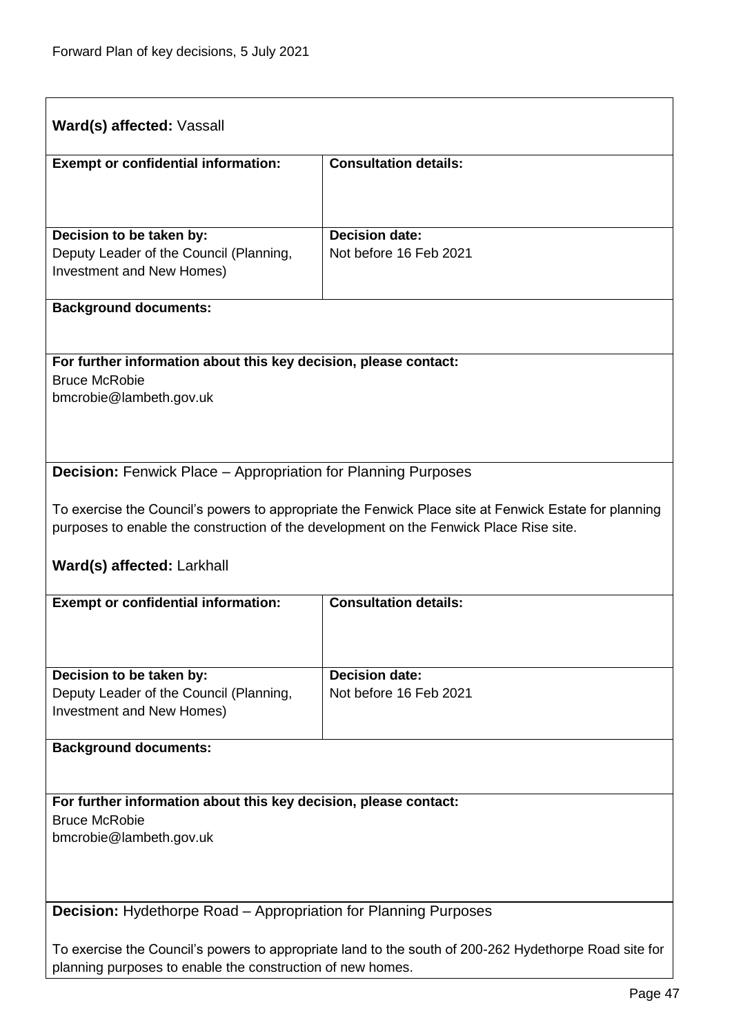**Ward(s) affected:** Vassall

| **Exempt or confidential information:** | **Consultation details:** |
| --- | --- |
| **Decision to be taken by:** Deputy Leader of the Council (Planning, Investment and New Homes) | **Decision date:** Not before 16 Feb 2021 |

**Background documents:**

**For further information about this key decision, please contact:**
Bruce McRobie
bmcrobie@lambeth.gov.uk

**Decision:** Fenwick Place – Appropriation for Planning Purposes

To exercise the Council's powers to appropriate the Fenwick Place site at Fenwick Estate for planning purposes to enable the construction of the development on the Fenwick Place Rise site.

**Ward(s) affected:** Larkhall

| **Exempt or confidential information:** | **Consultation details:** |
| --- | --- |
| **Decision to be taken by:** Deputy Leader of the Council (Planning, Investment and New Homes) | **Decision date:** Not before 16 Feb 2021 |

**Background documents:**

**For further information about this key decision, please contact:**
Bruce McRobie
bmcrobie@lambeth.gov.uk

**Decision:** Hydethorpe Road – Appropriation for Planning Purposes

To exercise the Council's powers to appropriate land to the south of 200-262 Hydethorpe Road site for planning purposes to enable the construction of new homes.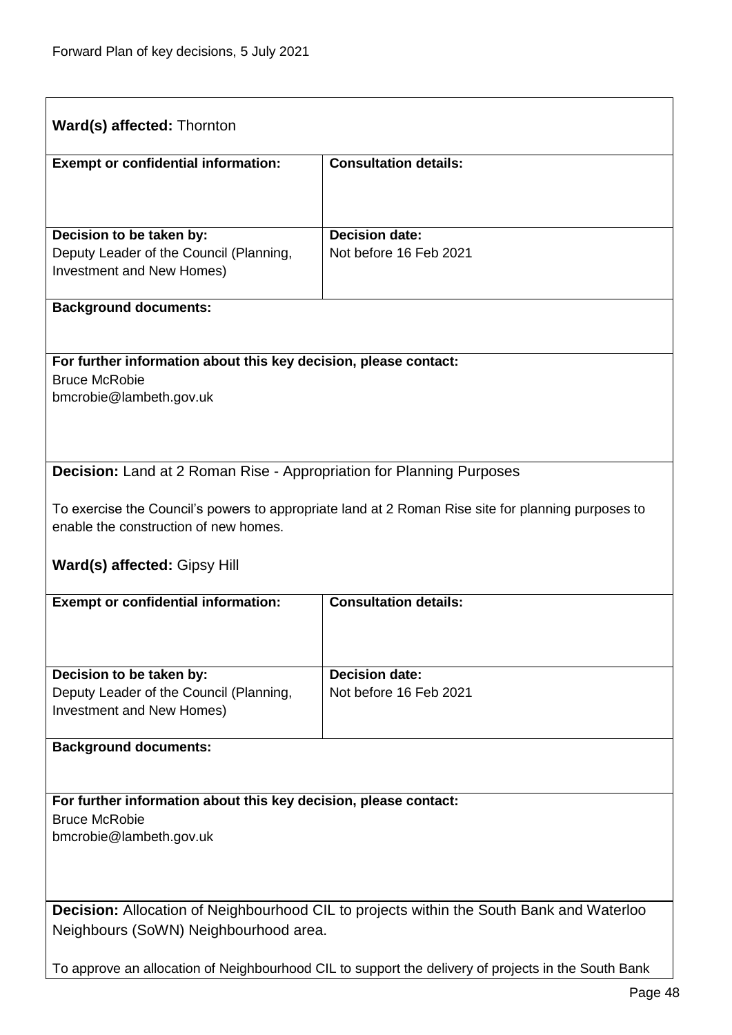**Ward(s) affected:** Thornton

| **Exempt or confidential information:** | **Consultation details:** |
| --- | --- |
| | |
| **Decision to be taken by:** Deputy Leader of the Council (Planning, Investment and New Homes) | **Decision date:** Not before 16 Feb 2021 |

**Background documents:**

**For further information about this key decision, please contact:**
Bruce McRobie
bmcrobie@lambeth.gov.uk

**Decision:** Land at 2 Roman Rise - Appropriation for Planning Purposes

To exercise the Council's powers to appropriate land at 2 Roman Rise site for planning purposes to enable the construction of new homes.

**Ward(s) affected:** Gipsy Hill

| **Exempt or confidential information:** | **Consultation details:** |
| --- | --- |
| | |
| **Decision to be taken by:** Deputy Leader of the Council (Planning, Investment and New Homes) | **Decision date:** Not before 16 Feb 2021 |

**Background documents:**

**For further information about this key decision, please contact:**
Bruce McRobie
bmcrobie@lambeth.gov.uk

**Decision:** Allocation of Neighbourhood CIL to projects within the South Bank and Waterloo Neighbours (SoWN) Neighbourhood area.

To approve an allocation of Neighbourhood CIL to support the delivery of projects in the South Bank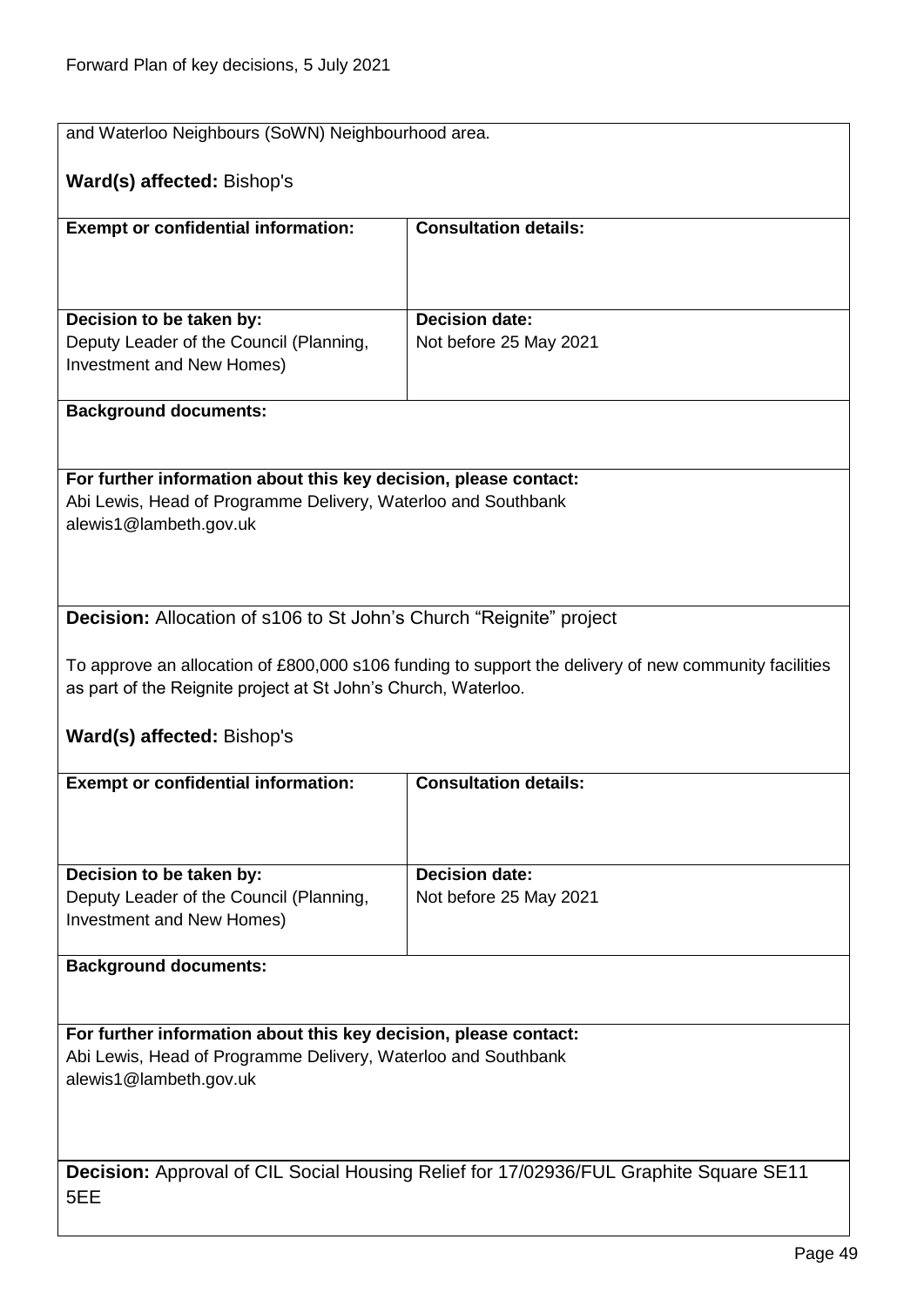and Waterloo Neighbours (SoWN) Neighbourhood area.

**Ward(s) affected:** Bishop's

| **Exempt or confidential information:** | **Consultation details:** |
|---|---|
| | |
| **Decision to be taken by:** Deputy Leader of the Council (Planning, Investment and New Homes) | **Decision date:** Not before 25 May 2021 |

**Background documents:**

**For further information about this key decision, please contact:**
Abi Lewis, Head of Programme Delivery, Waterloo and Southbank
alewis1@lambeth.gov.uk

**Decision:** Allocation of s106 to St John's Church "Reignite" project

To approve an allocation of £800,000 s106 funding to support the delivery of new community facilities as part of the Reignite project at St John's Church, Waterloo.

**Ward(s) affected:** Bishop's

| **Exempt or confidential information:** | **Consultation details:** |
|---|---|
| | |
| **Decision to be taken by:** Deputy Leader of the Council (Planning, Investment and New Homes) | **Decision date:** Not before 25 May 2021 |

**Background documents:**

**For further information about this key decision, please contact:**
Abi Lewis, Head of Programme Delivery, Waterloo and Southbank
alewis1@lambeth.gov.uk

**Decision:** Approval of CIL Social Housing Relief for 17/02936/FUL Graphite Square SE11 5EE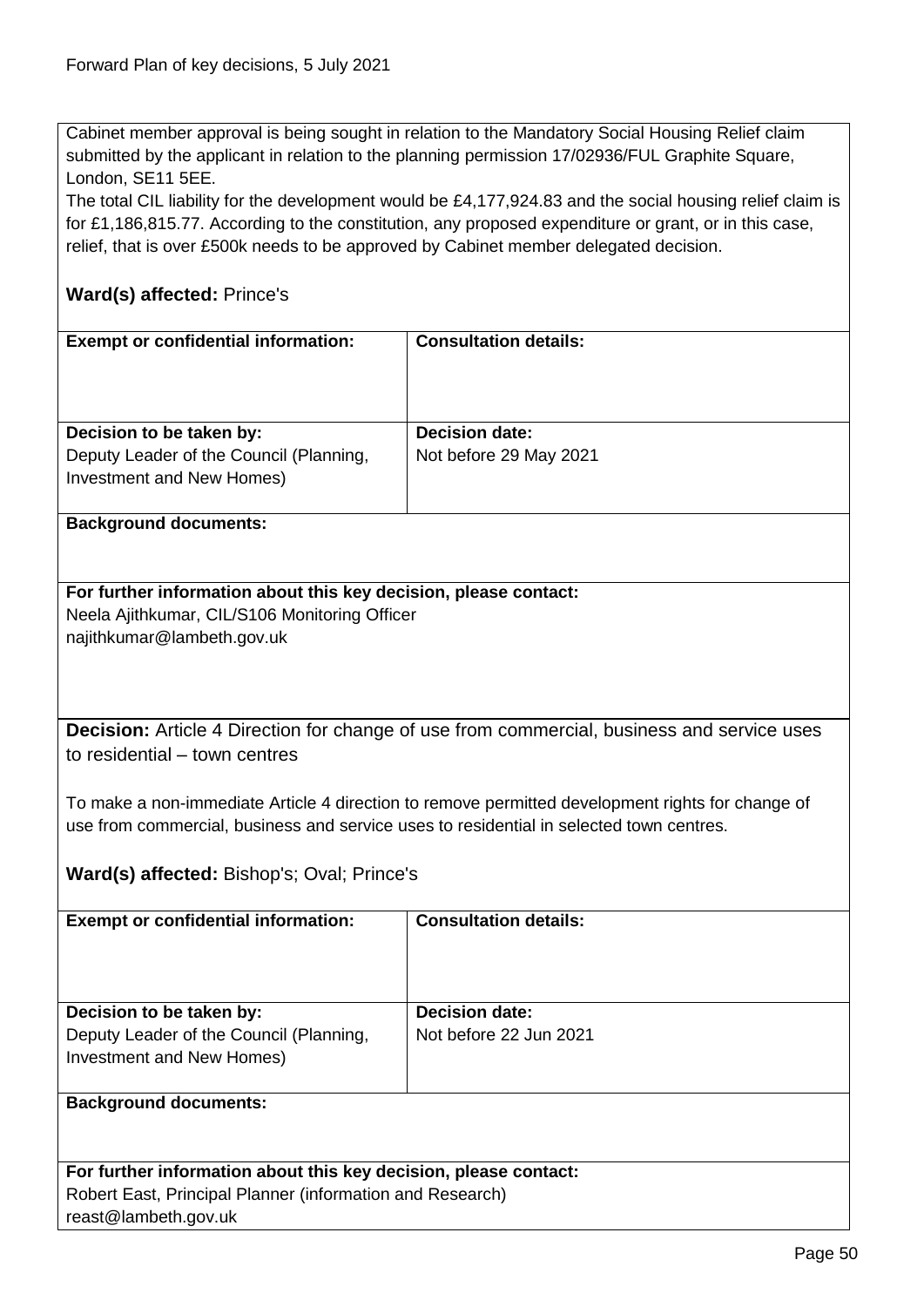Cabinet member approval is being sought in relation to the Mandatory Social Housing Relief claim submitted by the applicant in relation to the planning permission 17/02936/FUL Graphite Square, London, SE11 5EE.

The total CIL liability for the development would be £4,177,924.83 and the social housing relief claim is for £1,186,815.77. According to the constitution, any proposed expenditure or grant, or in this case, relief, that is over £500k needs to be approved by Cabinet member delegated decision.

**Ward(s) affected:** Prince's

| **Exempt or confidential information:** | **Consultation details:** |
|---|---|
| **Decision to be taken by:** Deputy Leader of the Council (Planning, Investment and New Homes) | **Decision date:** Not before 29 May 2021 |

**Background documents:**

**For further information about this key decision, please contact:**
Neela Ajithkumar, CIL/S106 Monitoring Officer
najithkumar@lambeth.gov.uk

**Decision:** Article 4 Direction for change of use from commercial, business and service uses to residential – town centres

To make a non-immediate Article 4 direction to remove permitted development rights for change of use from commercial, business and service uses to residential in selected town centres.

**Ward(s) affected:** Bishop's; Oval; Prince's

| **Exempt or confidential information:** | **Consultation details:** |
|---|---|
| **Decision to be taken by:** Deputy Leader of the Council (Planning, Investment and New Homes) | **Decision date:** Not before 22 Jun 2021 |

**Background documents:**

**For further information about this key decision, please contact:**
Robert East, Principal Planner (information and Research)
reast@lambeth.gov.uk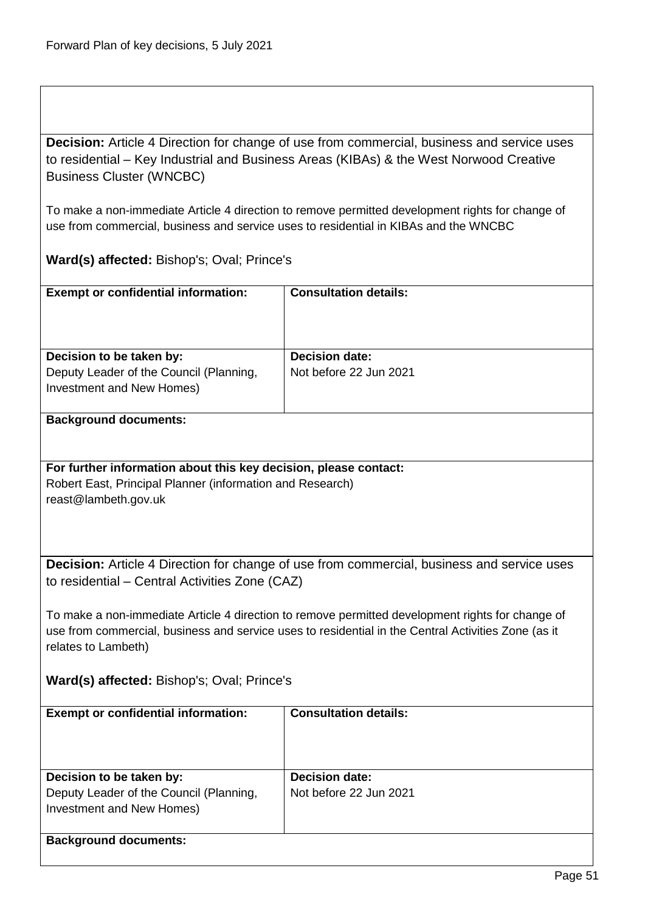**Decision:** Article 4 Direction for change of use from commercial, business and service uses to residential – Key Industrial and Business Areas (KIBAs) & the West Norwood Creative Business Cluster (WNCBC)

To make a non-immediate Article 4 direction to remove permitted development rights for change of use from commercial, business and service uses to residential in KIBAs and the WNCBC

**Ward(s) affected:** Bishop's; Oval; Prince's

| **Exempt or confidential information:** | **Consultation details:** |
| --- | --- |
| | |
| **Decision to be taken by:** Deputy Leader of the Council (Planning, Investment and New Homes) | **Decision date:** Not before 22 Jun 2021 |

**Background documents:**

**For further information about this key decision, please contact:**
Robert East, Principal Planner (information and Research)
reast@lambeth.gov.uk

**Decision:** Article 4 Direction for change of use from commercial, business and service uses to residential – Central Activities Zone (CAZ)

To make a non-immediate Article 4 direction to remove permitted development rights for change of use from commercial, business and service uses to residential in the Central Activities Zone (as it relates to Lambeth)

**Ward(s) affected:** Bishop's; Oval; Prince's

| **Exempt or confidential information:** | **Consultation details:** |
| --- | --- |
| | |
| **Decision to be taken by:** Deputy Leader of the Council (Planning, Investment and New Homes) | **Decision date:** Not before 22 Jun 2021 |

**Background documents:**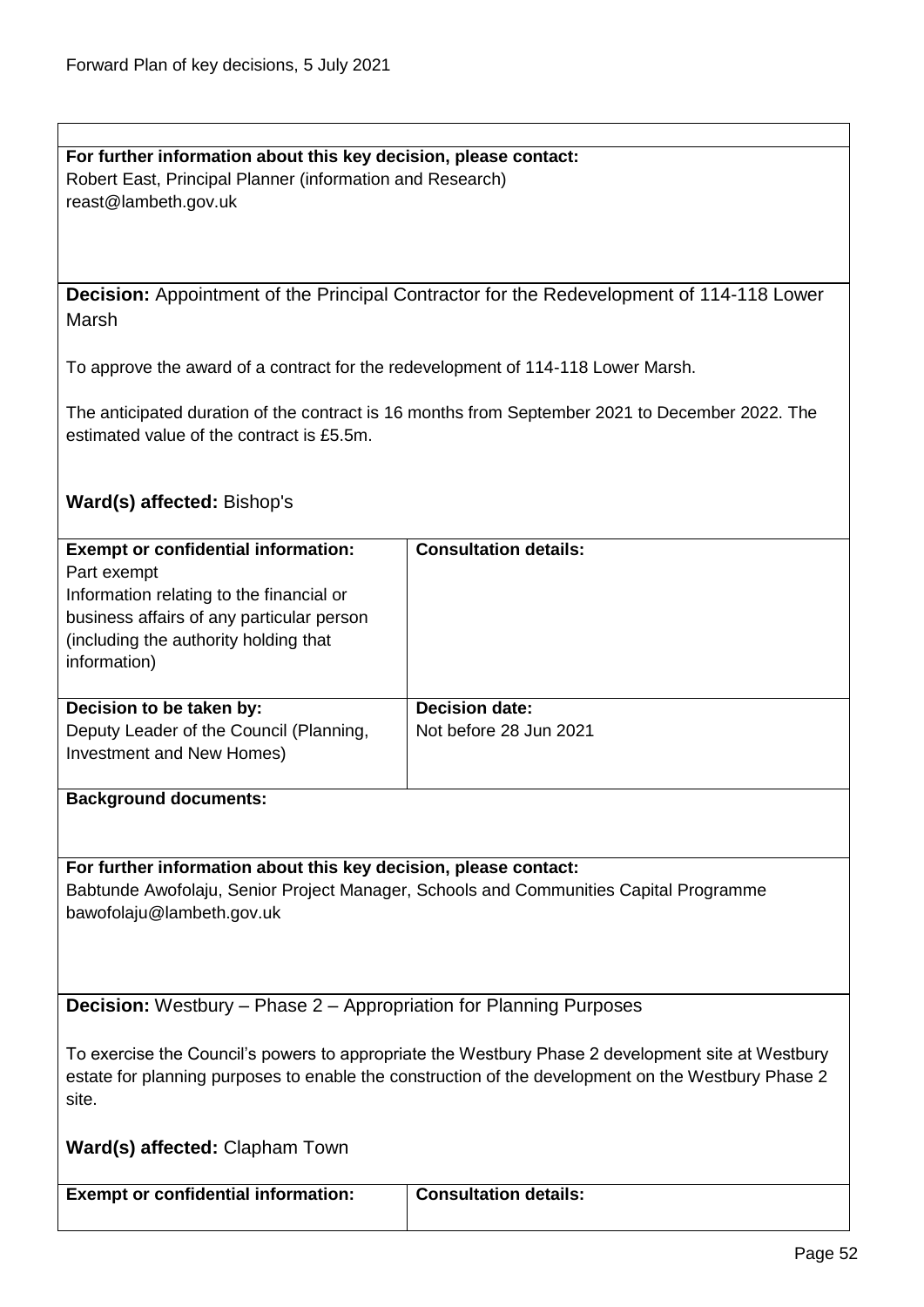**For further information about this key decision, please contact:**
Robert East, Principal Planner (information and Research)
reast@lambeth.gov.uk

**Decision:** Appointment of the Principal Contractor for the Redevelopment of 114-118 Lower Marsh

To approve the award of a contract for the redevelopment of 114-118 Lower Marsh.

The anticipated duration of the contract is 16 months from September 2021 to December 2022. The estimated value of the contract is £5.5m.

**Ward(s) affected:** Bishop's

| **Exempt or confidential information:** | **Consultation details:** |
| --- | --- |
| Part exempt<br>Information relating to the financial or business affairs of any particular person (including the authority holding that information) | |
| **Decision to be taken by:**<br>Deputy Leader of the Council (Planning, Investment and New Homes) | **Decision date:**<br>Not before 28 Jun 2021 |

**Background documents:**

**For further information about this key decision, please contact:**
Babtunde Awofolaju, Senior Project Manager, Schools and Communities Capital Programme
bawofolaju@lambeth.gov.uk

**Decision:** Westbury – Phase 2 – Appropriation for Planning Purposes

To exercise the Council's powers to appropriate the Westbury Phase 2 development site at Westbury estate for planning purposes to enable the construction of the development on the Westbury Phase 2 site.

**Ward(s) affected:** Clapham Town

| **Exempt or confidential information:** | **Consultation details:** |
| --- | --- |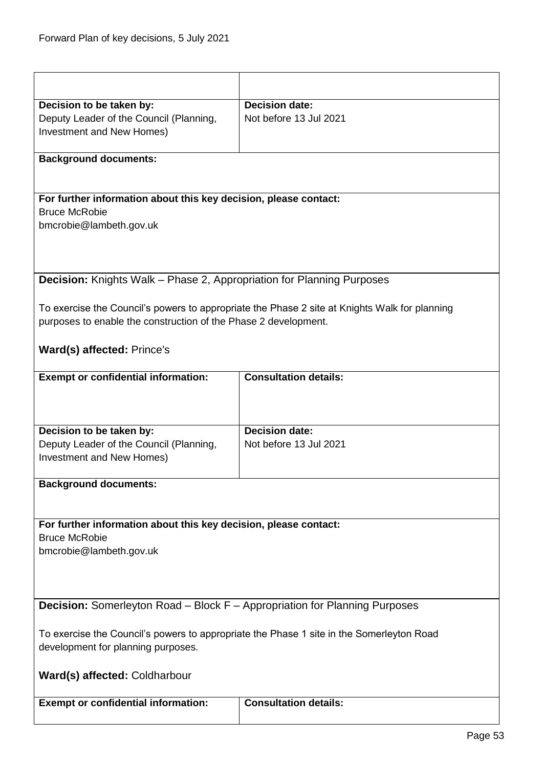| | |
|---|---|
| **Decision to be taken by:**<br>Deputy Leader of the Council (Planning, Investment and New Homes) | **Decision date:**<br>Not before 13 Jul 2021 |

**Background documents:**

**For further information about this key decision, please contact:**
Bruce McRobie
bmcrobie@lambeth.gov.uk

**Decision:** Knights Walk – Phase 2, Appropriation for Planning Purposes

To exercise the Council's powers to appropriate the Phase 2 site at Knights Walk for planning purposes to enable the construction of the Phase 2 development.

**Ward(s) affected:** Prince's

| **Exempt or confidential information:** | **Consultation details:** |
|---|---|
| **Decision to be taken by:**<br>Deputy Leader of the Council (Planning, Investment and New Homes) | **Decision date:**<br>Not before 13 Jul 2021 |

**Background documents:**

**For further information about this key decision, please contact:**
Bruce McRobie
bmcrobie@lambeth.gov.uk

**Decision:** Somerleyton Road – Block F – Appropriation for Planning Purposes

To exercise the Council's powers to appropriate the Phase 1 site in the Somerleyton Road development for planning purposes.

**Ward(s) affected:** Coldharbour

| **Exempt or confidential information:** | **Consultation details:** |
|---|---|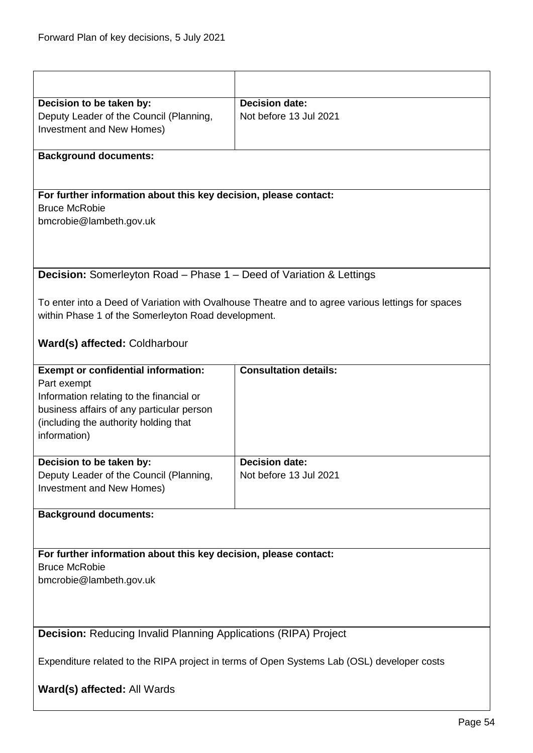| | |
|---|---|
| **Decision to be taken by:**<br>Deputy Leader of the Council (Planning, Investment and New Homes) | **Decision date:**<br>Not before 13 Jul 2021 |

**Background documents:**

**For further information about this key decision, please contact:**
Bruce McRobie
bmcrobie@lambeth.gov.uk

**Decision:** Somerleyton Road – Phase 1 – Deed of Variation & Lettings

To enter into a Deed of Variation with Ovalhouse Theatre and to agree various lettings for spaces within Phase 1 of the Somerleyton Road development.

**Ward(s) affected:** Coldharbour

| | |
|---|---|
| **Exempt or confidential information:**<br>Part exempt<br>Information relating to the financial or business affairs of any particular person (including the authority holding that information) | **Consultation details:** |
| **Decision to be taken by:**<br>Deputy Leader of the Council (Planning, Investment and New Homes) | **Decision date:**<br>Not before 13 Jul 2021 |

**Background documents:**

**For further information about this key decision, please contact:**
Bruce McRobie
bmcrobie@lambeth.gov.uk

**Decision:** Reducing Invalid Planning Applications (RIPA) Project

Expenditure related to the RIPA project in terms of Open Systems Lab (OSL) developer costs

**Ward(s) affected:** All Wards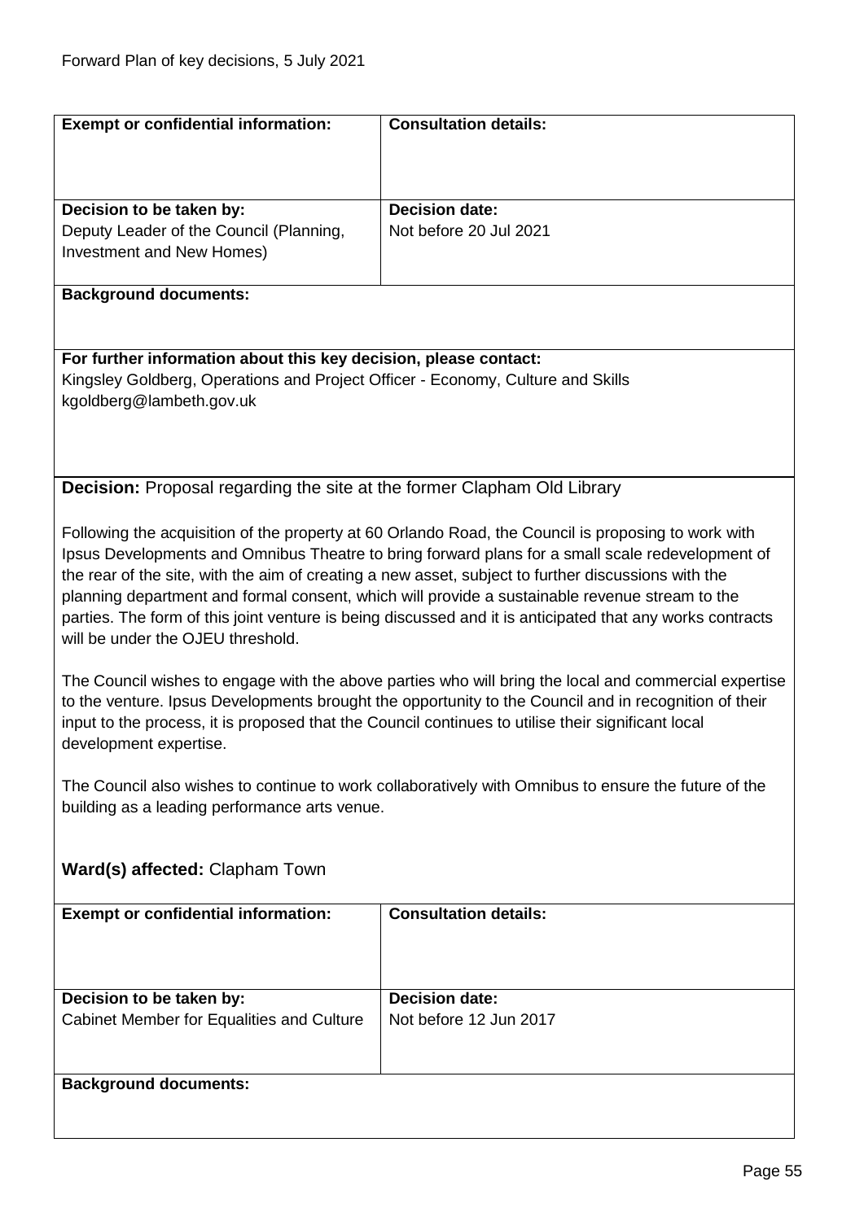| **Exempt or confidential information:** | **Consultation details:** |
| --- | --- |
| **Decision to be taken by:**<br>Deputy Leader of the Council (Planning, Investment and New Homes) | **Decision date:**<br>Not before 20 Jul 2021 |

**Background documents:**

**For further information about this key decision, please contact:**
Kingsley Goldberg, Operations and Project Officer - Economy, Culture and Skills
kgoldberg@lambeth.gov.uk

**Decision:** Proposal regarding the site at the former Clapham Old Library

Following the acquisition of the property at 60 Orlando Road, the Council is proposing to work with Ipsus Developments and Omnibus Theatre to bring forward plans for a small scale redevelopment of the rear of the site, with the aim of creating a new asset, subject to further discussions with the planning department and formal consent, which will provide a sustainable revenue stream to the parties. The form of this joint venture is being discussed and it is anticipated that any works contracts will be under the OJEU threshold.

The Council wishes to engage with the above parties who will bring the local and commercial expertise to the venture. Ipsus Developments brought the opportunity to the Council and in recognition of their input to the process, it is proposed that the Council continues to utilise their significant local development expertise.

The Council also wishes to continue to work collaboratively with Omnibus to ensure the future of the building as a leading performance arts venue.

**Ward(s) affected:** Clapham Town

| **Exempt or confidential information:** | **Consultation details:** |
| --- | --- |
| **Decision to be taken by:**<br>Cabinet Member for Equalities and Culture | **Decision date:**<br>Not before 12 Jun 2017 |

**Background documents:**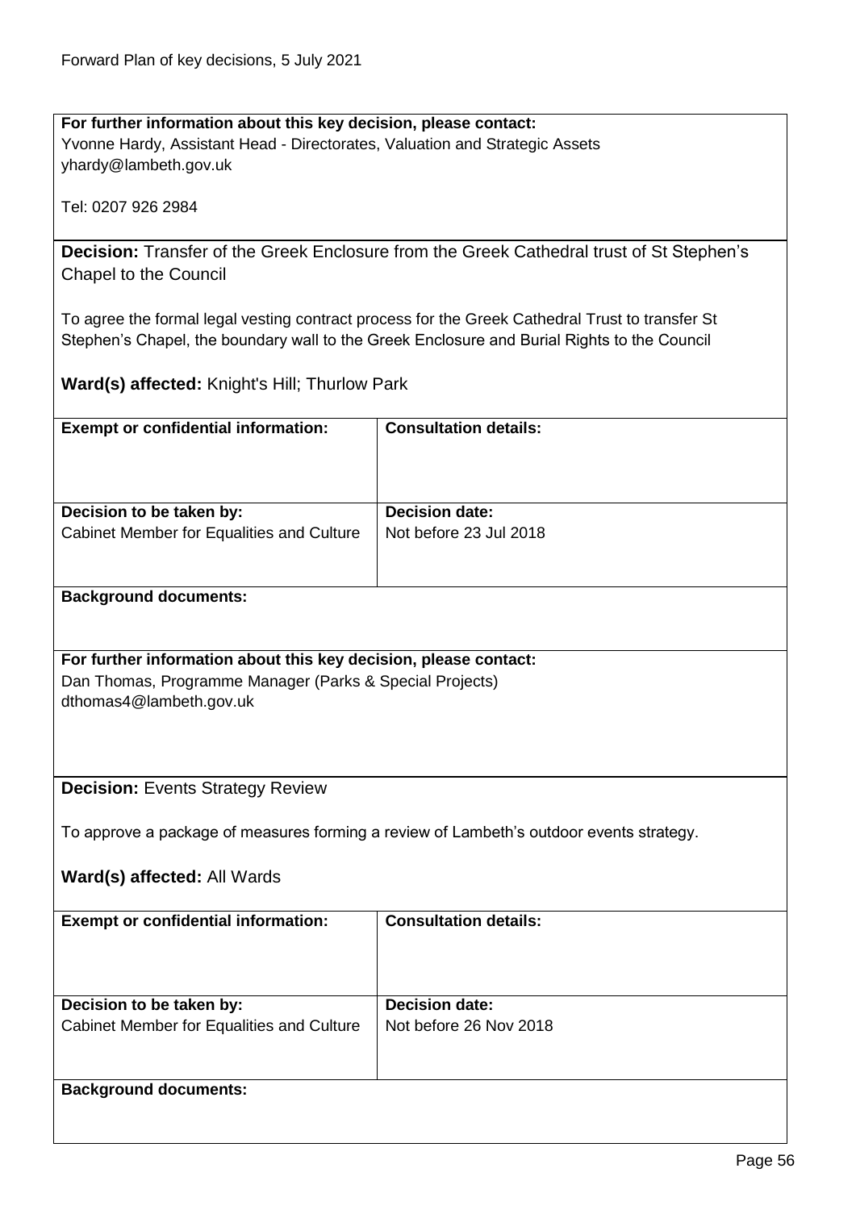**For further information about this key decision, please contact:**
Yvonne Hardy, Assistant Head - Directorates, Valuation and Strategic Assets
yhardy@lambeth.gov.uk

Tel: 0207 926 2984

**Decision:** Transfer of the Greek Enclosure from the Greek Cathedral trust of St Stephen's Chapel to the Council

To agree the formal legal vesting contract process for the Greek Cathedral Trust to transfer St Stephen's Chapel, the boundary wall to the Greek Enclosure and Burial Rights to the Council

**Ward(s) affected:** Knight's Hill; Thurlow Park

| **Exempt or confidential information:** | **Consultation details:** |
|---|---|
| | |
| **Decision to be taken by:** | **Decision date:** |
| Cabinet Member for Equalities and Culture | Not before 23 Jul 2018 |

**Background documents:**

**For further information about this key decision, please contact:**
Dan Thomas, Programme Manager (Parks & Special Projects)
dthomas4@lambeth.gov.uk

**Decision:** Events Strategy Review

To approve a package of measures forming a review of Lambeth's outdoor events strategy.

**Ward(s) affected:** All Wards

| **Exempt or confidential information:** | **Consultation details:** |
|---|---|
| | |
| **Decision to be taken by:** | **Decision date:** |
| Cabinet Member for Equalities and Culture | Not before 26 Nov 2018 |

**Background documents:**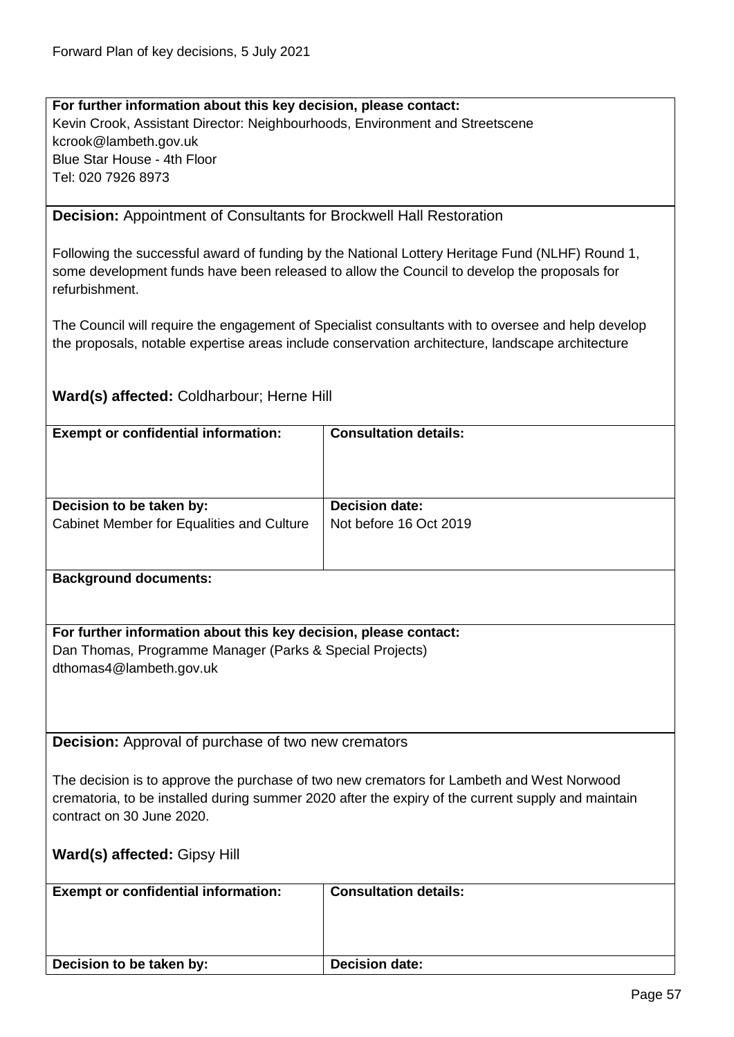**For further information about this key decision, please contact:**
Kevin Crook, Assistant Director: Neighbourhoods, Environment and Streetscene
kcrook@lambeth.gov.uk
Blue Star House - 4th Floor
Tel: 020 7926 8973

**Decision:** Appointment of Consultants for Brockwell Hall Restoration

Following the successful award of funding by the National Lottery Heritage Fund (NLHF) Round 1, some development funds have been released to allow the Council to develop the proposals for refurbishment.

The Council will require the engagement of Specialist consultants with to oversee and help develop the proposals, notable expertise areas include conservation architecture, landscape architecture

**Ward(s) affected:** Coldharbour; Herne Hill

| **Exempt or confidential information:** | **Consultation details:** |
| --- | --- |
| **Decision to be taken by:**<br>Cabinet Member for Equalities and Culture | **Decision date:**<br>Not before 16 Oct 2019 |

**Background documents:**

**For further information about this key decision, please contact:**
Dan Thomas, Programme Manager (Parks & Special Projects)
dthomas4@lambeth.gov.uk

**Decision:** Approval of purchase of two new cremators

The decision is to approve the purchase of two new cremators for Lambeth and West Norwood crematoria, to be installed during summer 2020 after the expiry of the current supply and maintain contract on 30 June 2020.

**Ward(s) affected:** Gipsy Hill

| **Exempt or confidential information:** | **Consultation details:** |
| --- | --- |
| **Decision to be taken by:** | **Decision date:** |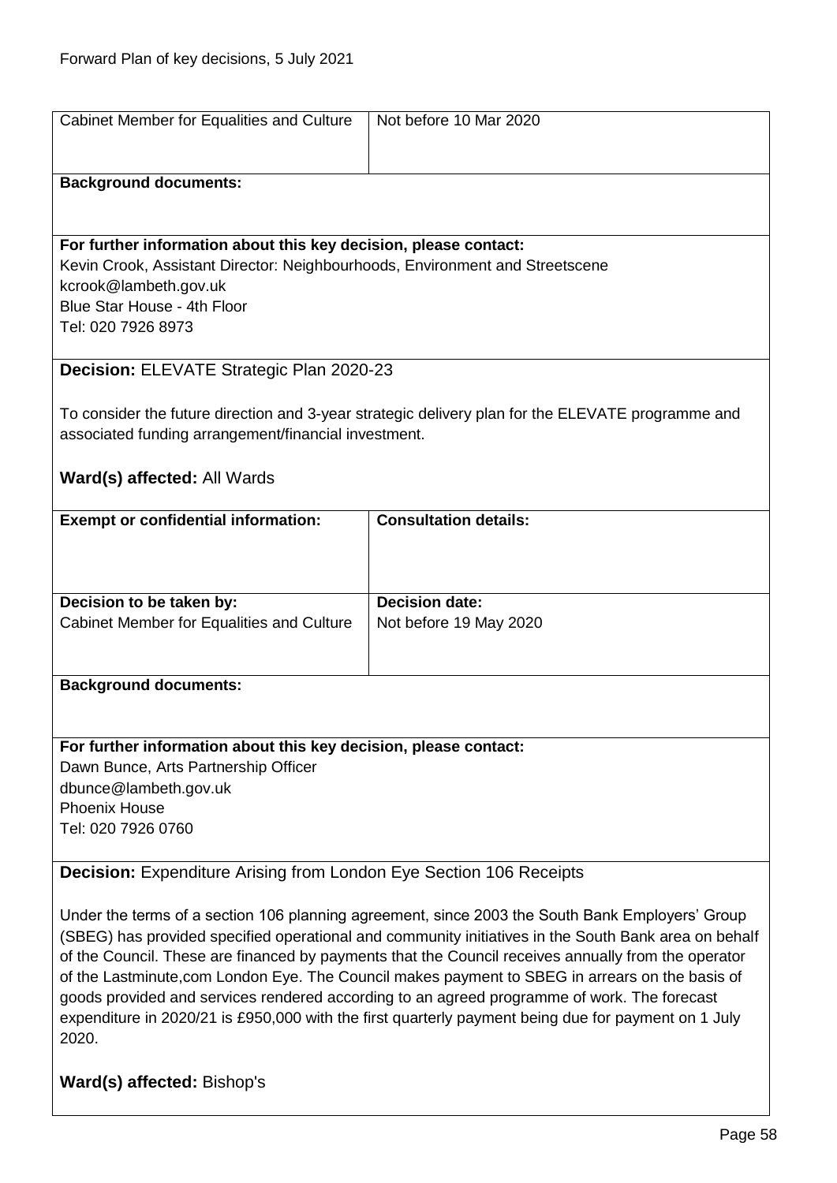| Cabinet Member for Equalities and Culture | Not before 10 Mar 2020 |
|---|---|

**Background documents:**

**For further information about this key decision, please contact:**
Kevin Crook, Assistant Director: Neighbourhoods, Environment and Streetscene
kcrook@lambeth.gov.uk
Blue Star House - 4th Floor
Tel: 020 7926 8973

**Decision:** ELEVATE Strategic Plan 2020-23

To consider the future direction and 3-year strategic delivery plan for the ELEVATE programme and associated funding arrangement/financial investment.

**Ward(s) affected:** All Wards

| **Exempt or confidential information:** | **Consultation details:** |
|---|---|
| **Decision to be taken by:**<br>Cabinet Member for Equalities and Culture | **Decision date:**<br>Not before 19 May 2020 |

**Background documents:**

**For further information about this key decision, please contact:**
Dawn Bunce, Arts Partnership Officer
dbunce@lambeth.gov.uk
Phoenix House
Tel: 020 7926 0760

**Decision:** Expenditure Arising from London Eye Section 106 Receipts

Under the terms of a section 106 planning agreement, since 2003 the South Bank Employers' Group (SBEG) has provided specified operational and community initiatives in the South Bank area on behalf of the Council. These are financed by payments that the Council receives annually from the operator of the Lastminute,com London Eye. The Council makes payment to SBEG in arrears on the basis of goods provided and services rendered according to an agreed programme of work. The forecast expenditure in 2020/21 is £950,000 with the first quarterly payment being due for payment on 1 July 2020.

**Ward(s) affected:** Bishop's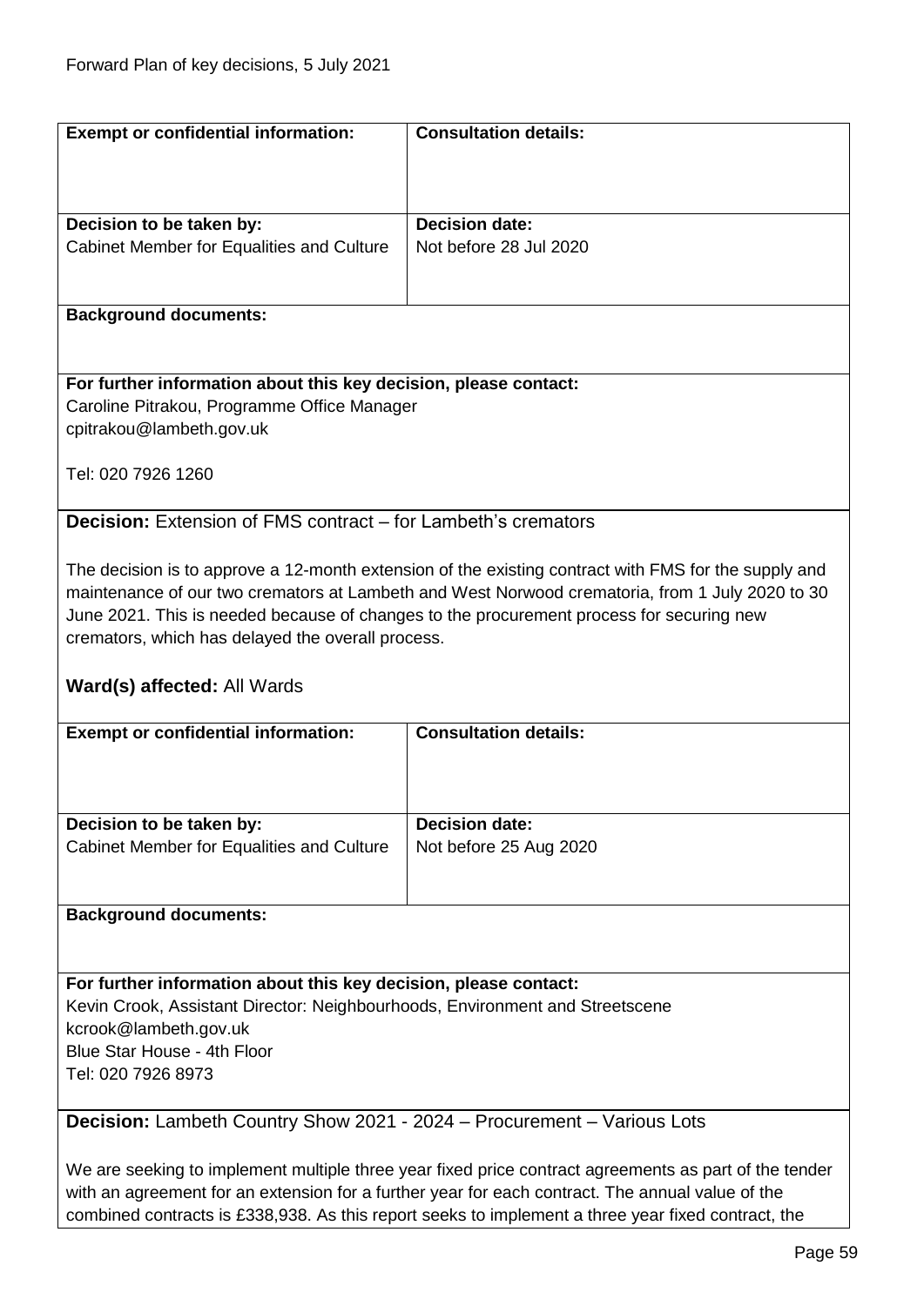| **Exempt or confidential information:** | **Consultation details:** |
|---|---|
| **Decision to be taken by:**<br>Cabinet Member for Equalities and Culture | **Decision date:**<br>Not before 28 Jul 2020 |

**Background documents:**

**For further information about this key decision, please contact:**
Caroline Pitrakou, Programme Office Manager
cpitrakou@lambeth.gov.uk

Tel: 020 7926 1260

**Decision:** Extension of FMS contract – for Lambeth's cremators

The decision is to approve a 12-month extension of the existing contract with FMS for the supply and maintenance of our two cremators at Lambeth and West Norwood crematoria, from 1 July 2020 to 30 June 2021. This is needed because of changes to the procurement process for securing new cremators, which has delayed the overall process.

**Ward(s) affected:** All Wards

| **Exempt or confidential information:** | **Consultation details:** |
|---|---|
| **Decision to be taken by:**<br>Cabinet Member for Equalities and Culture | **Decision date:**<br>Not before 25 Aug 2020 |

**Background documents:**

**For further information about this key decision, please contact:**
Kevin Crook, Assistant Director: Neighbourhoods, Environment and Streetscene
kcrook@lambeth.gov.uk
Blue Star House - 4th Floor
Tel: 020 7926 8973

**Decision:** Lambeth Country Show 2021 - 2024 – Procurement – Various Lots

We are seeking to implement multiple three year fixed price contract agreements as part of the tender with an agreement for an extension for a further year for each contract. The annual value of the combined contracts is £338,938. As this report seeks to implement a three year fixed contract, the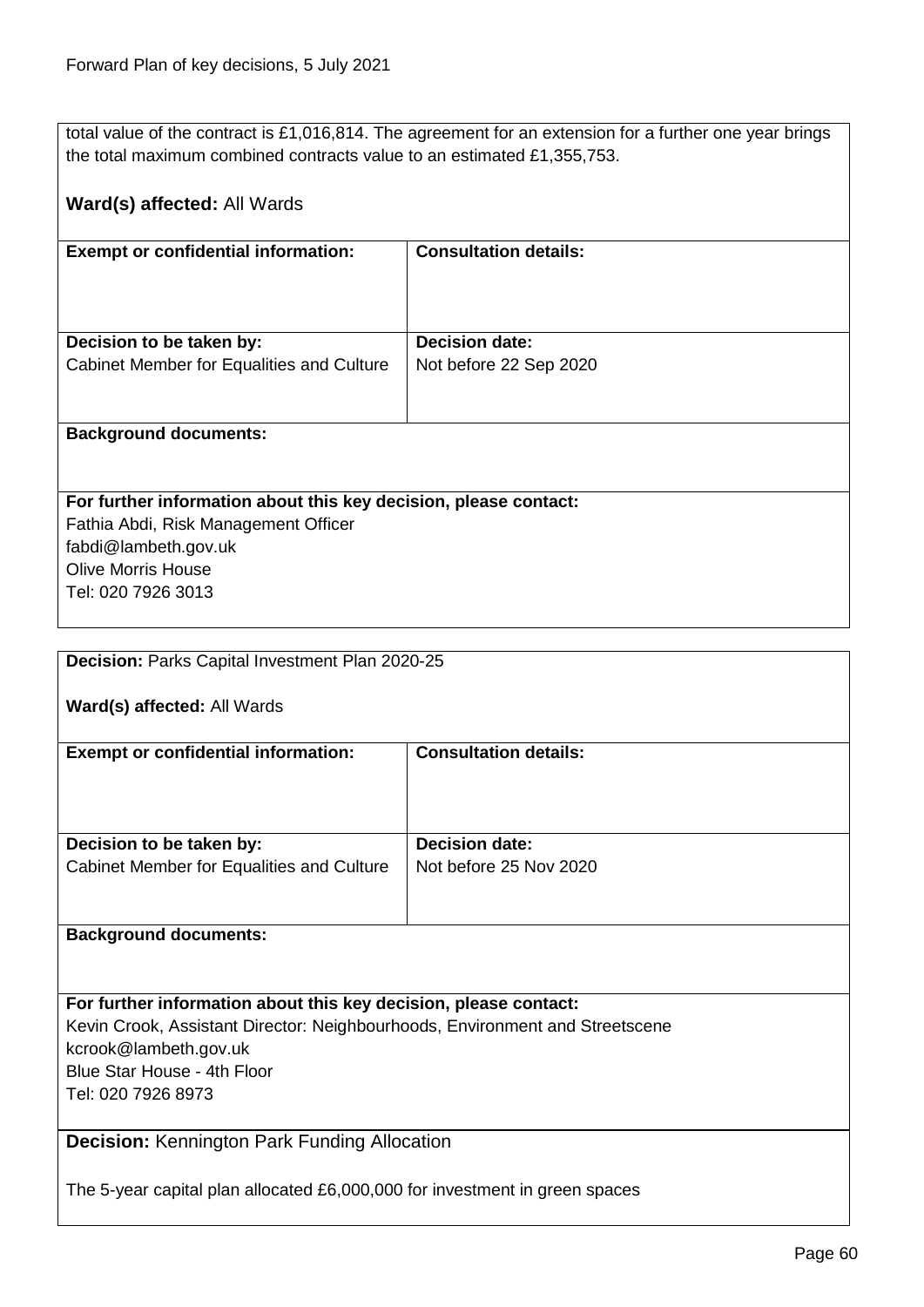total value of the contract is £1,016,814. The agreement for an extension for a further one year brings the total maximum combined contracts value to an estimated £1,355,753.

**Ward(s) affected:** All Wards

| **Exempt or confidential information:** | **Consultation details:** |
| --- | --- |
| **Decision to be taken by:**<br>Cabinet Member for Equalities and Culture | **Decision date:**<br>Not before 22 Sep 2020 |

**Background documents:**

**For further information about this key decision, please contact:**
Fathia Abdi, Risk Management Officer
fabdi@lambeth.gov.uk
Olive Morris House
Tel: 020 7926 3013

---

**Decision:** Parks Capital Investment Plan 2020-25

**Ward(s) affected:** All Wards

| **Exempt or confidential information:** | **Consultation details:** |
| --- | --- |
| **Decision to be taken by:**<br>Cabinet Member for Equalities and Culture | **Decision date:**<br>Not before 25 Nov 2020 |

**Background documents:**

**For further information about this key decision, please contact:**
Kevin Crook, Assistant Director: Neighbourhoods, Environment and Streetscene
kcrook@lambeth.gov.uk
Blue Star House - 4th Floor
Tel: 020 7926 8973

---

**Decision:** Kennington Park Funding Allocation

The 5-year capital plan allocated £6,000,000 for investment in green spaces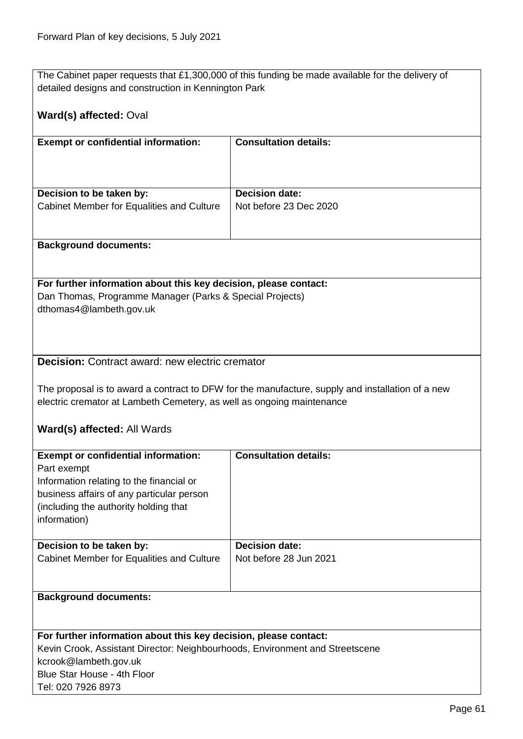The Cabinet paper requests that £1,300,000 of this funding be made available for the delivery of detailed designs and construction in Kennington Park

**Ward(s) affected:** Oval

| **Exempt or confidential information:** | **Consultation details:** |
|---|---|
| | |
| **Decision to be taken by:**<br>Cabinet Member for Equalities and Culture | **Decision date:**<br>Not before 23 Dec 2020 |

**Background documents:**

**For further information about this key decision, please contact:**
Dan Thomas, Programme Manager (Parks & Special Projects)
dthomas4@lambeth.gov.uk

**Decision:** Contract award: new electric cremator

The proposal is to award a contract to DFW for the manufacture, supply and installation of a new electric cremator at Lambeth Cemetery, as well as ongoing maintenance

**Ward(s) affected:** All Wards

| **Exempt or confidential information:** | **Consultation details:** |
|---|---|
| Part exempt<br>Information relating to the financial or business affairs of any particular person (including the authority holding that information) | |
| **Decision to be taken by:**<br>Cabinet Member for Equalities and Culture | **Decision date:**<br>Not before 28 Jun 2021 |

**Background documents:**

**For further information about this key decision, please contact:**
Kevin Crook, Assistant Director: Neighbourhoods, Environment and Streetscene
kcrook@lambeth.gov.uk
Blue Star House - 4th Floor
Tel: 020 7926 8973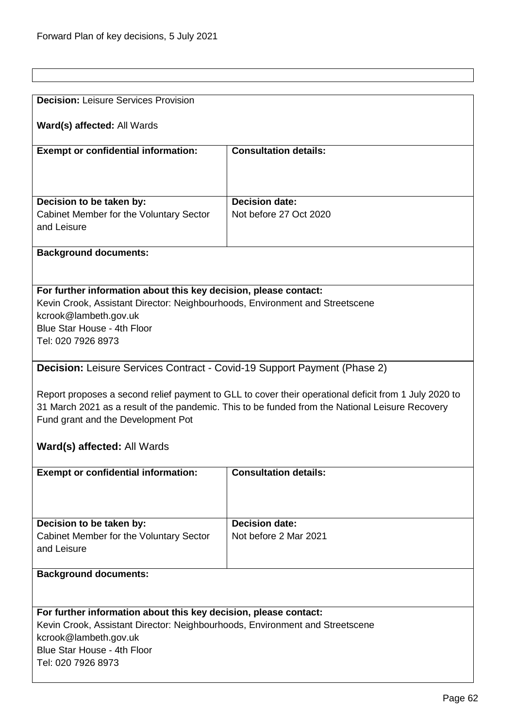**Decision:** Leisure Services Provision

**Ward(s) affected:** All Wards

| **Exempt or confidential information:** | **Consultation details:** |
| --- | --- |
| | |
| **Decision to be taken by:** Cabinet Member for the Voluntary Sector and Leisure | **Decision date:** Not before 27 Oct 2020 |

**Background documents:**

**For further information about this key decision, please contact:**
Kevin Crook, Assistant Director: Neighbourhoods, Environment and Streetscene
kcrook@lambeth.gov.uk
Blue Star House - 4th Floor
Tel: 020 7926 8973

**Decision:** Leisure Services Contract - Covid-19 Support Payment (Phase 2)

Report proposes a second relief payment to GLL to cover their operational deficit from 1 July 2020 to 31 March 2021 as a result of the pandemic. This to be funded from the National Leisure Recovery Fund grant and the Development Pot

**Ward(s) affected:** All Wards

| **Exempt or confidential information:** | **Consultation details:** |
| --- | --- |
| | |
| **Decision to be taken by:** Cabinet Member for the Voluntary Sector and Leisure | **Decision date:** Not before 2 Mar 2021 |

**Background documents:**

**For further information about this key decision, please contact:**
Kevin Crook, Assistant Director: Neighbourhoods, Environment and Streetscene
kcrook@lambeth.gov.uk
Blue Star House - 4th Floor
Tel: 020 7926 8973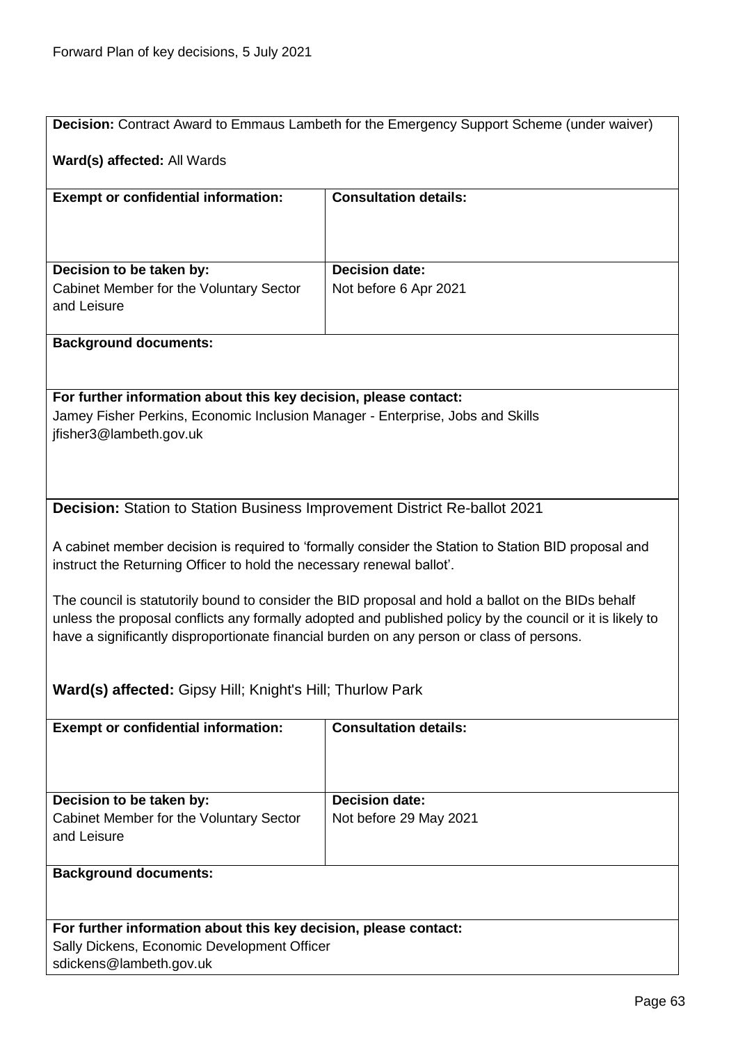**Decision:** Contract Award to Emmaus Lambeth for the Emergency Support Scheme (under waiver)

**Ward(s) affected:** All Wards

| **Exempt or confidential information:** | **Consultation details:** |
| --- | --- |
| | |

| **Decision to be taken by:** | **Decision date:** |
| --- | --- |
| Cabinet Member for the Voluntary Sector and Leisure | Not before 6 Apr 2021 |

**Background documents:**

**For further information about this key decision, please contact:**
Jamey Fisher Perkins, Economic Inclusion Manager - Enterprise, Jobs and Skills
jfisher3@lambeth.gov.uk

**Decision:** Station to Station Business Improvement District Re-ballot 2021

A cabinet member decision is required to 'formally consider the Station to Station BID proposal and instruct the Returning Officer to hold the necessary renewal ballot'.

The council is statutorily bound to consider the BID proposal and hold a ballot on the BIDs behalf unless the proposal conflicts any formally adopted and published policy by the council or it is likely to have a significantly disproportionate financial burden on any person or class of persons.

**Ward(s) affected:** Gipsy Hill; Knight's Hill; Thurlow Park

| **Exempt or confidential information:** | **Consultation details:** |
| --- | --- |
| | |

| **Decision to be taken by:** | **Decision date:** |
| --- | --- |
| Cabinet Member for the Voluntary Sector and Leisure | Not before 29 May 2021 |

**Background documents:**

**For further information about this key decision, please contact:**
Sally Dickens, Economic Development Officer
sdickens@lambeth.gov.uk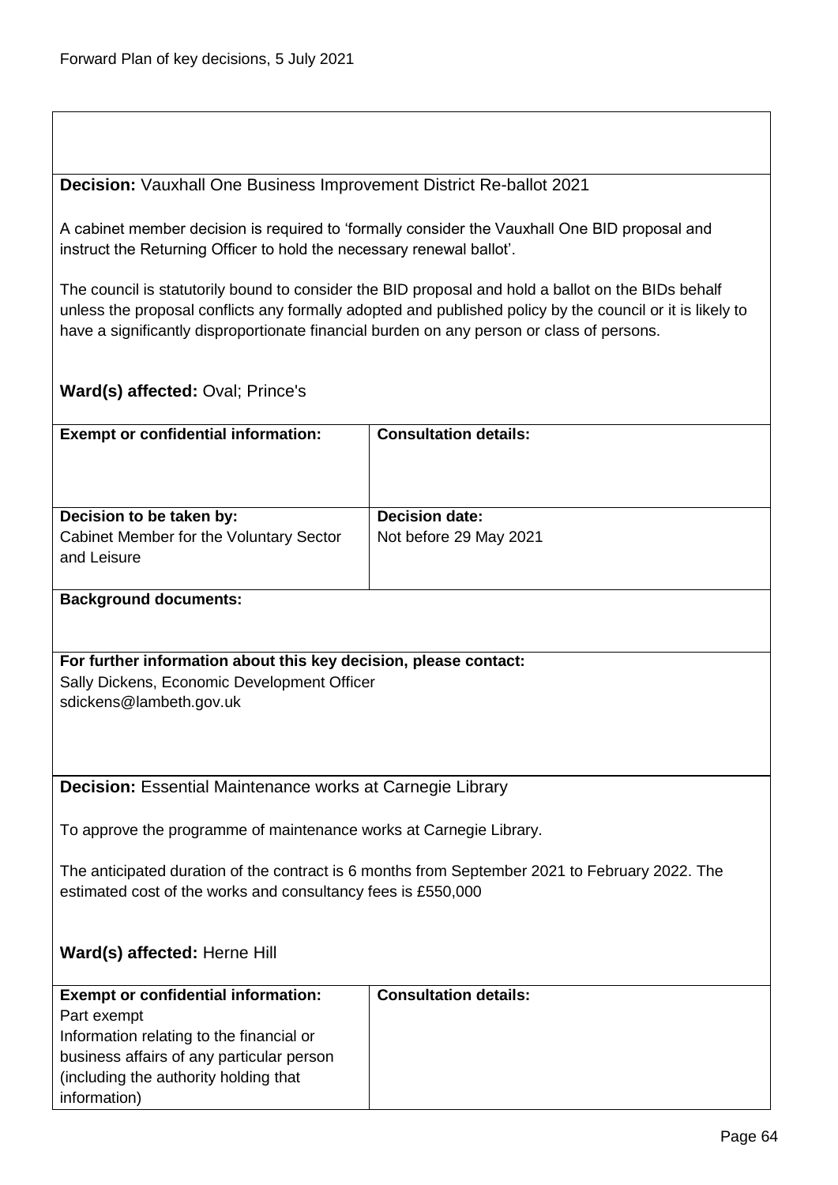**Decision:** Vauxhall One Business Improvement District Re-ballot 2021

A cabinet member decision is required to 'formally consider the Vauxhall One BID proposal and instruct the Returning Officer to hold the necessary renewal ballot'.

The council is statutorily bound to consider the BID proposal and hold a ballot on the BIDs behalf unless the proposal conflicts any formally adopted and published policy by the council or it is likely to have a significantly disproportionate financial burden on any person or class of persons.

**Ward(s) affected:** Oval; Prince's

| **Exempt or confidential information:** | **Consultation details:** |
|---|---|
| **Decision to be taken by:** Cabinet Member for the Voluntary Sector and Leisure | **Decision date:** Not before 29 May 2021 |

**Background documents:**

**For further information about this key decision, please contact:**
Sally Dickens, Economic Development Officer
sdickens@lambeth.gov.uk

**Decision:** Essential Maintenance works at Carnegie Library

To approve the programme of maintenance works at Carnegie Library.

The anticipated duration of the contract is 6 months from September 2021 to February 2022. The estimated cost of the works and consultancy fees is £550,000

**Ward(s) affected:** Herne Hill

| **Exempt or confidential information:** | **Consultation details:** |
|---|---|
| Part exempt<br>Information relating to the financial or business affairs of any particular person (including the authority holding that information) | |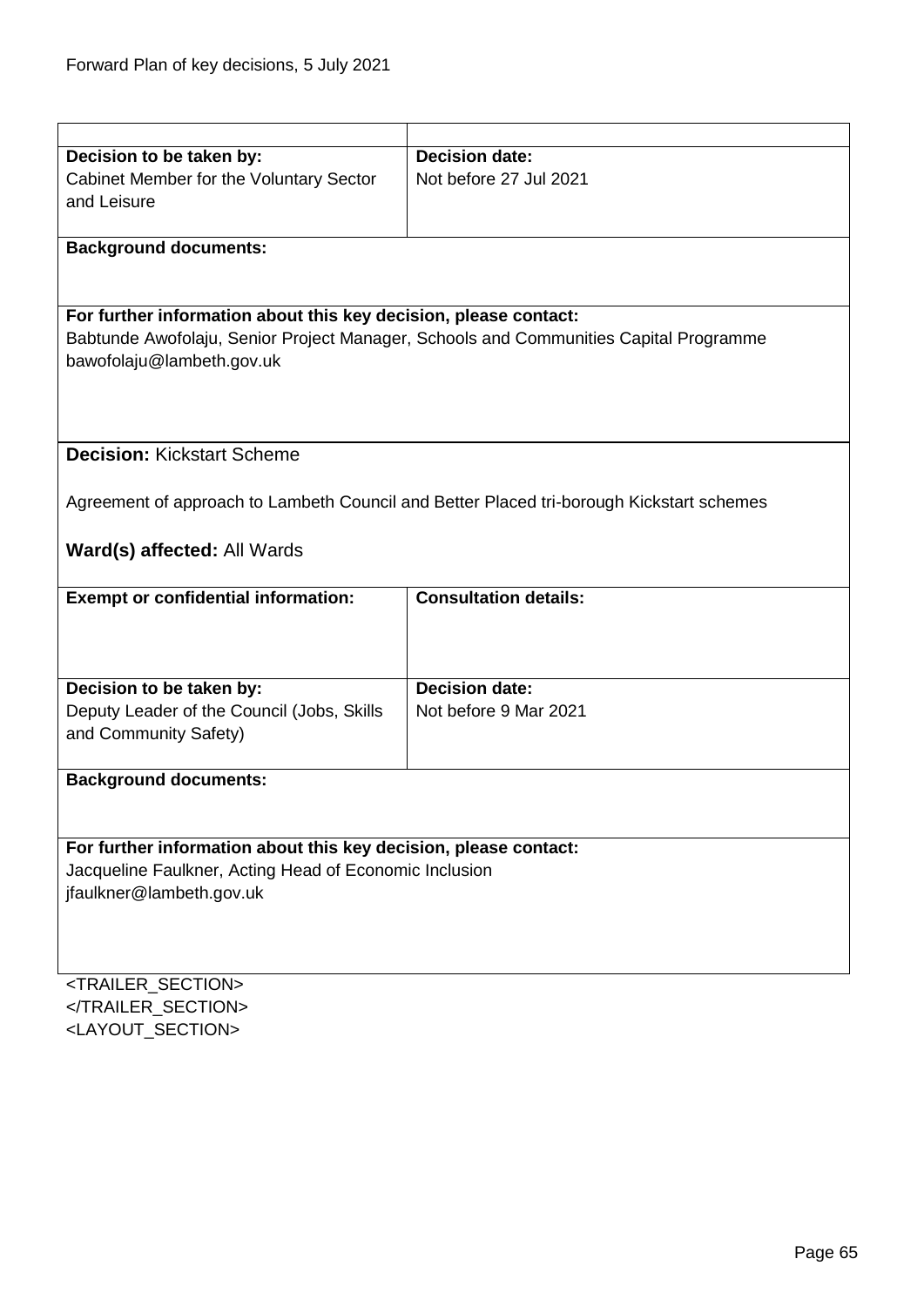| | |
|---|---|
| **Decision to be taken by:**<br>Cabinet Member for the Voluntary Sector and Leisure | **Decision date:**<br>Not before 27 Jul 2021 |

**Background documents:**

**For further information about this key decision, please contact:**
Babtunde Awofolaju, Senior Project Manager, Schools and Communities Capital Programme
bawofolaju@lambeth.gov.uk

**Decision:** Kickstart Scheme

Agreement of approach to Lambeth Council and Better Placed tri-borough Kickstart schemes

**Ward(s) affected:** All Wards

| **Exempt or confidential information:** | **Consultation details:** |
|---|---|
| | |
| **Decision to be taken by:**<br>Deputy Leader of the Council (Jobs, Skills and Community Safety) | **Decision date:**<br>Not before 9 Mar 2021 |

**Background documents:**

**For further information about this key decision, please contact:**
Jacqueline Faulkner, Acting Head of Economic Inclusion
jfaulkner@lambeth.gov.uk

<TRAILER_SECTION>
</TRAILER_SECTION>
<LAYOUT_SECTION>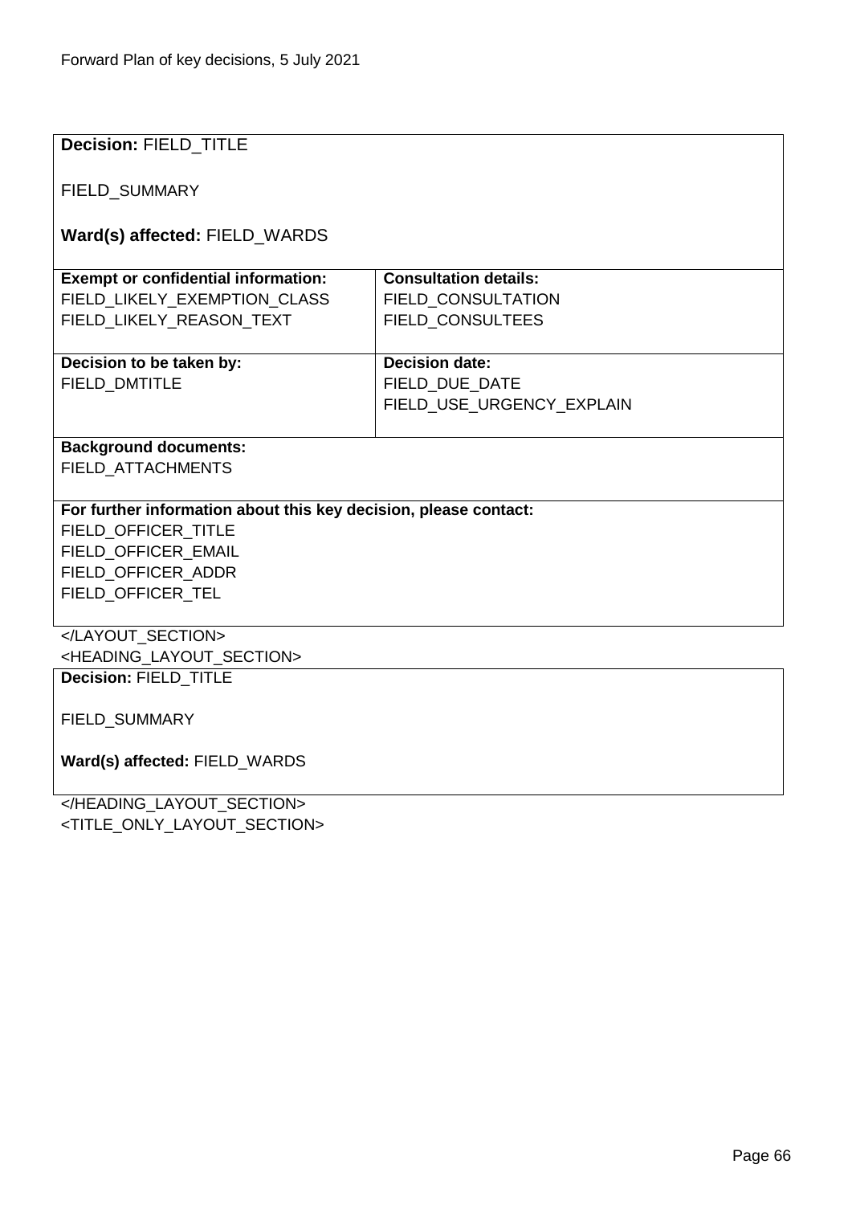**Decision:** FIELD_TITLE

FIELD_SUMMARY

**Ward(s) affected:** FIELD_WARDS

| **Exempt or confidential information:** | **Consultation details:** |
|---|---|
| FIELD_LIKELY_EXEMPTION_CLASS<br>FIELD_LIKELY_REASON_TEXT | FIELD_CONSULTATION<br>FIELD_CONSULTEES |
| **Decision to be taken by:**<br>FIELD_DMTITLE | **Decision date:**<br>FIELD_DUE_DATE<br>FIELD_USE_URGENCY_EXPLAIN |

**Background documents:**
FIELD_ATTACHMENTS

**For further information about this key decision, please contact:**
FIELD_OFFICER_TITLE
FIELD_OFFICER_EMAIL
FIELD_OFFICER_ADDR
FIELD_OFFICER_TEL

</LAYOUT_SECTION>
<HEADING_LAYOUT_SECTION>

**Decision:** FIELD_TITLE

FIELD_SUMMARY

**Ward(s) affected:** FIELD_WARDS

</HEADING_LAYOUT_SECTION>
<TITLE_ONLY_LAYOUT_SECTION>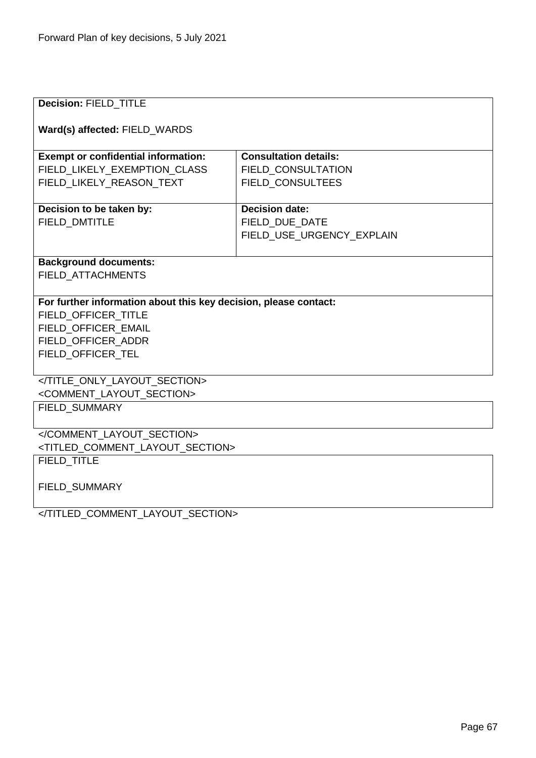Forward Plan of key decisions, 5 July 2021

| | |
|---|---|
| **Decision:** FIELD_TITLE<br><br>**Ward(s) affected:** FIELD_WARDS | |
| **Exempt or confidential information:**<br>FIELD_LIKELY_EXEMPTION_CLASS<br>FIELD_LIKELY_REASON_TEXT | **Consultation details:**<br>FIELD_CONSULTATION<br>FIELD_CONSULTEES |
| **Decision to be taken by:**<br>FIELD_DMTITLE | **Decision date:**<br>FIELD_DUE_DATE<br>FIELD_USE_URGENCY_EXPLAIN |
| **Background documents:**<br>FIELD_ATTACHMENTS | |
| **For further information about this key decision, please contact:**<br>FIELD_OFFICER_TITLE<br>FIELD_OFFICER_EMAIL<br>FIELD_OFFICER_ADDR<br>FIELD_OFFICER_TEL | |

</TITLE_ONLY_LAYOUT_SECTION>
<COMMENT_LAYOUT_SECTION>

| |
|---|
| FIELD_SUMMARY |

</COMMENT_LAYOUT_SECTION>
<TITLED_COMMENT_LAYOUT_SECTION>

| |
|---|
| FIELD_TITLE<br><br>FIELD_SUMMARY |

</TITLED_COMMENT_LAYOUT_SECTION>